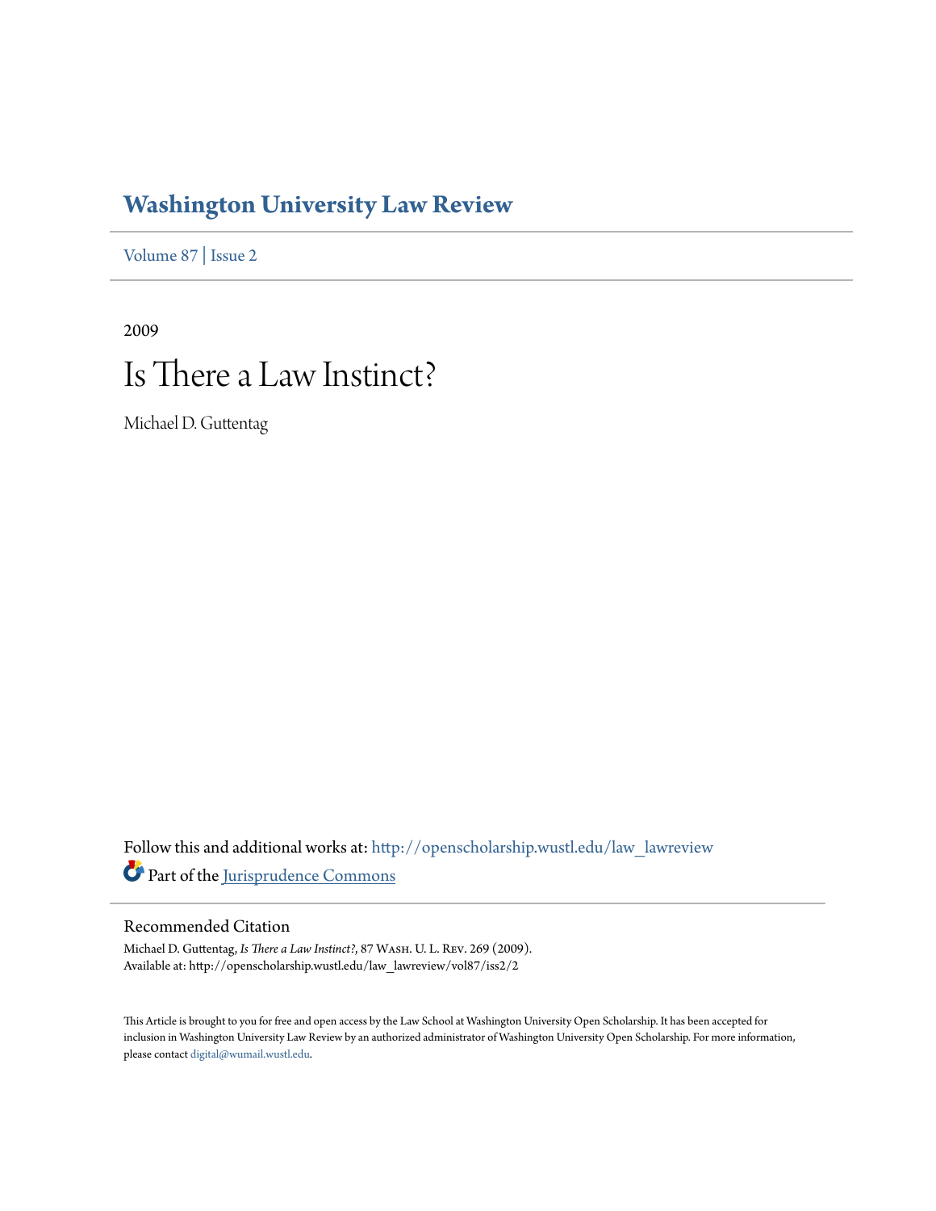# Washington University Law Review

Volume 87 | Issue 2

2009

## Is There a Law Instinct?

Michael D. Guttentag

Follow this and additional works at: http://openscholarship.wustl.edu/law_lawreview

Part of the Jurisprudence Commons

### Recommended Citation

Michael D. Guttentag, *Is There a Law Instinct?*, 87 Wash. U. L. Rev. 269 (2009).
Available at: http://openscholarship.wustl.edu/law_lawreview/vol87/iss2/2

This Article is brought to you for free and open access by the Law School at Washington University Open Scholarship. It has been accepted for inclusion in Washington University Law Review by an authorized administrator of Washington University Open Scholarship. For more information, please contact digital@wumail.wustl.edu.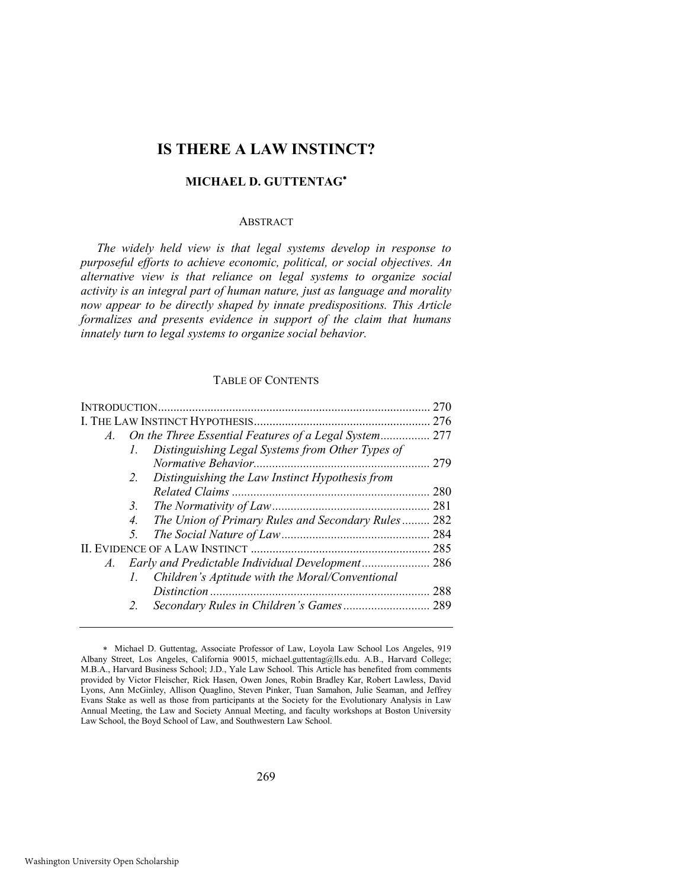# IS THERE A LAW INSTINCT?

## MICHAEL D. GUTTENTAG[∗]

### ABSTRACT

*The widely held view is that legal systems develop in response to purposeful efforts to achieve economic, political, or social objectives. An alternative view is that reliance on legal systems to organize social activity is an integral part of human nature, just as language and morality now appear to be directly shaped by innate predispositions. This Article formalizes and presents evidence in support of the claim that humans innately turn to legal systems to organize social behavior.*

### TABLE OF CONTENTS

INTRODUCTION ........ 270

I. THE LAW INSTINCT HYPOTHESIS ........ 276

- A. *On the Three Essential Features of a Legal System* ........ 277
  - 1. *Distinguishing Legal Systems from Other Types of Normative Behavior* ........ 279
  - 2. *Distinguishing the Law Instinct Hypothesis from Related Claims* ........ 280
  - 3. *The Normativity of Law* ........ 281
  - 4. *The Union of Primary Rules and Secondary Rules* ........ 282
  - 5. *The Social Nature of Law* ........ 284

II. EVIDENCE OF A LAW INSTINCT ........ 285

- A. *Early and Predictable Individual Development* ........ 286
  - 1. *Children's Aptitude with the Moral/Conventional Distinction* ........ 288
  - 2. *Secondary Rules in Children's Games* ........ 289

---

∗ Michael D. Guttentag, Associate Professor of Law, Loyola Law School Los Angeles, 919 Albany Street, Los Angeles, California 90015, michael.guttentag@lls.edu. A.B., Harvard College; M.B.A., Harvard Business School; J.D., Yale Law School. This Article has benefited from comments provided by Victor Fleischer, Rick Hasen, Owen Jones, Robin Bradley Kar, Robert Lawless, David Lyons, Ann McGinley, Allison Quaglino, Steven Pinker, Tuan Samahon, Julie Seaman, and Jeffrey Evans Stake as well as those from participants at the Society for the Evolutionary Analysis in Law Annual Meeting, the Law and Society Annual Meeting, and faculty workshops at Boston University Law School, the Boyd School of Law, and Southwestern Law School.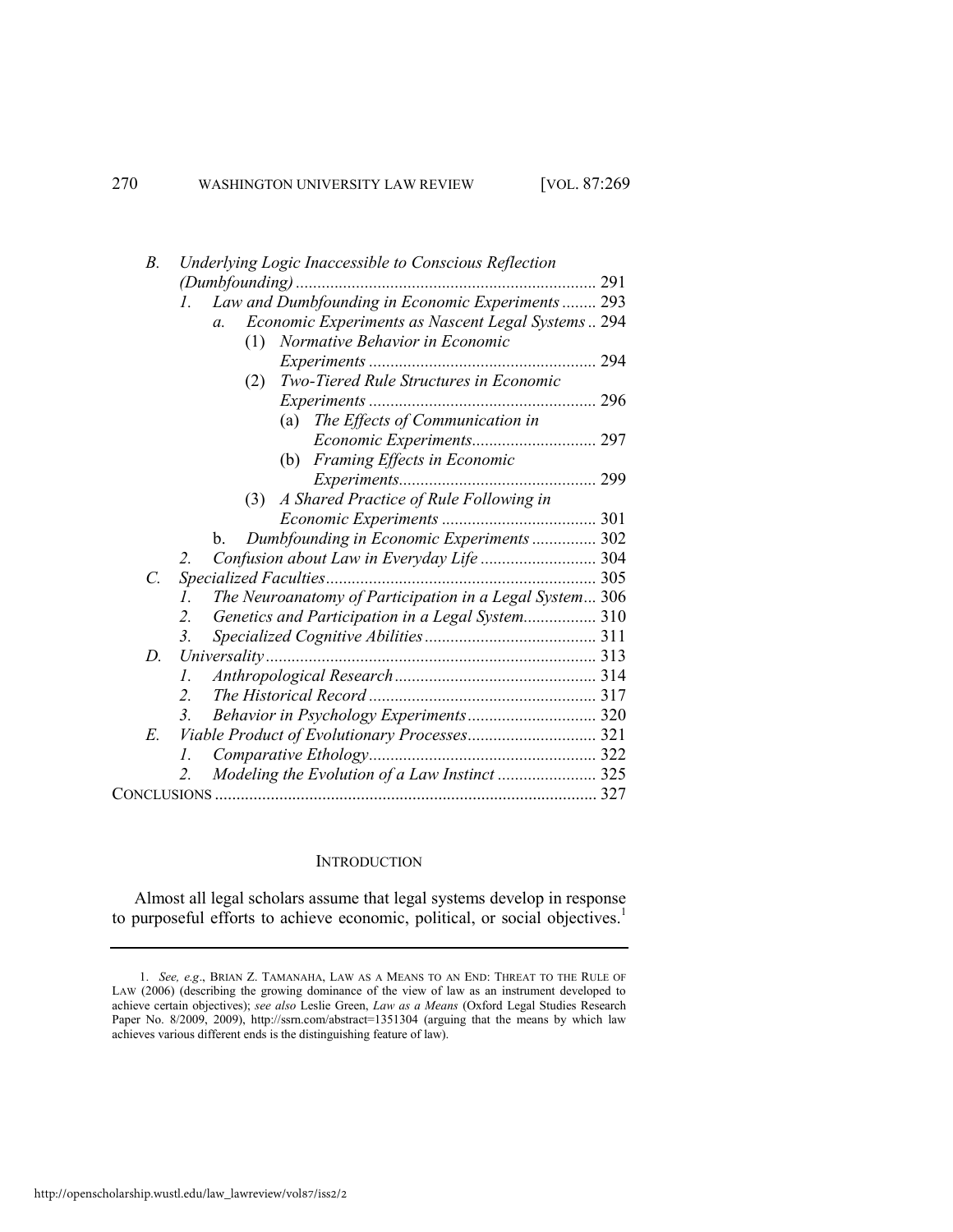- *B.* *Underlying Logic Inaccessible to Conscious Reflection (Dumbfounding)* ...... 291
  - *1.* *Law and Dumbfounding in Economic Experiments* ...... 293
    - *a.* *Economic Experiments as Nascent Legal Systems* .. 294
      - (1) *Normative Behavior in Economic Experiments* ...... 294
      - (2) *Two-Tiered Rule Structures in Economic Experiments* ...... 296
        - (a) *The Effects of Communication in Economic Experiments* ...... 297
        - (b) *Framing Effects in Economic Experiments* ...... 299
      - (3) *A Shared Practice of Rule Following in Economic Experiments* ...... 301
    - b. *Dumbfounding in Economic Experiments* ...... 302
  - *2.* *Confusion about Law in Everyday Life* ...... 304
- *C.* *Specialized Faculties* ...... 305
  - *1.* *The Neuroanatomy of Participation in a Legal System* ... 306
  - *2.* *Genetics and Participation in a Legal System* ...... 310
  - *3.* *Specialized Cognitive Abilities* ...... 311
- *D.* *Universality* ...... 313
  - *1.* *Anthropological Research* ...... 314
  - *2.* *The Historical Record* ...... 317
  - *3.* *Behavior in Psychology Experiments* ...... 320
- *E.* *Viable Product of Evolutionary Processes* ...... 321
  - *1.* *Comparative Ethology* ...... 322
  - *2.* *Modeling the Evolution of a Law Instinct* ...... 325

CONCLUSIONS ...... 327

## INTRODUCTION

Almost all legal scholars assume that legal systems develop in response to purposeful efforts to achieve economic, political, or social objectives.[1]

---

1. *See, e.g.*, BRIAN Z. TAMANAHA, LAW AS A MEANS TO AN END: THREAT TO THE RULE OF LAW (2006) (describing the growing dominance of the view of law as an instrument developed to achieve certain objectives); *see also* Leslie Green, *Law as a Means* (Oxford Legal Studies Research Paper No. 8/2009, 2009), http://ssrn.com/abstract=1351304 (arguing that the means by which law achieves various different ends is the distinguishing feature of law).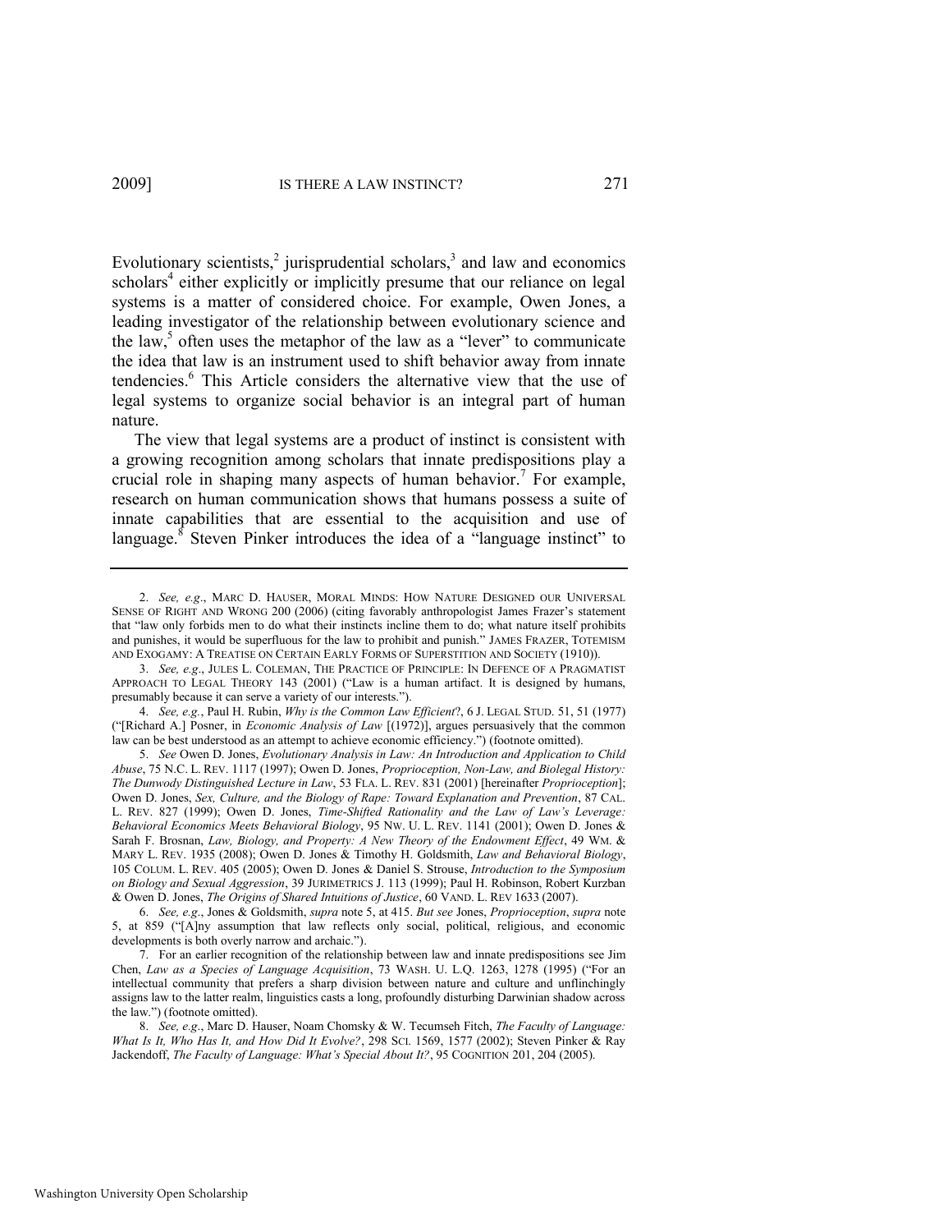Evolutionary scientists,[2] jurisprudential scholars,[3] and law and economics scholars[4] either explicitly or implicitly presume that our reliance on legal systems is a matter of considered choice. For example, Owen Jones, a leading investigator of the relationship between evolutionary science and the law,[5] often uses the metaphor of the law as a "lever" to communicate the idea that law is an instrument used to shift behavior away from innate tendencies.[6] This Article considers the alternative view that the use of legal systems to organize social behavior is an integral part of human nature.

The view that legal systems are a product of instinct is consistent with a growing recognition among scholars that innate predispositions play a crucial role in shaping many aspects of human behavior.[7] For example, research on human communication shows that humans possess a suite of innate capabilities that are essential to the acquisition and use of language.[8] Steven Pinker introduces the idea of a "language instinct" to

---

2. *See, e.g.*, MARC D. HAUSER, MORAL MINDS: HOW NATURE DESIGNED OUR UNIVERSAL SENSE OF RIGHT AND WRONG 200 (2006) (citing favorably anthropologist James Frazer's statement that "law only forbids men to do what their instincts incline them to do; what nature itself prohibits and punishes, it would be superfluous for the law to prohibit and punish." JAMES FRAZER, TOTEMISM AND EXOGAMY: A TREATISE ON CERTAIN EARLY FORMS OF SUPERSTITION AND SOCIETY (1910)).

3. *See, e.g.*, JULES L. COLEMAN, THE PRACTICE OF PRINCIPLE: IN DEFENCE OF A PRAGMATIST APPROACH TO LEGAL THEORY 143 (2001) ("Law is a human artifact. It is designed by humans, presumably because it can serve a variety of our interests.").

4. *See, e.g.*, Paul H. Rubin, *Why is the Common Law Efficient*?, 6 J. LEGAL STUD. 51, 51 (1977) ("[Richard A.] Posner, in *Economic Analysis of Law* [(1972)], argues persuasively that the common law can be best understood as an attempt to achieve economic efficiency.") (footnote omitted).

5. *See* Owen D. Jones, *Evolutionary Analysis in Law: An Introduction and Application to Child Abuse*, 75 N.C. L. REV. 1117 (1997); Owen D. Jones, *Proprioception, Non-Law, and Biolegal History: The Dunwody Distinguished Lecture in Law*, 53 FLA. L. REV. 831 (2001) [hereinafter *Proprioception*]; Owen D. Jones, *Sex, Culture, and the Biology of Rape: Toward Explanation and Prevention*, 87 CAL. L. REV. 827 (1999); Owen D. Jones, *Time-Shifted Rationality and the Law of Law's Leverage: Behavioral Economics Meets Behavioral Biology*, 95 NW. U. L. REV. 1141 (2001); Owen D. Jones & Sarah F. Brosnan, *Law, Biology, and Property: A New Theory of the Endowment Effect*, 49 WM. & MARY L. REV. 1935 (2008); Owen D. Jones & Timothy H. Goldsmith, *Law and Behavioral Biology*, 105 COLUM. L. REV. 405 (2005); Owen D. Jones & Daniel S. Strouse, *Introduction to the Symposium on Biology and Sexual Aggression*, 39 JURIMETRICS J. 113 (1999); Paul H. Robinson, Robert Kurzban & Owen D. Jones, *The Origins of Shared Intuitions of Justice*, 60 VAND. L. REV 1633 (2007).

6. *See, e.g.*, Jones & Goldsmith, *supra* note 5, at 415. *But see* Jones, *Proprioception*, *supra* note 5, at 859 ("[A]ny assumption that law reflects only social, political, religious, and economic developments is both overly narrow and archaic.").

7. For an earlier recognition of the relationship between law and innate predispositions see Jim Chen, *Law as a Species of Language Acquisition*, 73 WASH. U. L.Q. 1263, 1278 (1995) ("For an intellectual community that prefers a sharp division between nature and culture and unflinchingly assigns law to the latter realm, linguistics casts a long, profoundly disturbing Darwinian shadow across the law.") (footnote omitted).

8. *See, e.g.*, Marc D. Hauser, Noam Chomsky & W. Tecumseh Fitch, *The Faculty of Language: What Is It, Who Has It, and How Did It Evolve?*, 298 SCI. 1569, 1577 (2002); Steven Pinker & Ray Jackendoff, *The Faculty of Language: What's Special About It?*, 95 COGNITION 201, 204 (2005).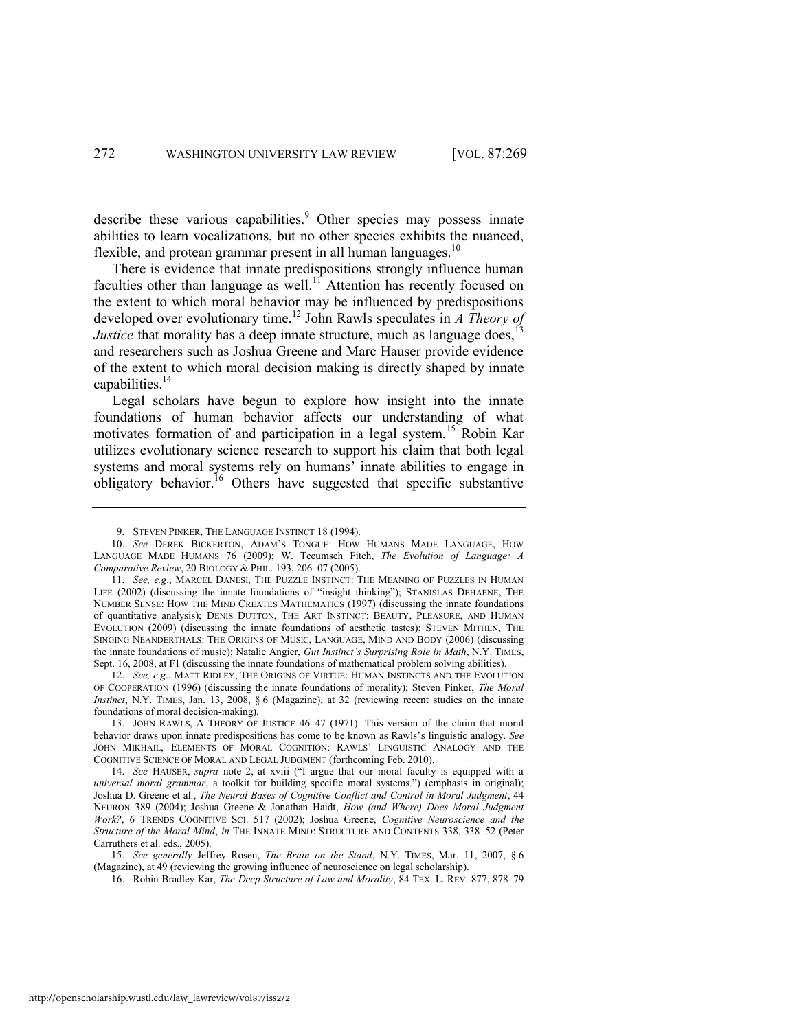describe these various capabilities.[9] Other species may possess innate abilities to learn vocalizations, but no other species exhibits the nuanced, flexible, and protean grammar present in all human languages.[10]

There is evidence that innate predispositions strongly influence human faculties other than language as well.[11] Attention has recently focused on the extent to which moral behavior may be influenced by predispositions developed over evolutionary time.[12] John Rawls speculates in *A Theory of Justice* that morality has a deep innate structure, much as language does,[13] and researchers such as Joshua Greene and Marc Hauser provide evidence of the extent to which moral decision making is directly shaped by innate capabilities.[14]

Legal scholars have begun to explore how insight into the innate foundations of human behavior affects our understanding of what motivates formation of and participation in a legal system.[15] Robin Kar utilizes evolutionary science research to support his claim that both legal systems and moral systems rely on humans' innate abilities to engage in obligatory behavior.[16] Others have suggested that specific substantive

---

9. STEVEN PINKER, THE LANGUAGE INSTINCT 18 (1994).

10. *See* DEREK BICKERTON, ADAM'S TONGUE: HOW HUMANS MADE LANGUAGE, HOW LANGUAGE MADE HUMANS 76 (2009); W. Tecumseh Fitch, *The Evolution of Language: A Comparative Review*, 20 BIOLOGY & PHIL. 193, 206–07 (2005).

11. *See, e.g.*, MARCEL DANESI, THE PUZZLE INSTINCT: THE MEANING OF PUZZLES IN HUMAN LIFE (2002) (discussing the innate foundations of "insight thinking"); STANISLAS DEHAENE, THE NUMBER SENSE: HOW THE MIND CREATES MATHEMATICS (1997) (discussing the innate foundations of quantitative analysis); DENIS DUTTON, THE ART INSTINCT: BEAUTY, PLEASURE, AND HUMAN EVOLUTION (2009) (discussing the innate foundations of aesthetic tastes); STEVEN MITHEN, THE SINGING NEANDERTHALS: THE ORIGINS OF MUSIC, LANGUAGE, MIND AND BODY (2006) (discussing the innate foundations of music); Natalie Angier, *Gut Instinct's Surprising Role in Math*, N.Y. TIMES, Sept. 16, 2008, at F1 (discussing the innate foundations of mathematical problem solving abilities).

12. *See, e.g.*, MATT RIDLEY, THE ORIGINS OF VIRTUE: HUMAN INSTINCTS AND THE EVOLUTION OF COOPERATION (1996) (discussing the innate foundations of morality); Steven Pinker, *The Moral Instinct*, N.Y. TIMES, Jan. 13, 2008, § 6 (Magazine), at 32 (reviewing recent studies on the innate foundations of moral decision-making).

13. JOHN RAWLS, A THEORY OF JUSTICE 46–47 (1971). This version of the claim that moral behavior draws upon innate predispositions has come to be known as Rawls's linguistic analogy. *See* JOHN MIKHAIL, ELEMENTS OF MORAL COGNITION: RAWLS' LINGUISTIC ANALOGY AND THE COGNITIVE SCIENCE OF MORAL AND LEGAL JUDGMENT (forthcoming Feb. 2010).

14. *See* HAUSER, *supra* note 2, at xviii ("I argue that our moral faculty is equipped with a *universal moral grammar*, a toolkit for building specific moral systems.") (emphasis in original); Joshua D. Greene et al., *The Neural Bases of Cognitive Conflict and Control in Moral Judgment*, 44 NEURON 389 (2004); Joshua Greene & Jonathan Haidt, *How (and Where) Does Moral Judgment Work?*, 6 TRENDS COGNITIVE SCI. 517 (2002); Joshua Greene, *Cognitive Neuroscience and the Structure of the Moral Mind*, *in* THE INNATE MIND: STRUCTURE AND CONTENTS 338, 338–52 (Peter Carruthers et al. eds., 2005).

15. *See generally* Jeffrey Rosen, *The Brain on the Stand*, N.Y. TIMES, Mar. 11, 2007, § 6 (Magazine), at 49 (reviewing the growing influence of neuroscience on legal scholarship).

16. Robin Bradley Kar, *The Deep Structure of Law and Morality*, 84 TEX. L. REV. 877, 878–79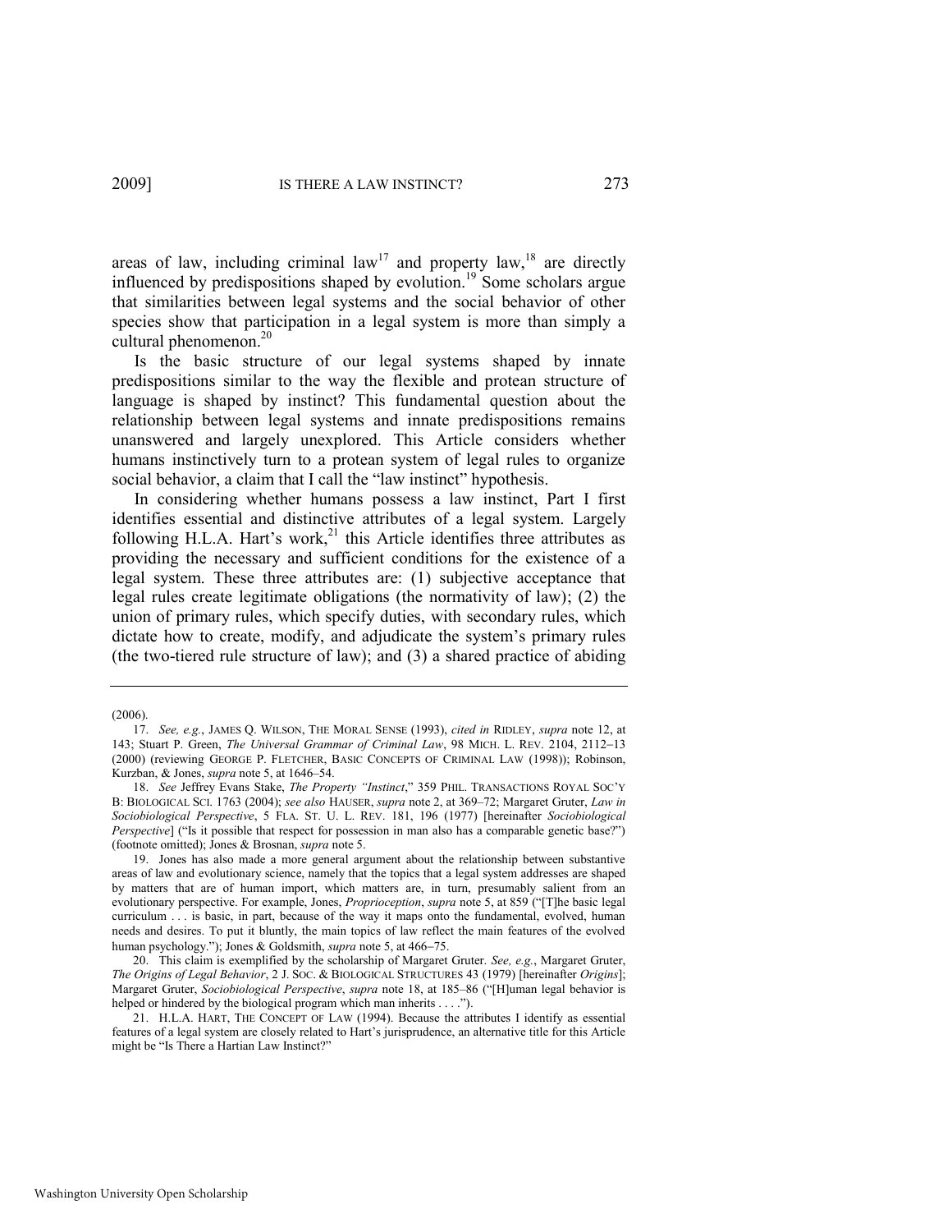areas of law, including criminal law[17] and property law,[18] are directly influenced by predispositions shaped by evolution.[19] Some scholars argue that similarities between legal systems and the social behavior of other species show that participation in a legal system is more than simply a cultural phenomenon.[20]

Is the basic structure of our legal systems shaped by innate predispositions similar to the way the flexible and protean structure of language is shaped by instinct? This fundamental question about the relationship between legal systems and innate predispositions remains unanswered and largely unexplored. This Article considers whether humans instinctively turn to a protean system of legal rules to organize social behavior, a claim that I call the "law instinct" hypothesis.

In considering whether humans possess a law instinct, Part I first identifies essential and distinctive attributes of a legal system. Largely following H.L.A. Hart's work,[21] this Article identifies three attributes as providing the necessary and sufficient conditions for the existence of a legal system. These three attributes are: (1) subjective acceptance that legal rules create legitimate obligations (the normativity of law); (2) the union of primary rules, which specify duties, with secondary rules, which dictate how to create, modify, and adjudicate the system's primary rules (the two-tiered rule structure of law); and (3) a shared practice of abiding

---

(2006).

17. *See, e.g.*, JAMES Q. WILSON, THE MORAL SENSE (1993), *cited in* RIDLEY, *supra* note 12, at 143; Stuart P. Green, *The Universal Grammar of Criminal Law*, 98 MICH. L. REV. 2104, 2112–13 (2000) (reviewing GEORGE P. FLETCHER, BASIC CONCEPTS OF CRIMINAL LAW (1998)); Robinson, Kurzban, & Jones, *supra* note 5, at 1646–54.

18. *See* Jeffrey Evans Stake, *The Property "Instinct*," 359 PHIL. TRANSACTIONS ROYAL SOC'Y B: BIOLOGICAL SCI. 1763 (2004); *see also* HAUSER, *supra* note 2, at 369–72; Margaret Gruter, *Law in Sociobiological Perspective*, 5 FLA. ST. U. L. REV. 181, 196 (1977) [hereinafter *Sociobiological Perspective*] ("Is it possible that respect for possession in man also has a comparable genetic base?") (footnote omitted); Jones & Brosnan, *supra* note 5.

19. Jones has also made a more general argument about the relationship between substantive areas of law and evolutionary science, namely that the topics that a legal system addresses are shaped by matters that are of human import, which matters are, in turn, presumably salient from an evolutionary perspective. For example, Jones, *Proprioception*, *supra* note 5, at 859 ("[T]he basic legal curriculum . . . is basic, in part, because of the way it maps onto the fundamental, evolved, human needs and desires. To put it bluntly, the main topics of law reflect the main features of the evolved human psychology."); Jones & Goldsmith, *supra* note 5, at 466–75.

20. This claim is exemplified by the scholarship of Margaret Gruter. *See, e.g.*, Margaret Gruter, *The Origins of Legal Behavior*, 2 J. SOC. & BIOLOGICAL STRUCTURES 43 (1979) [hereinafter *Origins*]; Margaret Gruter, *Sociobiological Perspective*, *supra* note 18, at 185–86 ("[H]uman legal behavior is helped or hindered by the biological program which man inherits . . . .").

21. H.L.A. HART, THE CONCEPT OF LAW (1994). Because the attributes I identify as essential features of a legal system are closely related to Hart's jurisprudence, an alternative title for this Article might be "Is There a Hartian Law Instinct?"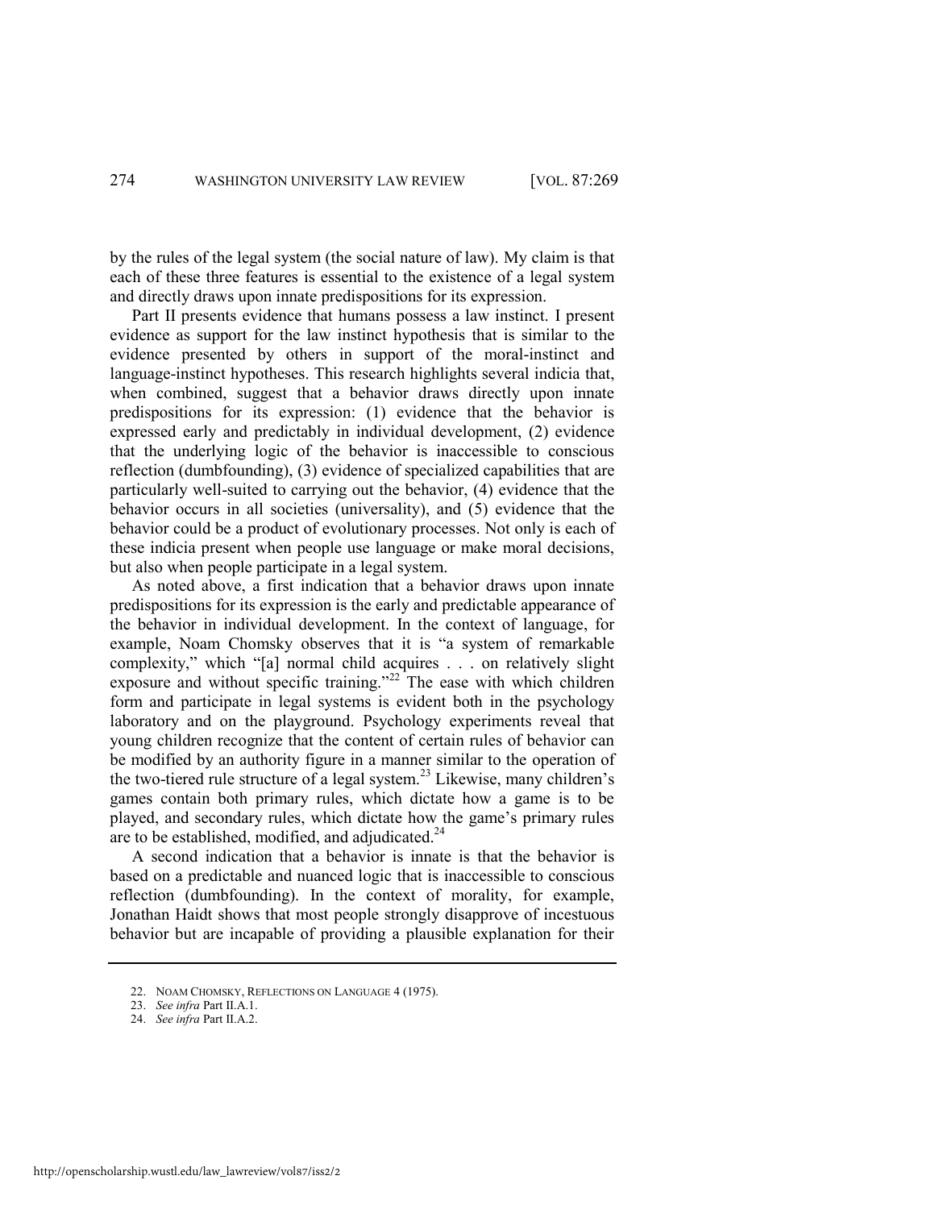by the rules of the legal system (the social nature of law). My claim is that each of these three features is essential to the existence of a legal system and directly draws upon innate predispositions for its expression.

Part II presents evidence that humans possess a law instinct. I present evidence as support for the law instinct hypothesis that is similar to the evidence presented by others in support of the moral-instinct and language-instinct hypotheses. This research highlights several indicia that, when combined, suggest that a behavior draws directly upon innate predispositions for its expression: (1) evidence that the behavior is expressed early and predictably in individual development, (2) evidence that the underlying logic of the behavior is inaccessible to conscious reflection (dumbfounding), (3) evidence of specialized capabilities that are particularly well-suited to carrying out the behavior, (4) evidence that the behavior occurs in all societies (universality), and (5) evidence that the behavior could be a product of evolutionary processes. Not only is each of these indicia present when people use language or make moral decisions, but also when people participate in a legal system.

As noted above, a first indication that a behavior draws upon innate predispositions for its expression is the early and predictable appearance of the behavior in individual development. In the context of language, for example, Noam Chomsky observes that it is "a system of remarkable complexity," which "[a] normal child acquires . . . on relatively slight exposure and without specific training."[22] The ease with which children form and participate in legal systems is evident both in the psychology laboratory and on the playground. Psychology experiments reveal that young children recognize that the content of certain rules of behavior can be modified by an authority figure in a manner similar to the operation of the two-tiered rule structure of a legal system.[23] Likewise, many children's games contain both primary rules, which dictate how a game is to be played, and secondary rules, which dictate how the game's primary rules are to be established, modified, and adjudicated.[24]

A second indication that a behavior is innate is that the behavior is based on a predictable and nuanced logic that is inaccessible to conscious reflection (dumbfounding). In the context of morality, for example, Jonathan Haidt shows that most people strongly disapprove of incestuous behavior but are incapable of providing a plausible explanation for their

---

22. NOAM CHOMSKY, REFLECTIONS ON LANGUAGE 4 (1975).

23. *See infra* Part II.A.1.

24. *See infra* Part II.A.2.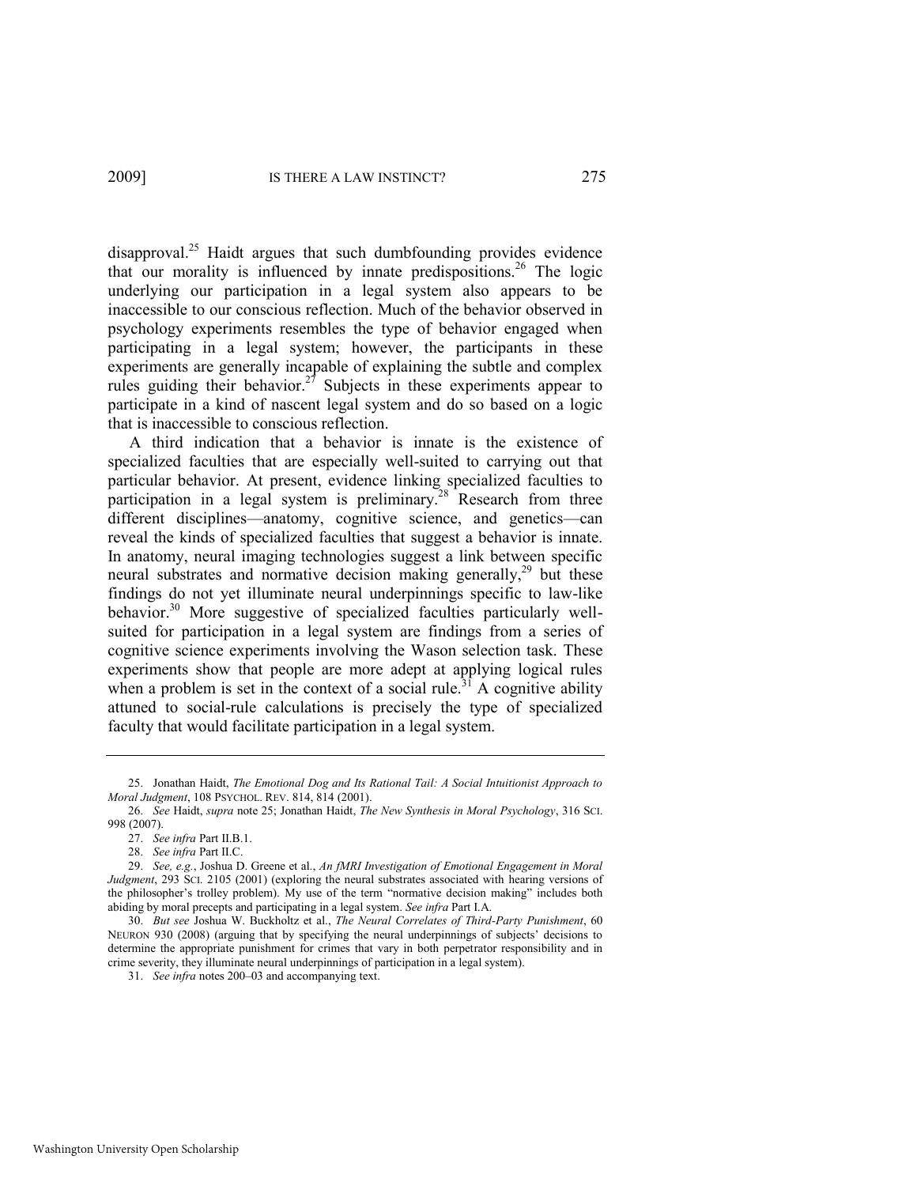disapproval.[25] Haidt argues that such dumbfounding provides evidence that our morality is influenced by innate predispositions.[26] The logic underlying our participation in a legal system also appears to be inaccessible to our conscious reflection. Much of the behavior observed in psychology experiments resembles the type of behavior engaged when participating in a legal system; however, the participants in these experiments are generally incapable of explaining the subtle and complex rules guiding their behavior.[27] Subjects in these experiments appear to participate in a kind of nascent legal system and do so based on a logic that is inaccessible to conscious reflection.

A third indication that a behavior is innate is the existence of specialized faculties that are especially well-suited to carrying out that particular behavior. At present, evidence linking specialized faculties to participation in a legal system is preliminary.[28] Research from three different disciplines—anatomy, cognitive science, and genetics—can reveal the kinds of specialized faculties that suggest a behavior is innate. In anatomy, neural imaging technologies suggest a link between specific neural substrates and normative decision making generally,[29] but these findings do not yet illuminate neural underpinnings specific to law-like behavior.[30] More suggestive of specialized faculties particularly well-suited for participation in a legal system are findings from a series of cognitive science experiments involving the Wason selection task. These experiments show that people are more adept at applying logical rules when a problem is set in the context of a social rule.[31] A cognitive ability attuned to social-rule calculations is precisely the type of specialized faculty that would facilitate participation in a legal system.

---

25. Jonathan Haidt, *The Emotional Dog and Its Rational Tail: A Social Intuitionist Approach to Moral Judgment*, 108 PSYCHOL. REV. 814, 814 (2001).

26. *See* Haidt, *supra* note 25; Jonathan Haidt, *The New Synthesis in Moral Psychology*, 316 SCI. 998 (2007).

27. *See infra* Part II.B.1.

28. *See infra* Part II.C.

29. *See, e.g.*, Joshua D. Greene et al., *An fMRI Investigation of Emotional Engagement in Moral Judgment*, 293 SCI. 2105 (2001) (exploring the neural substrates associated with hearing versions of the philosopher's trolley problem). My use of the term "normative decision making" includes both abiding by moral precepts and participating in a legal system. *See infra* Part I.A.

30. *But see* Joshua W. Buckholtz et al., *The Neural Correlates of Third-Party Punishment*, 60 NEURON 930 (2008) (arguing that by specifying the neural underpinnings of subjects' decisions to determine the appropriate punishment for crimes that vary in both perpetrator responsibility and in crime severity, they illuminate neural underpinnings of participation in a legal system).

31. *See infra* notes 200–03 and accompanying text.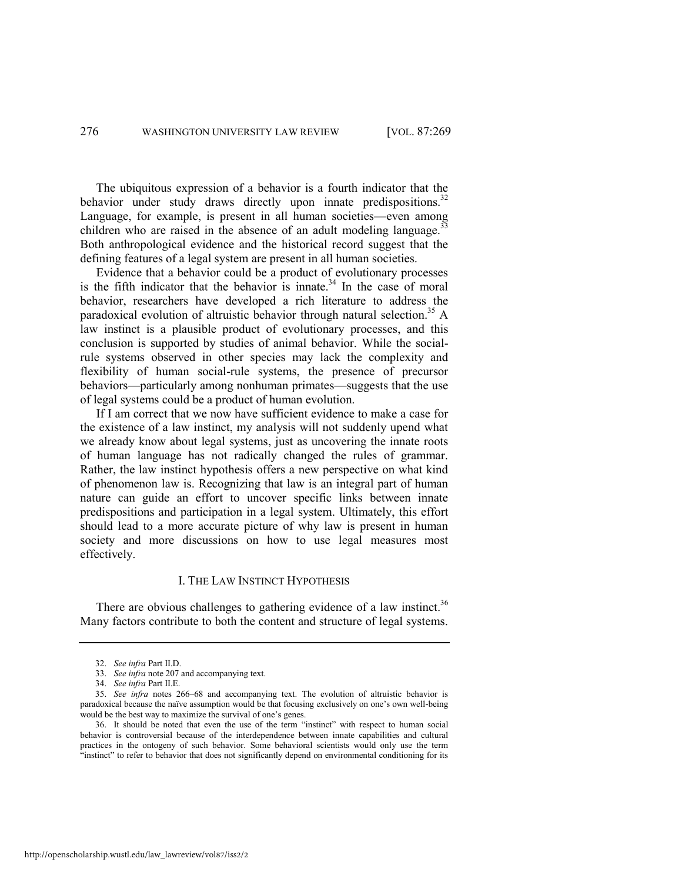The ubiquitous expression of a behavior is a fourth indicator that the behavior under study draws directly upon innate predispositions.[32] Language, for example, is present in all human societies—even among children who are raised in the absence of an adult modeling language.[33] Both anthropological evidence and the historical record suggest that the defining features of a legal system are present in all human societies.

Evidence that a behavior could be a product of evolutionary processes is the fifth indicator that the behavior is innate.[34] In the case of moral behavior, researchers have developed a rich literature to address the paradoxical evolution of altruistic behavior through natural selection.[35] A law instinct is a plausible product of evolutionary processes, and this conclusion is supported by studies of animal behavior. While the social-rule systems observed in other species may lack the complexity and flexibility of human social-rule systems, the presence of precursor behaviors—particularly among nonhuman primates—suggests that the use of legal systems could be a product of human evolution.

If I am correct that we now have sufficient evidence to make a case for the existence of a law instinct, my analysis will not suddenly upend what we already know about legal systems, just as uncovering the innate roots of human language has not radically changed the rules of grammar. Rather, the law instinct hypothesis offers a new perspective on what kind of phenomenon law is. Recognizing that law is an integral part of human nature can guide an effort to uncover specific links between innate predispositions and participation in a legal system. Ultimately, this effort should lead to a more accurate picture of why law is present in human society and more discussions on how to use legal measures most effectively.

## I. THE LAW INSTINCT HYPOTHESIS

There are obvious challenges to gathering evidence of a law instinct.[36] Many factors contribute to both the content and structure of legal systems.

---

32. *See infra* Part II.D.

33. *See infra* note 207 and accompanying text.

34. *See infra* Part II.E.

35. *See infra* notes 266–68 and accompanying text. The evolution of altruistic behavior is paradoxical because the naïve assumption would be that focusing exclusively on one's own well-being would be the best way to maximize the survival of one's genes.

36. It should be noted that even the use of the term "instinct" with respect to human social behavior is controversial because of the interdependence between innate capabilities and cultural practices in the ontogeny of such behavior. Some behavioral scientists would only use the term "instinct" to refer to behavior that does not significantly depend on environmental conditioning for its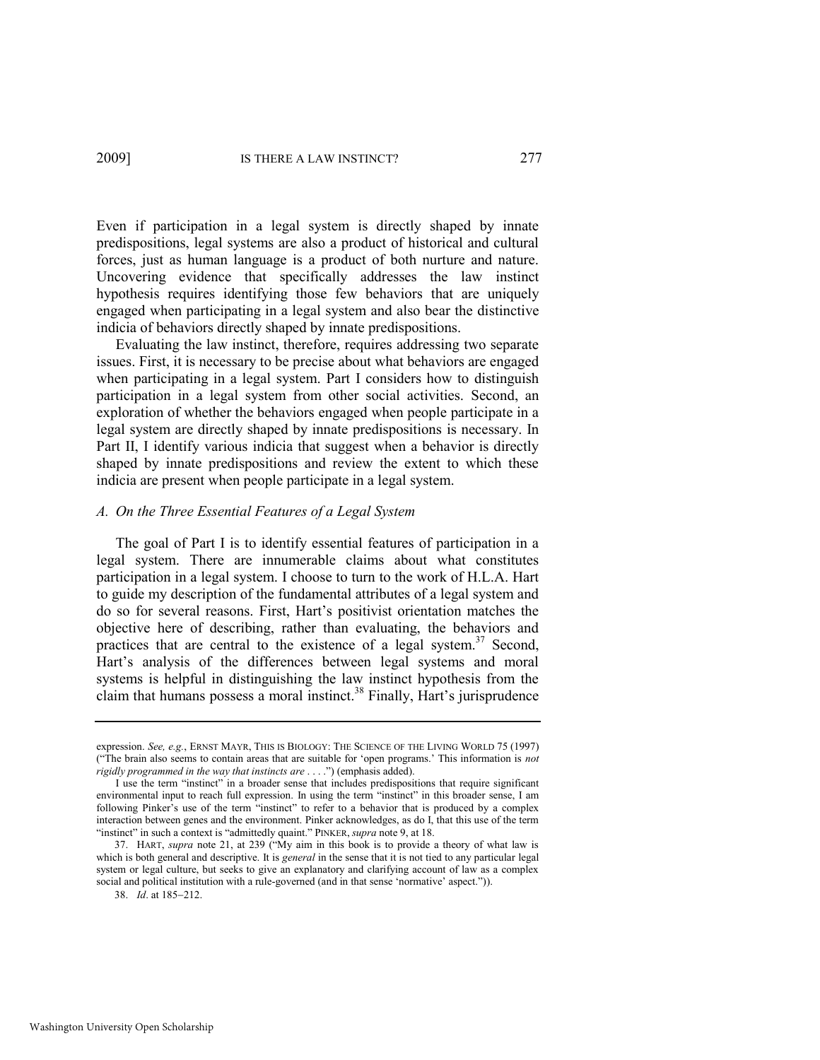Even if participation in a legal system is directly shaped by innate predispositions, legal systems are also a product of historical and cultural forces, just as human language is a product of both nurture and nature. Uncovering evidence that specifically addresses the law instinct hypothesis requires identifying those few behaviors that are uniquely engaged when participating in a legal system and also bear the distinctive indicia of behaviors directly shaped by innate predispositions.

Evaluating the law instinct, therefore, requires addressing two separate issues. First, it is necessary to be precise about what behaviors are engaged when participating in a legal system. Part I considers how to distinguish participation in a legal system from other social activities. Second, an exploration of whether the behaviors engaged when people participate in a legal system are directly shaped by innate predispositions is necessary. In Part II, I identify various indicia that suggest when a behavior is directly shaped by innate predispositions and review the extent to which these indicia are present when people participate in a legal system.

### *A. On the Three Essential Features of a Legal System*

The goal of Part I is to identify essential features of participation in a legal system. There are innumerable claims about what constitutes participation in a legal system. I choose to turn to the work of H.L.A. Hart to guide my description of the fundamental attributes of a legal system and do so for several reasons. First, Hart's positivist orientation matches the objective here of describing, rather than evaluating, the behaviors and practices that are central to the existence of a legal system.[37] Second, Hart's analysis of the differences between legal systems and moral systems is helpful in distinguishing the law instinct hypothesis from the claim that humans possess a moral instinct.[38] Finally, Hart's jurisprudence

---

expression. *See, e.g.*, ERNST MAYR, THIS IS BIOLOGY: THE SCIENCE OF THE LIVING WORLD 75 (1997) ("The brain also seems to contain areas that are suitable for 'open programs.' This information is *not rigidly programmed in the way that instincts are* . . . .") (emphasis added).

I use the term "instinct" in a broader sense that includes predispositions that require significant environmental input to reach full expression. In using the term "instinct" in this broader sense, I am following Pinker's use of the term "instinct" to refer to a behavior that is produced by a complex interaction between genes and the environment. Pinker acknowledges, as do I, that this use of the term "instinct" in such a context is "admittedly quaint." PINKER, *supra* note 9, at 18.

37. HART, *supra* note 21, at 239 ("My aim in this book is to provide a theory of what law is which is both general and descriptive. It is *general* in the sense that it is not tied to any particular legal system or legal culture, but seeks to give an explanatory and clarifying account of law as a complex social and political institution with a rule-governed (and in that sense 'normative' aspect.")).

38. *Id*. at 185–212.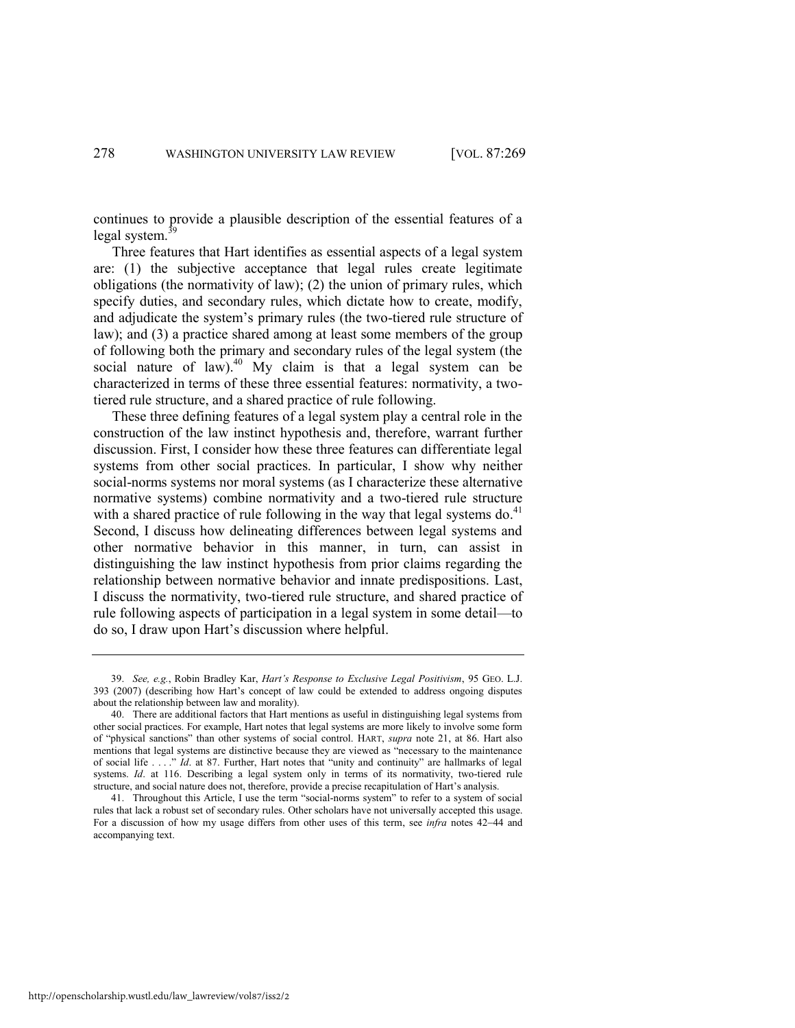continues to provide a plausible description of the essential features of a legal system.[39]

Three features that Hart identifies as essential aspects of a legal system are: (1) the subjective acceptance that legal rules create legitimate obligations (the normativity of law); (2) the union of primary rules, which specify duties, and secondary rules, which dictate how to create, modify, and adjudicate the system's primary rules (the two-tiered rule structure of law); and (3) a practice shared among at least some members of the group of following both the primary and secondary rules of the legal system (the social nature of law).[40] My claim is that a legal system can be characterized in terms of these three essential features: normativity, a two-tiered rule structure, and a shared practice of rule following.

These three defining features of a legal system play a central role in the construction of the law instinct hypothesis and, therefore, warrant further discussion. First, I consider how these three features can differentiate legal systems from other social practices. In particular, I show why neither social-norms systems nor moral systems (as I characterize these alternative normative systems) combine normativity and a two-tiered rule structure with a shared practice of rule following in the way that legal systems do.[41] Second, I discuss how delineating differences between legal systems and other normative behavior in this manner, in turn, can assist in distinguishing the law instinct hypothesis from prior claims regarding the relationship between normative behavior and innate predispositions. Last, I discuss the normativity, two-tiered rule structure, and shared practice of rule following aspects of participation in a legal system in some detail—to do so, I draw upon Hart's discussion where helpful.

---

39. *See, e.g.*, Robin Bradley Kar, *Hart's Response to Exclusive Legal Positivism*, 95 GEO. L.J. 393 (2007) (describing how Hart's concept of law could be extended to address ongoing disputes about the relationship between law and morality).

40. There are additional factors that Hart mentions as useful in distinguishing legal systems from other social practices. For example, Hart notes that legal systems are more likely to involve some form of "physical sanctions" than other systems of social control. HART, *supra* note 21, at 86. Hart also mentions that legal systems are distinctive because they are viewed as "necessary to the maintenance of social life . . . ." *Id*. at 87. Further, Hart notes that "unity and continuity" are hallmarks of legal systems. *Id*. at 116. Describing a legal system only in terms of its normativity, two-tiered rule structure, and social nature does not, therefore, provide a precise recapitulation of Hart's analysis.

41. Throughout this Article, I use the term "social-norms system" to refer to a system of social rules that lack a robust set of secondary rules. Other scholars have not universally accepted this usage. For a discussion of how my usage differs from other uses of this term, see *infra* notes 42–44 and accompanying text.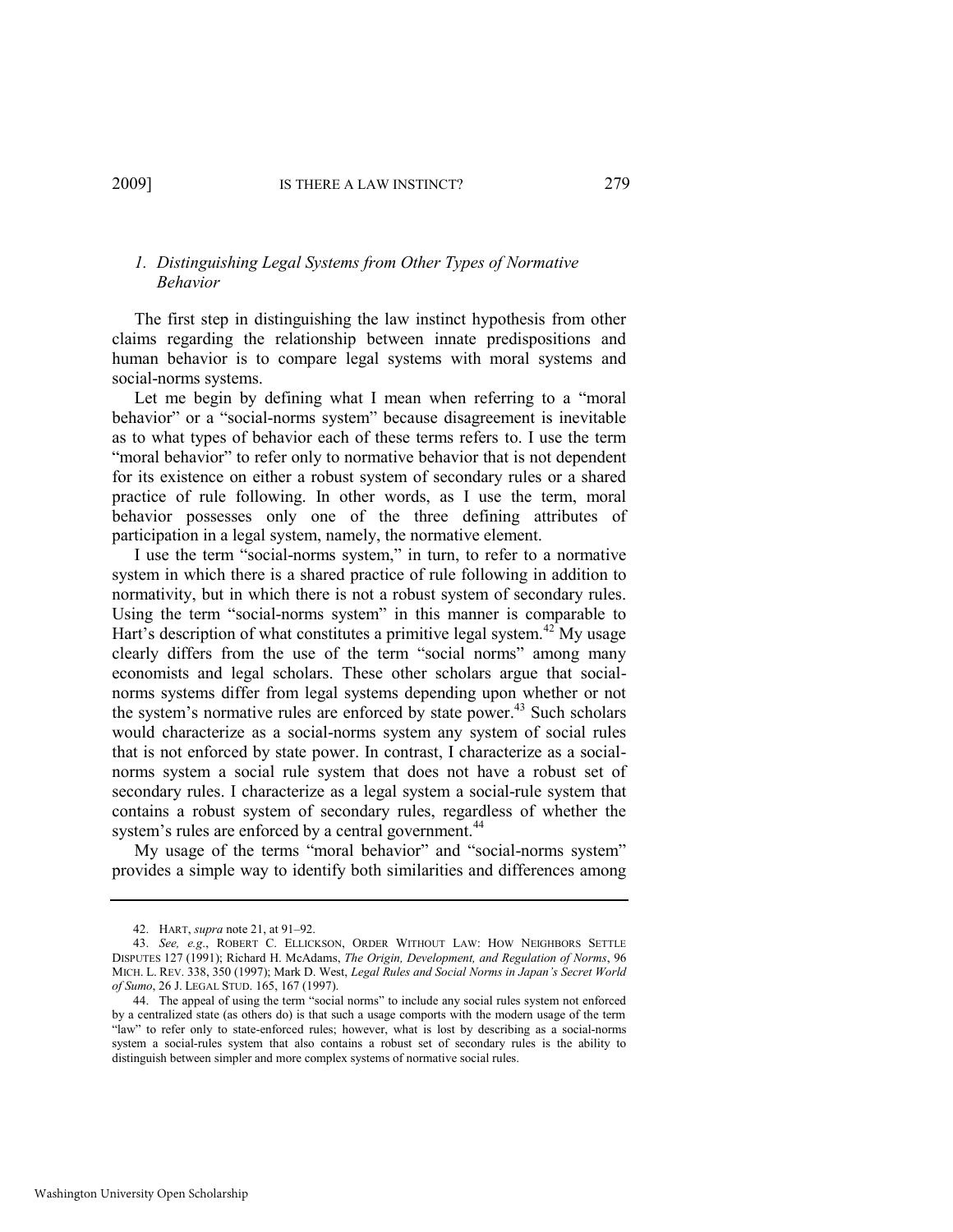### *1. Distinguishing Legal Systems from Other Types of Normative Behavior*

The first step in distinguishing the law instinct hypothesis from other claims regarding the relationship between innate predispositions and human behavior is to compare legal systems with moral systems and social-norms systems.

Let me begin by defining what I mean when referring to a "moral behavior" or a "social-norms system" because disagreement is inevitable as to what types of behavior each of these terms refers to. I use the term "moral behavior" to refer only to normative behavior that is not dependent for its existence on either a robust system of secondary rules or a shared practice of rule following. In other words, as I use the term, moral behavior possesses only one of the three defining attributes of participation in a legal system, namely, the normative element.

I use the term "social-norms system," in turn, to refer to a normative system in which there is a shared practice of rule following in addition to normativity, but in which there is not a robust system of secondary rules. Using the term "social-norms system" in this manner is comparable to Hart's description of what constitutes a primitive legal system.[42] My usage clearly differs from the use of the term "social norms" among many economists and legal scholars. These other scholars argue that social-norms systems differ from legal systems depending upon whether or not the system's normative rules are enforced by state power.[43] Such scholars would characterize as a social-norms system any system of social rules that is not enforced by state power. In contrast, I characterize as a social-norms system a social rule system that does not have a robust set of secondary rules. I characterize as a legal system a social-rule system that contains a robust system of secondary rules, regardless of whether the system's rules are enforced by a central government.[44]

My usage of the terms "moral behavior" and "social-norms system" provides a simple way to identify both similarities and differences among

---

42. HART, *supra* note 21, at 91–92.

43. *See, e.g.*, ROBERT C. ELLICKSON, ORDER WITHOUT LAW: HOW NEIGHBORS SETTLE DISPUTES 127 (1991); Richard H. McAdams, *The Origin, Development, and Regulation of Norms*, 96 MICH. L. REV. 338, 350 (1997); Mark D. West, *Legal Rules and Social Norms in Japan's Secret World of Sumo*, 26 J. LEGAL STUD. 165, 167 (1997).

44. The appeal of using the term "social norms" to include any social rules system not enforced by a centralized state (as others do) is that such a usage comports with the modern usage of the term "law" to refer only to state-enforced rules; however, what is lost by describing as a social-norms system a social-rules system that also contains a robust set of secondary rules is the ability to distinguish between simpler and more complex systems of normative social rules.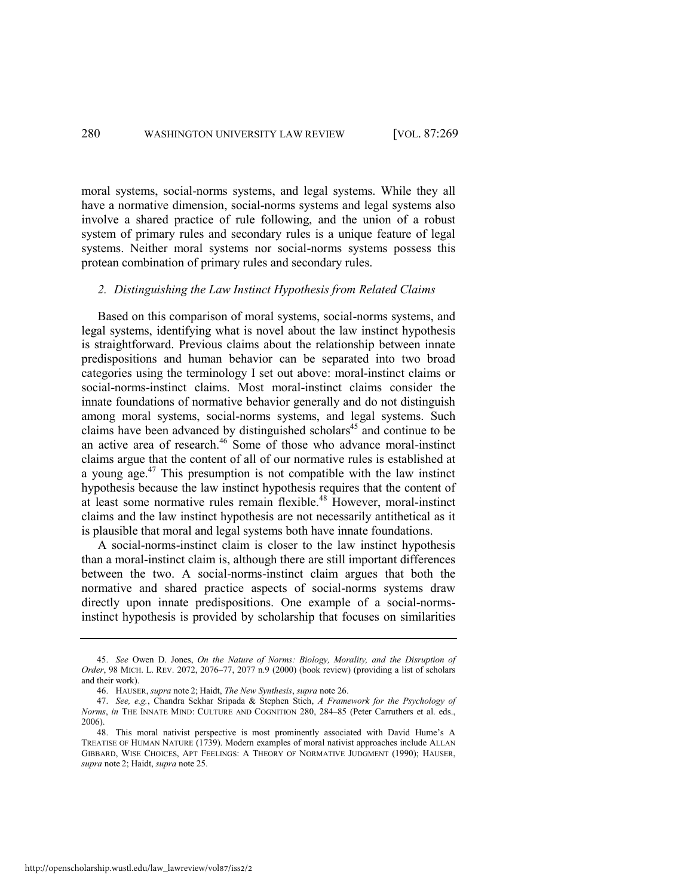moral systems, social-norms systems, and legal systems. While they all have a normative dimension, social-norms systems and legal systems also involve a shared practice of rule following, and the union of a robust system of primary rules and secondary rules is a unique feature of legal systems. Neither moral systems nor social-norms systems possess this protean combination of primary rules and secondary rules.

### *2. Distinguishing the Law Instinct Hypothesis from Related Claims*

Based on this comparison of moral systems, social-norms systems, and legal systems, identifying what is novel about the law instinct hypothesis is straightforward. Previous claims about the relationship between innate predispositions and human behavior can be separated into two broad categories using the terminology I set out above: moral-instinct claims or social-norms-instinct claims. Most moral-instinct claims consider the innate foundations of normative behavior generally and do not distinguish among moral systems, social-norms systems, and legal systems. Such claims have been advanced by distinguished scholars[45] and continue to be an active area of research.[46] Some of those who advance moral-instinct claims argue that the content of all of our normative rules is established at a young age.[47] This presumption is not compatible with the law instinct hypothesis because the law instinct hypothesis requires that the content of at least some normative rules remain flexible.[48] However, moral-instinct claims and the law instinct hypothesis are not necessarily antithetical as it is plausible that moral and legal systems both have innate foundations.

A social-norms-instinct claim is closer to the law instinct hypothesis than a moral-instinct claim is, although there are still important differences between the two. A social-norms-instinct claim argues that both the normative and shared practice aspects of social-norms systems draw directly upon innate predispositions. One example of a social-norms-instinct hypothesis is provided by scholarship that focuses on similarities

---

45. *See* Owen D. Jones, *On the Nature of Norms: Biology, Morality, and the Disruption of Order*, 98 MICH. L. REV. 2072, 2076–77, 2077 n.9 (2000) (book review) (providing a list of scholars and their work).

46. HAUSER, *supra* note 2; Haidt, *The New Synthesis*, *supra* note 26.

47. *See, e.g.*, Chandra Sekhar Sripada & Stephen Stich, *A Framework for the Psychology of Norms*, *in* THE INNATE MIND: CULTURE AND COGNITION 280, 284–85 (Peter Carruthers et al. eds., 2006).

48. This moral nativist perspective is most prominently associated with David Hume's A TREATISE OF HUMAN NATURE (1739). Modern examples of moral nativist approaches include ALLAN GIBBARD, WISE CHOICES, APT FEELINGS: A THEORY OF NORMATIVE JUDGMENT (1990); HAUSER, *supra* note 2; Haidt, *supra* note 25.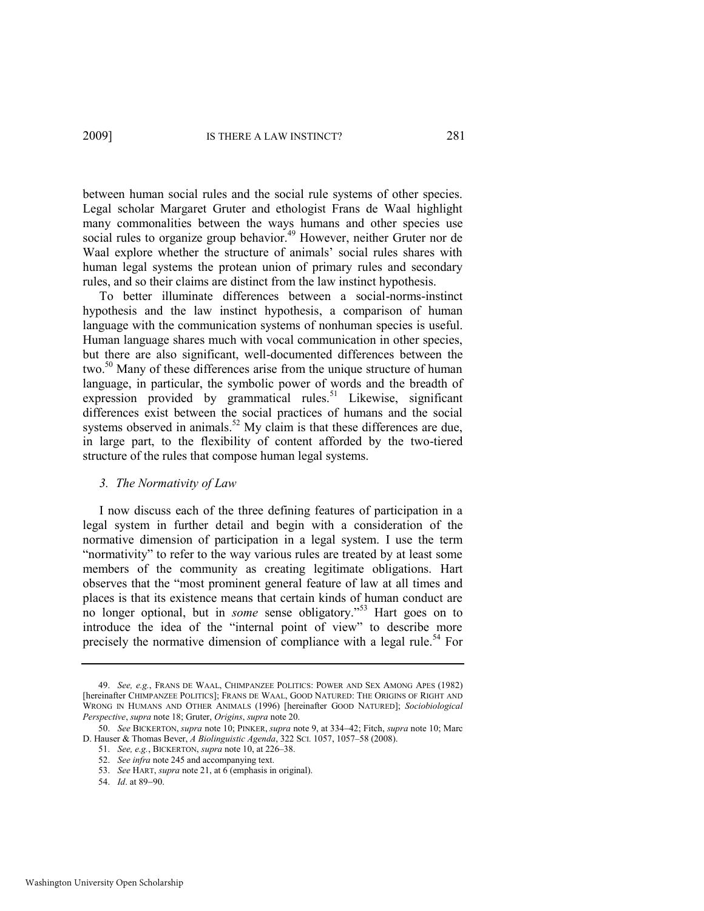between human social rules and the social rule systems of other species. Legal scholar Margaret Gruter and ethologist Frans de Waal highlight many commonalities between the ways humans and other species use social rules to organize group behavior.[49] However, neither Gruter nor de Waal explore whether the structure of animals' social rules shares with human legal systems the protean union of primary rules and secondary rules, and so their claims are distinct from the law instinct hypothesis.

To better illuminate differences between a social-norms-instinct hypothesis and the law instinct hypothesis, a comparison of human language with the communication systems of nonhuman species is useful. Human language shares much with vocal communication in other species, but there are also significant, well-documented differences between the two.[50] Many of these differences arise from the unique structure of human language, in particular, the symbolic power of words and the breadth of expression provided by grammatical rules.[51] Likewise, significant differences exist between the social practices of humans and the social systems observed in animals.[52] My claim is that these differences are due, in large part, to the flexibility of content afforded by the two-tiered structure of the rules that compose human legal systems.

### *3. The Normativity of Law*

I now discuss each of the three defining features of participation in a legal system in further detail and begin with a consideration of the normative dimension of participation in a legal system. I use the term "normativity" to refer to the way various rules are treated by at least some members of the community as creating legitimate obligations. Hart observes that the "most prominent general feature of law at all times and places is that its existence means that certain kinds of human conduct are no longer optional, but in *some* sense obligatory."[53] Hart goes on to introduce the idea of the "internal point of view" to describe more precisely the normative dimension of compliance with a legal rule.[54] For

---

49. *See, e.g.*, FRANS DE WAAL, CHIMPANZEE POLITICS: POWER AND SEX AMONG APES (1982) [hereinafter CHIMPANZEE POLITICS]; FRANS DE WAAL, GOOD NATURED: THE ORIGINS OF RIGHT AND WRONG IN HUMANS AND OTHER ANIMALS (1996) [hereinafter GOOD NATURED]; *Sociobiological Perspective*, *supra* note 18; Gruter, *Origins*, *supra* note 20.

50. *See* BICKERTON, *supra* note 10; PINKER, *supra* note 9, at 334–42; Fitch, *supra* note 10; Marc D. Hauser & Thomas Bever, *A Biolinguistic Agenda*, 322 SCI. 1057, 1057–58 (2008).

51. *See, e.g.*, BICKERTON, *supra* note 10, at 226–38.

52. *See infra* note 245 and accompanying text.

53. *See* HART, *supra* note 21, at 6 (emphasis in original).

54. *Id*. at 89–90.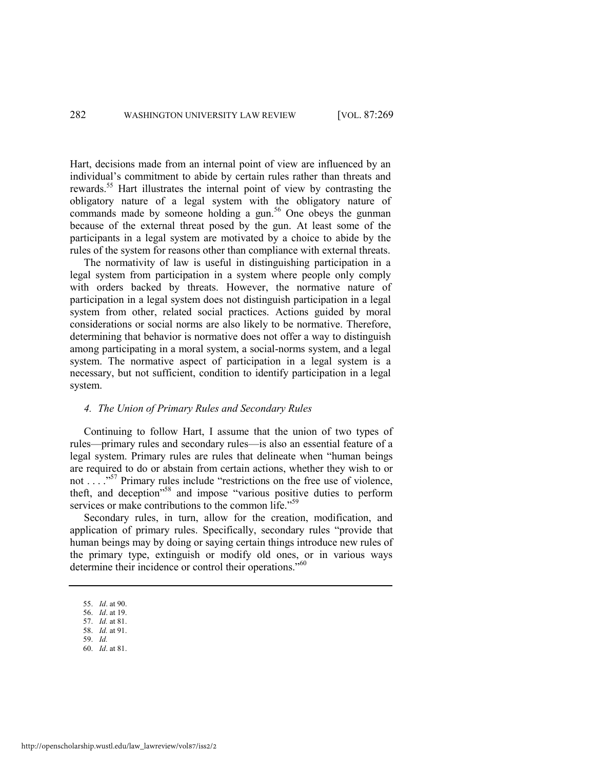Hart, decisions made from an internal point of view are influenced by an individual's commitment to abide by certain rules rather than threats and rewards.[55] Hart illustrates the internal point of view by contrasting the obligatory nature of a legal system with the obligatory nature of commands made by someone holding a gun.[56] One obeys the gunman because of the external threat posed by the gun. At least some of the participants in a legal system are motivated by a choice to abide by the rules of the system for reasons other than compliance with external threats.

The normativity of law is useful in distinguishing participation in a legal system from participation in a system where people only comply with orders backed by threats. However, the normative nature of participation in a legal system does not distinguish participation in a legal system from other, related social practices. Actions guided by moral considerations or social norms are also likely to be normative. Therefore, determining that behavior is normative does not offer a way to distinguish among participating in a moral system, a social-norms system, and a legal system. The normative aspect of participation in a legal system is a necessary, but not sufficient, condition to identify participation in a legal system.

#### *4. The Union of Primary Rules and Secondary Rules*

Continuing to follow Hart, I assume that the union of two types of rules—primary rules and secondary rules—is also an essential feature of a legal system. Primary rules are rules that delineate when "human beings are required to do or abstain from certain actions, whether they wish to or not . . . ."[57] Primary rules include "restrictions on the free use of violence, theft, and deception"[58] and impose "various positive duties to perform services or make contributions to the common life."[59]

Secondary rules, in turn, allow for the creation, modification, and application of primary rules. Specifically, secondary rules "provide that human beings may by doing or saying certain things introduce new rules of the primary type, extinguish or modify old ones, or in various ways determine their incidence or control their operations."[60]

---

55. *Id*. at 90.
56. *Id*. at 19.
57. *Id.* at 81.
58. *Id.* at 91.
59. *Id.*
60. *Id*. at 81.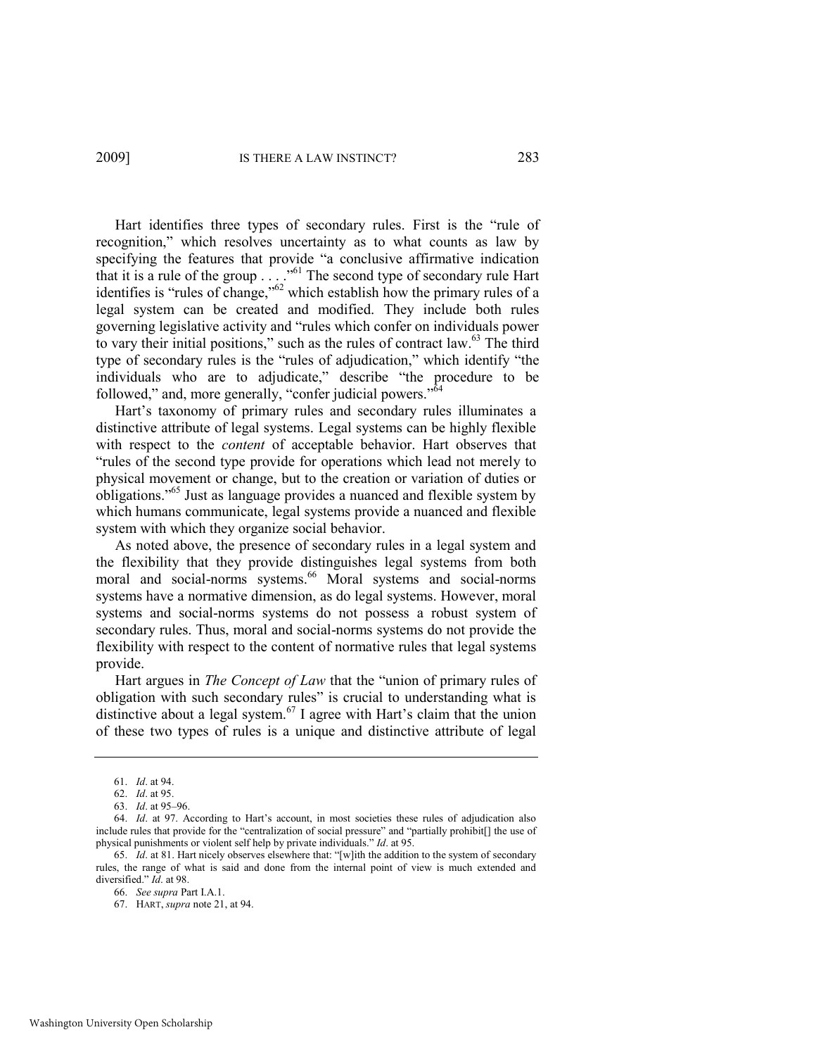Hart identifies three types of secondary rules. First is the "rule of recognition," which resolves uncertainty as to what counts as law by specifying the features that provide "a conclusive affirmative indication that it is a rule of the group . . . ."[61] The second type of secondary rule Hart identifies is "rules of change,"[62] which establish how the primary rules of a legal system can be created and modified. They include both rules governing legislative activity and "rules which confer on individuals power to vary their initial positions," such as the rules of contract law.[63] The third type of secondary rules is the "rules of adjudication," which identify "the individuals who are to adjudicate," describe "the procedure to be followed," and, more generally, "confer judicial powers."[64]

Hart's taxonomy of primary rules and secondary rules illuminates a distinctive attribute of legal systems. Legal systems can be highly flexible with respect to the *content* of acceptable behavior. Hart observes that "rules of the second type provide for operations which lead not merely to physical movement or change, but to the creation or variation of duties or obligations."[65] Just as language provides a nuanced and flexible system by which humans communicate, legal systems provide a nuanced and flexible system with which they organize social behavior.

As noted above, the presence of secondary rules in a legal system and the flexibility that they provide distinguishes legal systems from both moral and social-norms systems.[66] Moral systems and social-norms systems have a normative dimension, as do legal systems. However, moral systems and social-norms systems do not possess a robust system of secondary rules. Thus, moral and social-norms systems do not provide the flexibility with respect to the content of normative rules that legal systems provide.

Hart argues in *The Concept of Law* that the "union of primary rules of obligation with such secondary rules" is crucial to understanding what is distinctive about a legal system.[67] I agree with Hart's claim that the union of these two types of rules is a unique and distinctive attribute of legal

---

61. *Id*. at 94.

62. *Id*. at 95.

63. *Id*. at 95–96.

64. *Id*. at 97. According to Hart's account, in most societies these rules of adjudication also include rules that provide for the "centralization of social pressure" and "partially prohibit[] the use of physical punishments or violent self help by private individuals." *Id*. at 95.

65. *Id*. at 81. Hart nicely observes elsewhere that: "[w]ith the addition to the system of secondary rules, the range of what is said and done from the internal point of view is much extended and diversified." *Id*. at 98.

66. *See supra* Part I.A.1.

67. HART, *supra* note 21, at 94.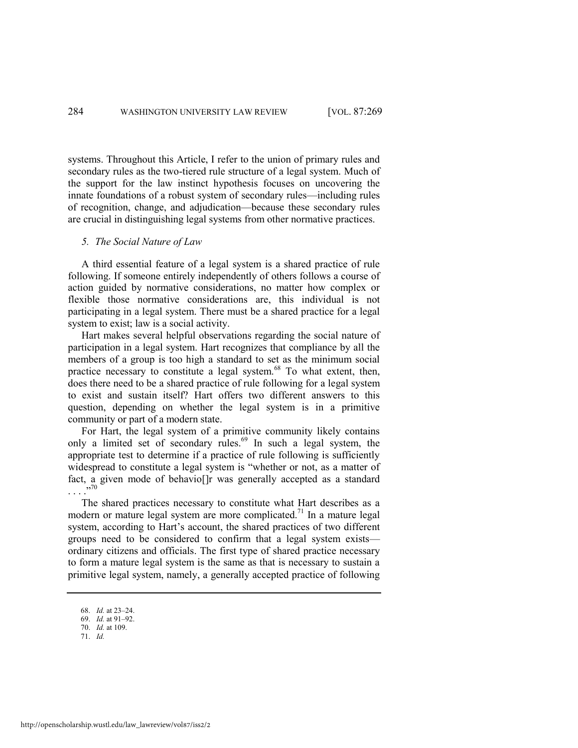systems. Throughout this Article, I refer to the union of primary rules and secondary rules as the two-tiered rule structure of a legal system. Much of the support for the law instinct hypothesis focuses on uncovering the innate foundations of a robust system of secondary rules—including rules of recognition, change, and adjudication—because these secondary rules are crucial in distinguishing legal systems from other normative practices.

### *5. The Social Nature of Law*

A third essential feature of a legal system is a shared practice of rule following. If someone entirely independently of others follows a course of action guided by normative considerations, no matter how complex or flexible those normative considerations are, this individual is not participating in a legal system. There must be a shared practice for a legal system to exist; law is a social activity.

Hart makes several helpful observations regarding the social nature of participation in a legal system. Hart recognizes that compliance by all the members of a group is too high a standard to set as the minimum social practice necessary to constitute a legal system.[68] To what extent, then, does there need to be a shared practice of rule following for a legal system to exist and sustain itself? Hart offers two different answers to this question, depending on whether the legal system is in a primitive community or part of a modern state.

For Hart, the legal system of a primitive community likely contains only a limited set of secondary rules.[69] In such a legal system, the appropriate test to determine if a practice of rule following is sufficiently widespread to constitute a legal system is "whether or not, as a matter of fact, a given mode of behavio[]r was generally accepted as a standard . . . ."[70]

The shared practices necessary to constitute what Hart describes as a modern or mature legal system are more complicated.[71] In a mature legal system, according to Hart's account, the shared practices of two different groups need to be considered to confirm that a legal system exists—ordinary citizens and officials. The first type of shared practice necessary to form a mature legal system is the same as that is necessary to sustain a primitive legal system, namely, a generally accepted practice of following

---

68. *Id.* at 23–24.
69. *Id.* at 91–92.
70. *Id.* at 109.
71. *Id.*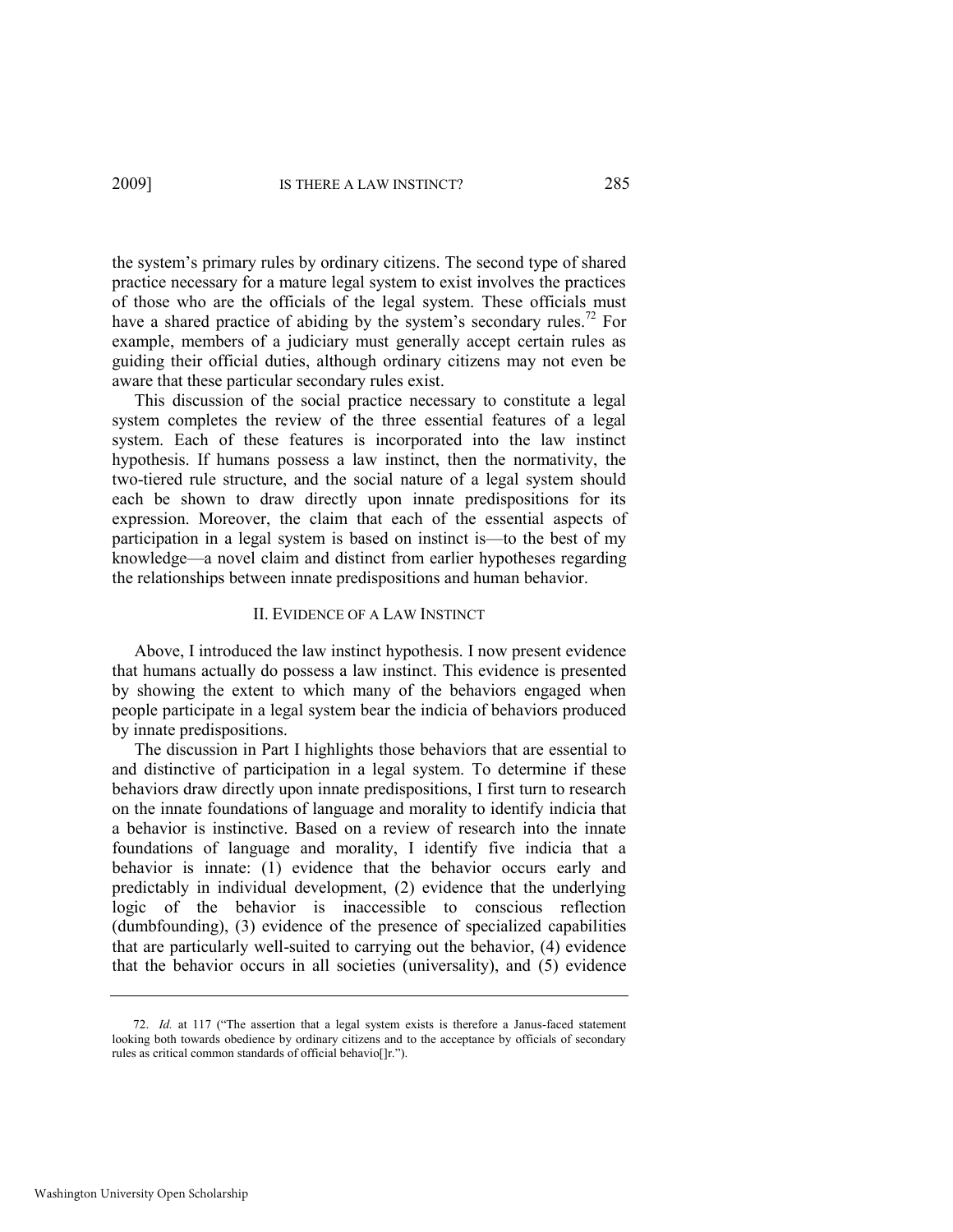the system's primary rules by ordinary citizens. The second type of shared practice necessary for a mature legal system to exist involves the practices of those who are the officials of the legal system. These officials must have a shared practice of abiding by the system's secondary rules.[72] For example, members of a judiciary must generally accept certain rules as guiding their official duties, although ordinary citizens may not even be aware that these particular secondary rules exist.

This discussion of the social practice necessary to constitute a legal system completes the review of the three essential features of a legal system. Each of these features is incorporated into the law instinct hypothesis. If humans possess a law instinct, then the normativity, the two-tiered rule structure, and the social nature of a legal system should each be shown to draw directly upon innate predispositions for its expression. Moreover, the claim that each of the essential aspects of participation in a legal system is based on instinct is—to the best of my knowledge—a novel claim and distinct from earlier hypotheses regarding the relationships between innate predispositions and human behavior.

## II. EVIDENCE OF A LAW INSTINCT

Above, I introduced the law instinct hypothesis. I now present evidence that humans actually do possess a law instinct. This evidence is presented by showing the extent to which many of the behaviors engaged when people participate in a legal system bear the indicia of behaviors produced by innate predispositions.

The discussion in Part I highlights those behaviors that are essential to and distinctive of participation in a legal system. To determine if these behaviors draw directly upon innate predispositions, I first turn to research on the innate foundations of language and morality to identify indicia that a behavior is instinctive. Based on a review of research into the innate foundations of language and morality, I identify five indicia that a behavior is innate: (1) evidence that the behavior occurs early and predictably in individual development, (2) evidence that the underlying logic of the behavior is inaccessible to conscious reflection (dumbfounding), (3) evidence of the presence of specialized capabilities that are particularly well-suited to carrying out the behavior, (4) evidence that the behavior occurs in all societies (universality), and (5) evidence

---

72. *Id.* at 117 ("The assertion that a legal system exists is therefore a Janus-faced statement looking both towards obedience by ordinary citizens and to the acceptance by officials of secondary rules as critical common standards of official behavio[]r.").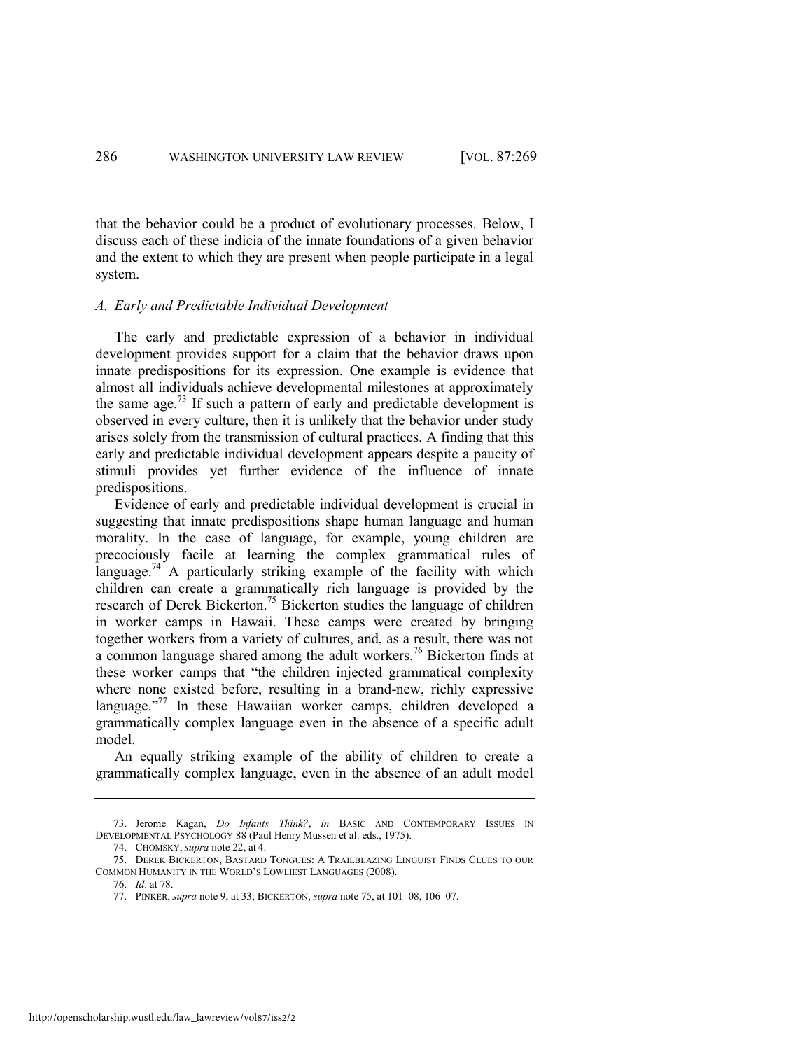that the behavior could be a product of evolutionary processes. Below, I discuss each of these indicia of the innate foundations of a given behavior and the extent to which they are present when people participate in a legal system.

### *A. Early and Predictable Individual Development*

The early and predictable expression of a behavior in individual development provides support for a claim that the behavior draws upon innate predispositions for its expression. One example is evidence that almost all individuals achieve developmental milestones at approximately the same age.[73] If such a pattern of early and predictable development is observed in every culture, then it is unlikely that the behavior under study arises solely from the transmission of cultural practices. A finding that this early and predictable individual development appears despite a paucity of stimuli provides yet further evidence of the influence of innate predispositions.

Evidence of early and predictable individual development is crucial in suggesting that innate predispositions shape human language and human morality. In the case of language, for example, young children are precociously facile at learning the complex grammatical rules of language.[74] A particularly striking example of the facility with which children can create a grammatically rich language is provided by the research of Derek Bickerton.[75] Bickerton studies the language of children in worker camps in Hawaii. These camps were created by bringing together workers from a variety of cultures, and, as a result, there was not a common language shared among the adult workers.[76] Bickerton finds at these worker camps that "the children injected grammatical complexity where none existed before, resulting in a brand-new, richly expressive language."[77] In these Hawaiian worker camps, children developed a grammatically complex language even in the absence of a specific adult model.

An equally striking example of the ability of children to create a grammatically complex language, even in the absence of an adult model

---

73. Jerome Kagan, *Do Infants Think?*, *in* BASIC AND CONTEMPORARY ISSUES IN DEVELOPMENTAL PSYCHOLOGY 88 (Paul Henry Mussen et al. eds., 1975).

74. CHOMSKY, *supra* note 22, at 4.

75. DEREK BICKERTON, BASTARD TONGUES: A TRAILBLAZING LINGUIST FINDS CLUES TO OUR COMMON HUMANITY IN THE WORLD'S LOWLIEST LANGUAGES (2008).

76. *Id*. at 78.

77. PINKER, *supra* note 9, at 33; BICKERTON, *supra* note 75, at 101–08, 106–07.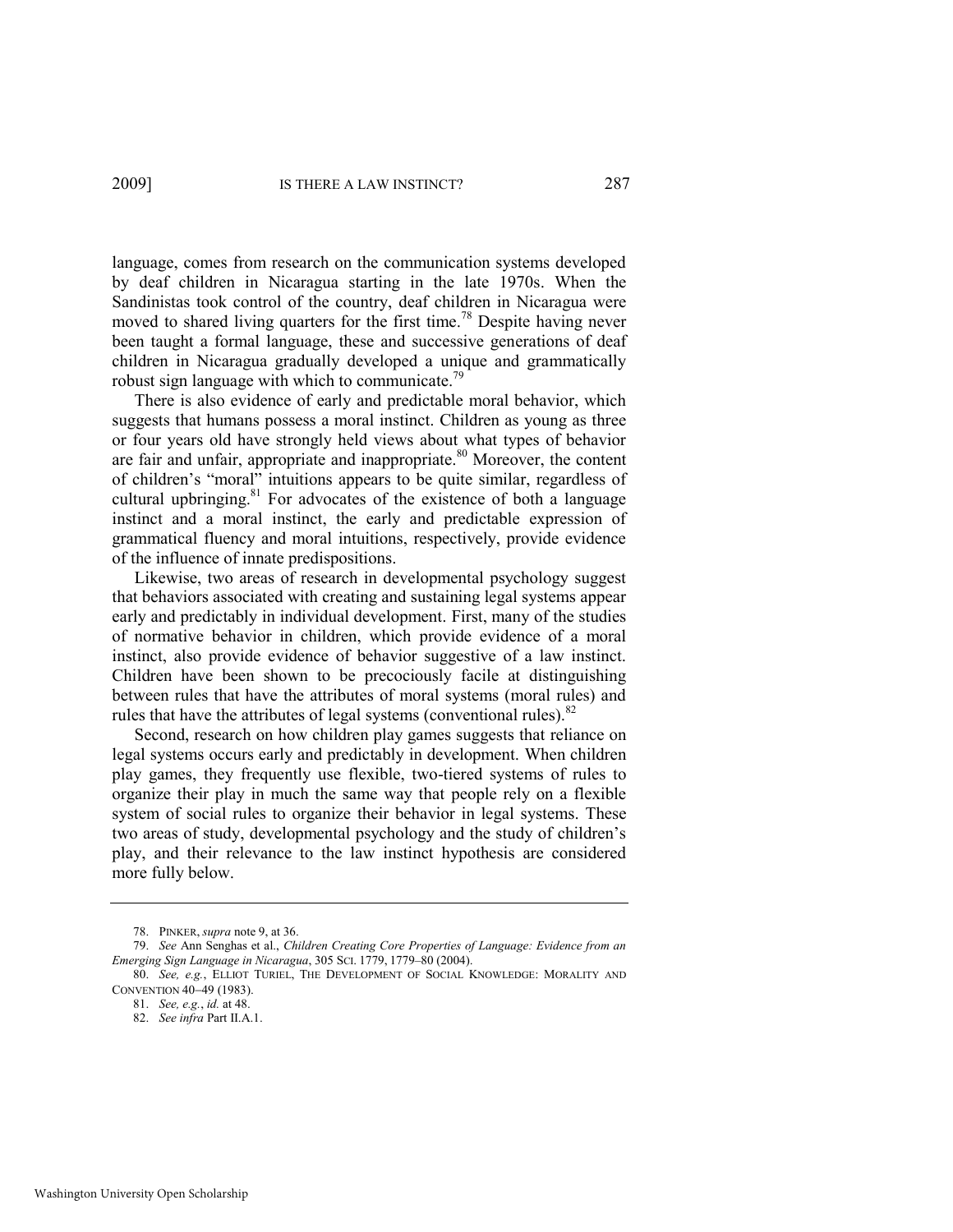language, comes from research on the communication systems developed by deaf children in Nicaragua starting in the late 1970s. When the Sandinistas took control of the country, deaf children in Nicaragua were moved to shared living quarters for the first time.[78] Despite having never been taught a formal language, these and successive generations of deaf children in Nicaragua gradually developed a unique and grammatically robust sign language with which to communicate.[79]

There is also evidence of early and predictable moral behavior, which suggests that humans possess a moral instinct. Children as young as three or four years old have strongly held views about what types of behavior are fair and unfair, appropriate and inappropriate.[80] Moreover, the content of children's "moral" intuitions appears to be quite similar, regardless of cultural upbringing.[81] For advocates of the existence of both a language instinct and a moral instinct, the early and predictable expression of grammatical fluency and moral intuitions, respectively, provide evidence of the influence of innate predispositions.

Likewise, two areas of research in developmental psychology suggest that behaviors associated with creating and sustaining legal systems appear early and predictably in individual development. First, many of the studies of normative behavior in children, which provide evidence of a moral instinct, also provide evidence of behavior suggestive of a law instinct. Children have been shown to be precociously facile at distinguishing between rules that have the attributes of moral systems (moral rules) and rules that have the attributes of legal systems (conventional rules).[82]

Second, research on how children play games suggests that reliance on legal systems occurs early and predictably in development. When children play games, they frequently use flexible, two-tiered systems of rules to organize their play in much the same way that people rely on a flexible system of social rules to organize their behavior in legal systems. These two areas of study, developmental psychology and the study of children's play, and their relevance to the law instinct hypothesis are considered more fully below.

---

78. PINKER, *supra* note 9, at 36.

79. *See* Ann Senghas et al., *Children Creating Core Properties of Language: Evidence from an Emerging Sign Language in Nicaragua*, 305 SCI. 1779, 1779–80 (2004).

80. *See, e.g.*, ELLIOT TURIEL, THE DEVELOPMENT OF SOCIAL KNOWLEDGE: MORALITY AND CONVENTION 40–49 (1983).

81. *See, e.g.*, *id.* at 48.

82. *See infra* Part II.A.1.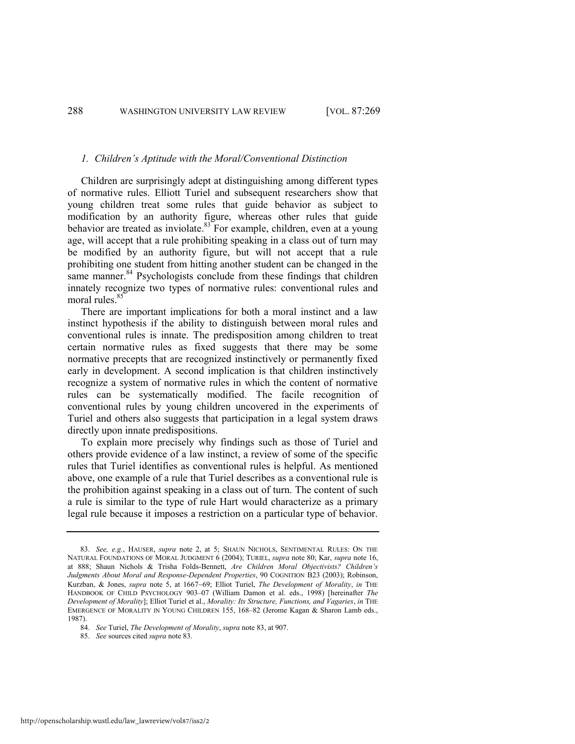### *1. Children's Aptitude with the Moral/Conventional Distinction*

Children are surprisingly adept at distinguishing among different types of normative rules. Elliott Turiel and subsequent researchers show that young children treat some rules that guide behavior as subject to modification by an authority figure, whereas other rules that guide behavior are treated as inviolate.[83] For example, children, even at a young age, will accept that a rule prohibiting speaking in a class out of turn may be modified by an authority figure, but will not accept that a rule prohibiting one student from hitting another student can be changed in the same manner.[84] Psychologists conclude from these findings that children innately recognize two types of normative rules: conventional rules and moral rules.[85]

There are important implications for both a moral instinct and a law instinct hypothesis if the ability to distinguish between moral rules and conventional rules is innate. The predisposition among children to treat certain normative rules as fixed suggests that there may be some normative precepts that are recognized instinctively or permanently fixed early in development. A second implication is that children instinctively recognize a system of normative rules in which the content of normative rules can be systematically modified. The facile recognition of conventional rules by young children uncovered in the experiments of Turiel and others also suggests that participation in a legal system draws directly upon innate predispositions.

To explain more precisely why findings such as those of Turiel and others provide evidence of a law instinct, a review of some of the specific rules that Turiel identifies as conventional rules is helpful. As mentioned above, one example of a rule that Turiel describes as a conventional rule is the prohibition against speaking in a class out of turn. The content of such a rule is similar to the type of rule Hart would characterize as a primary legal rule because it imposes a restriction on a particular type of behavior.

---

83. *See, e.g.*, HAUSER, *supra* note 2, at 5; SHAUN NICHOLS, SENTIMENTAL RULES: ON THE NATURAL FOUNDATIONS OF MORAL JUDGMENT 6 (2004); TURIEL, *supra* note 80; Kar, *supra* note 16, at 888; Shaun Nichols & Trisha Folds-Bennett, *Are Children Moral Objectivists? Children's Judgments About Moral and Response-Dependent Properties*, 90 COGNITION B23 (2003); Robinson, Kurzban, & Jones, *supra* note 5, at 1667–69; Elliot Turiel, *The Development of Morality*, *in* THE HANDBOOK OF CHILD PSYCHOLOGY 903–07 (William Damon et al. eds., 1998) [hereinafter *The Development of Morality*]; Elliot Turiel et al., *Morality: Its Structure, Functions, and Vagaries*, *in* THE EMERGENCE OF MORALITY IN YOUNG CHILDREN 155, 168–82 (Jerome Kagan & Sharon Lamb eds., 1987).

84. *See* Turiel, *The Development of Morality*, *supra* note 83, at 907.

85. *See* sources cited *supra* note 83.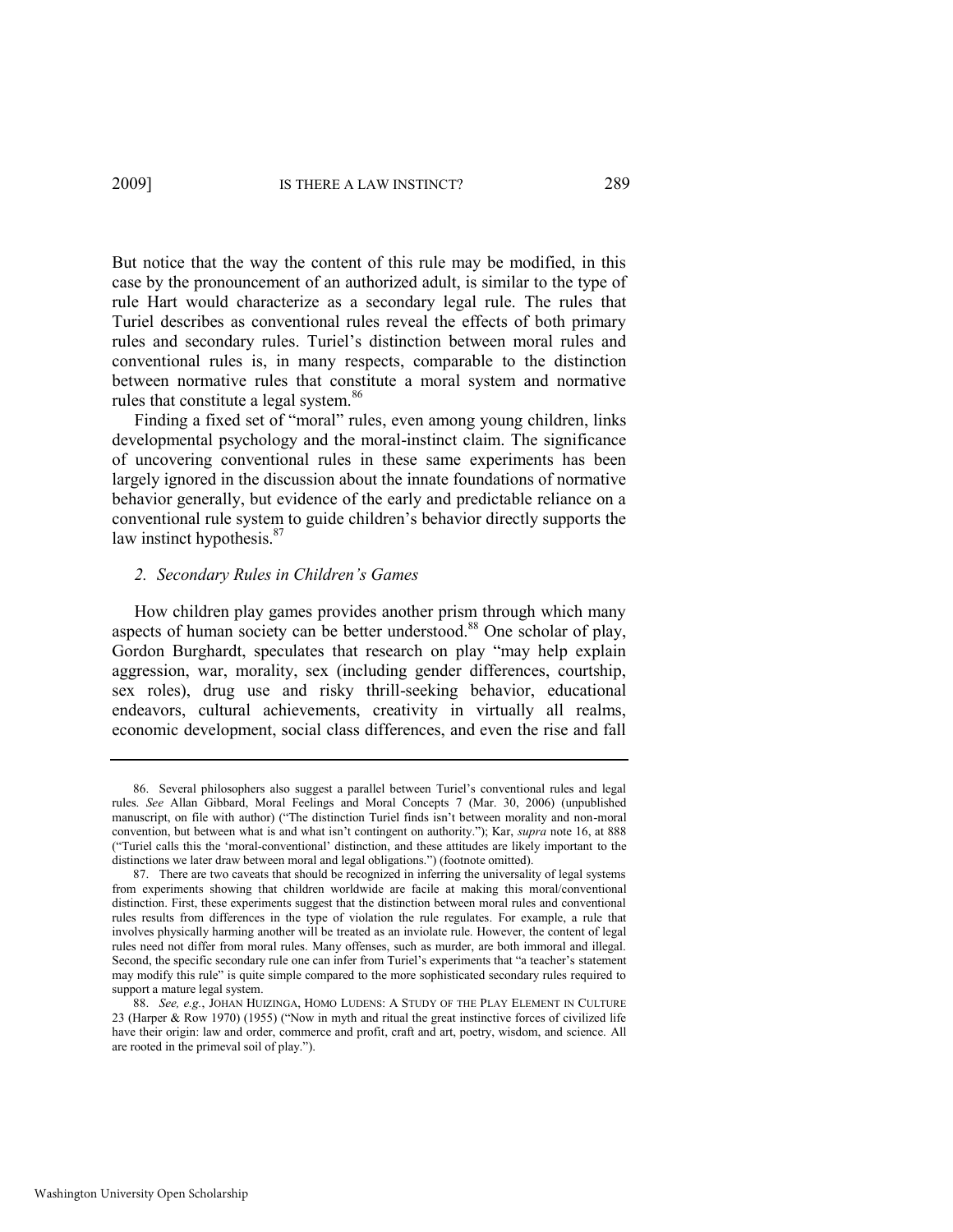But notice that the way the content of this rule may be modified, in this case by the pronouncement of an authorized adult, is similar to the type of rule Hart would characterize as a secondary legal rule. The rules that Turiel describes as conventional rules reveal the effects of both primary rules and secondary rules. Turiel's distinction between moral rules and conventional rules is, in many respects, comparable to the distinction between normative rules that constitute a moral system and normative rules that constitute a legal system.[86]

Finding a fixed set of "moral" rules, even among young children, links developmental psychology and the moral-instinct claim. The significance of uncovering conventional rules in these same experiments has been largely ignored in the discussion about the innate foundations of normative behavior generally, but evidence of the early and predictable reliance on a conventional rule system to guide children's behavior directly supports the law instinct hypothesis.[87]

### *2. Secondary Rules in Children's Games*

How children play games provides another prism through which many aspects of human society can be better understood.[88] One scholar of play, Gordon Burghardt, speculates that research on play "may help explain aggression, war, morality, sex (including gender differences, courtship, sex roles), drug use and risky thrill-seeking behavior, educational endeavors, cultural achievements, creativity in virtually all realms, economic development, social class differences, and even the rise and fall

---

86. Several philosophers also suggest a parallel between Turiel's conventional rules and legal rules. *See* Allan Gibbard, Moral Feelings and Moral Concepts 7 (Mar. 30, 2006) (unpublished manuscript, on file with author) ("The distinction Turiel finds isn't between morality and non-moral convention, but between what is and what isn't contingent on authority."); Kar, *supra* note 16, at 888 ("Turiel calls this the 'moral-conventional' distinction, and these attitudes are likely important to the distinctions we later draw between moral and legal obligations.") (footnote omitted).

87. There are two caveats that should be recognized in inferring the universality of legal systems from experiments showing that children worldwide are facile at making this moral/conventional distinction. First, these experiments suggest that the distinction between moral rules and conventional rules results from differences in the type of violation the rule regulates. For example, a rule that involves physically harming another will be treated as an inviolate rule. However, the content of legal rules need not differ from moral rules. Many offenses, such as murder, are both immoral and illegal. Second, the specific secondary rule one can infer from Turiel's experiments that "a teacher's statement may modify this rule" is quite simple compared to the more sophisticated secondary rules required to support a mature legal system.

88. *See, e.g.*, JOHAN HUIZINGA, HOMO LUDENS: A STUDY OF THE PLAY ELEMENT IN CULTURE 23 (Harper & Row 1970) (1955) ("Now in myth and ritual the great instinctive forces of civilized life have their origin: law and order, commerce and profit, craft and art, poetry, wisdom, and science. All are rooted in the primeval soil of play.").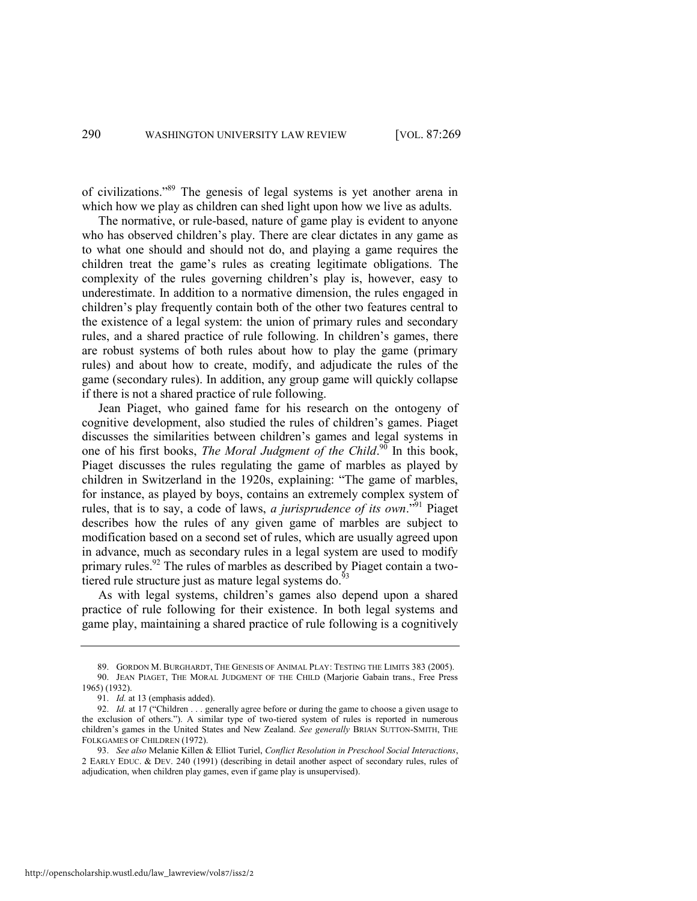of civilizations."[89] The genesis of legal systems is yet another arena in which how we play as children can shed light upon how we live as adults.

The normative, or rule-based, nature of game play is evident to anyone who has observed children's play. There are clear dictates in any game as to what one should and should not do, and playing a game requires the children treat the game's rules as creating legitimate obligations. The complexity of the rules governing children's play is, however, easy to underestimate. In addition to a normative dimension, the rules engaged in children's play frequently contain both of the other two features central to the existence of a legal system: the union of primary rules and secondary rules, and a shared practice of rule following. In children's games, there are robust systems of both rules about how to play the game (primary rules) and about how to create, modify, and adjudicate the rules of the game (secondary rules). In addition, any group game will quickly collapse if there is not a shared practice of rule following.

Jean Piaget, who gained fame for his research on the ontogeny of cognitive development, also studied the rules of children's games. Piaget discusses the similarities between children's games and legal systems in one of his first books, *The Moral Judgment of the Child*.[90] In this book, Piaget discusses the rules regulating the game of marbles as played by children in Switzerland in the 1920s, explaining: "The game of marbles, for instance, as played by boys, contains an extremely complex system of rules, that is to say, a code of laws, *a jurisprudence of its own*."[91] Piaget describes how the rules of any given game of marbles are subject to modification based on a second set of rules, which are usually agreed upon in advance, much as secondary rules in a legal system are used to modify primary rules.[92] The rules of marbles as described by Piaget contain a two-tiered rule structure just as mature legal systems do.[93]

As with legal systems, children's games also depend upon a shared practice of rule following for their existence. In both legal systems and game play, maintaining a shared practice of rule following is a cognitively

---

89. GORDON M. BURGHARDT, THE GENESIS OF ANIMAL PLAY: TESTING THE LIMITS 383 (2005).

90. JEAN PIAGET, THE MORAL JUDGMENT OF THE CHILD (Marjorie Gabain trans., Free Press 1965) (1932).

91. *Id.* at 13 (emphasis added).

92. *Id.* at 17 ("Children . . . generally agree before or during the game to choose a given usage to the exclusion of others."). A similar type of two-tiered system of rules is reported in numerous children's games in the United States and New Zealand. *See generally* BRIAN SUTTON-SMITH, THE FOLKGAMES OF CHILDREN (1972).

93. *See also* Melanie Killen & Elliot Turiel, *Conflict Resolution in Preschool Social Interactions*, 2 EARLY EDUC. & DEV. 240 (1991) (describing in detail another aspect of secondary rules, rules of adjudication, when children play games, even if game play is unsupervised).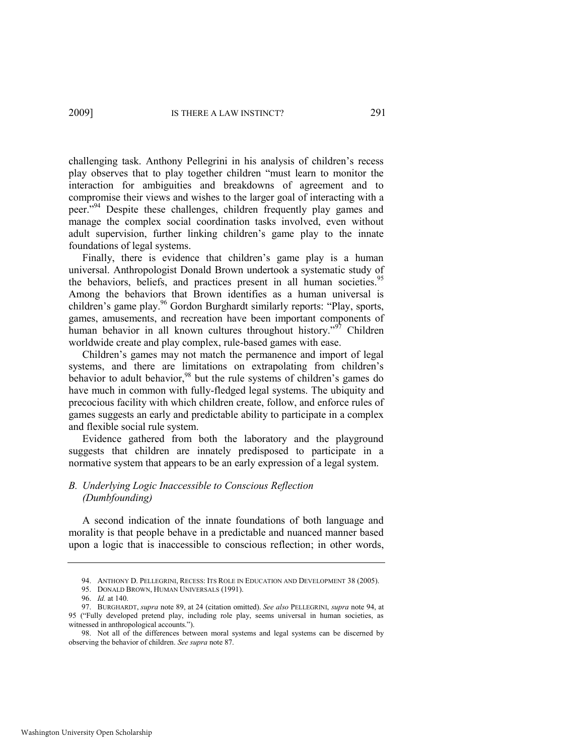challenging task. Anthony Pellegrini in his analysis of children's recess play observes that to play together children "must learn to monitor the interaction for ambiguities and breakdowns of agreement and to compromise their views and wishes to the larger goal of interacting with a peer."[94] Despite these challenges, children frequently play games and manage the complex social coordination tasks involved, even without adult supervision, further linking children's game play to the innate foundations of legal systems.

Finally, there is evidence that children's game play is a human universal. Anthropologist Donald Brown undertook a systematic study of the behaviors, beliefs, and practices present in all human societies.[95] Among the behaviors that Brown identifies as a human universal is children's game play.[96] Gordon Burghardt similarly reports: "Play, sports, games, amusements, and recreation have been important components of human behavior in all known cultures throughout history."[97] Children worldwide create and play complex, rule-based games with ease.

Children's games may not match the permanence and import of legal systems, and there are limitations on extrapolating from children's behavior to adult behavior,[98] but the rule systems of children's games do have much in common with fully-fledged legal systems. The ubiquity and precocious facility with which children create, follow, and enforce rules of games suggests an early and predictable ability to participate in a complex and flexible social rule system.

Evidence gathered from both the laboratory and the playground suggests that children are innately predisposed to participate in a normative system that appears to be an early expression of a legal system.

### *B. Underlying Logic Inaccessible to Conscious Reflection (Dumbfounding)*

A second indication of the innate foundations of both language and morality is that people behave in a predictable and nuanced manner based upon a logic that is inaccessible to conscious reflection; in other words,

---

94. ANTHONY D. PELLEGRINI, RECESS: ITS ROLE IN EDUCATION AND DEVELOPMENT 38 (2005).

95. DONALD BROWN, HUMAN UNIVERSALS (1991).

96. *Id.* at 140.

97. BURGHARDT, *supra* note 89, at 24 (citation omitted). *See also* PELLEGRINI, *supra* note 94, at 95 ("Fully developed pretend play, including role play, seems universal in human societies, as witnessed in anthropological accounts.").

98. Not all of the differences between moral systems and legal systems can be discerned by observing the behavior of children. *See supra* note 87.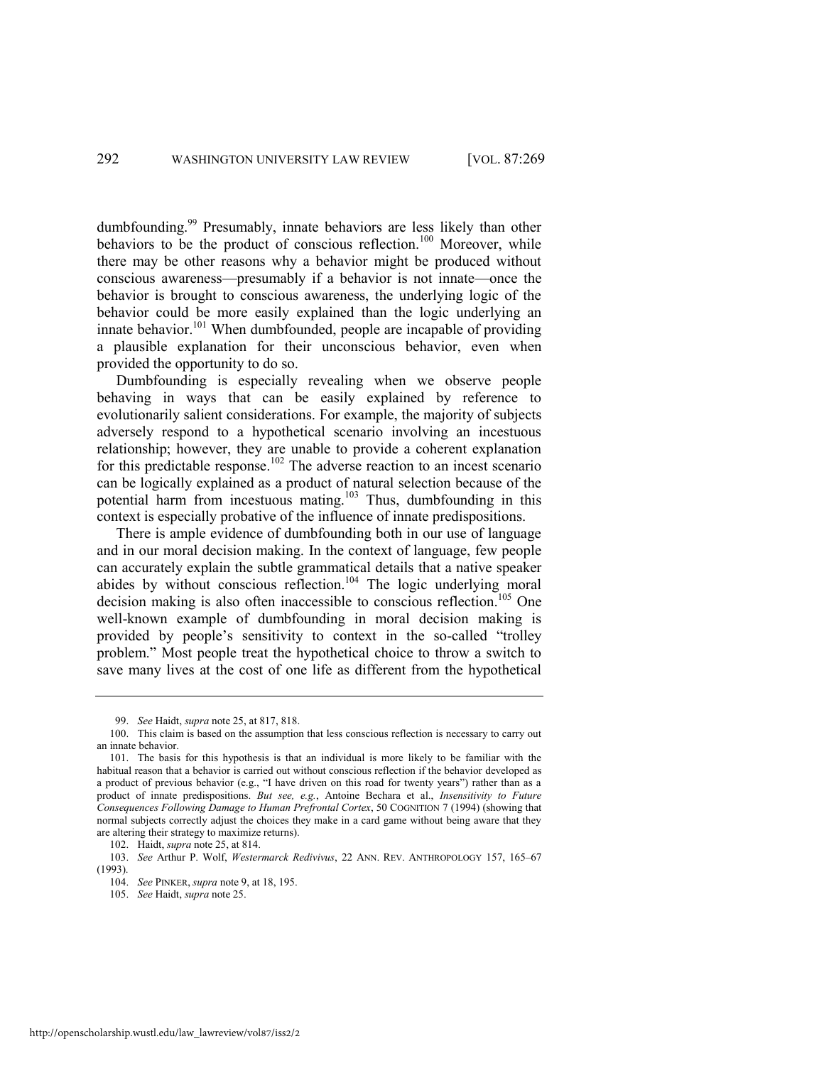dumbfounding.[99] Presumably, innate behaviors are less likely than other behaviors to be the product of conscious reflection.[100] Moreover, while there may be other reasons why a behavior might be produced without conscious awareness—presumably if a behavior is not innate—once the behavior is brought to conscious awareness, the underlying logic of the behavior could be more easily explained than the logic underlying an innate behavior.[101] When dumbfounded, people are incapable of providing a plausible explanation for their unconscious behavior, even when provided the opportunity to do so.

Dumbfounding is especially revealing when we observe people behaving in ways that can be easily explained by reference to evolutionarily salient considerations. For example, the majority of subjects adversely respond to a hypothetical scenario involving an incestuous relationship; however, they are unable to provide a coherent explanation for this predictable response.[102] The adverse reaction to an incest scenario can be logically explained as a product of natural selection because of the potential harm from incestuous mating.[103] Thus, dumbfounding in this context is especially probative of the influence of innate predispositions.

There is ample evidence of dumbfounding both in our use of language and in our moral decision making. In the context of language, few people can accurately explain the subtle grammatical details that a native speaker abides by without conscious reflection.[104] The logic underlying moral decision making is also often inaccessible to conscious reflection.[105] One well-known example of dumbfounding in moral decision making is provided by people's sensitivity to context in the so-called "trolley problem." Most people treat the hypothetical choice to throw a switch to save many lives at the cost of one life as different from the hypothetical

---

99. *See* Haidt, *supra* note 25, at 817, 818.

100. This claim is based on the assumption that less conscious reflection is necessary to carry out an innate behavior.

101. The basis for this hypothesis is that an individual is more likely to be familiar with the habitual reason that a behavior is carried out without conscious reflection if the behavior developed as a product of previous behavior (e.g., "I have driven on this road for twenty years") rather than as a product of innate predispositions. *But see, e.g.*, Antoine Bechara et al., *Insensitivity to Future Consequences Following Damage to Human Prefrontal Cortex*, 50 COGNITION 7 (1994) (showing that normal subjects correctly adjust the choices they make in a card game without being aware that they are altering their strategy to maximize returns).

102. Haidt, *supra* note 25, at 814.

103. *See* Arthur P. Wolf, *Westermarck Redivivus*, 22 ANN. REV. ANTHROPOLOGY 157, 165–67 (1993).

104. *See* PINKER, *supra* note 9, at 18, 195.

105. *See* Haidt, *supra* note 25.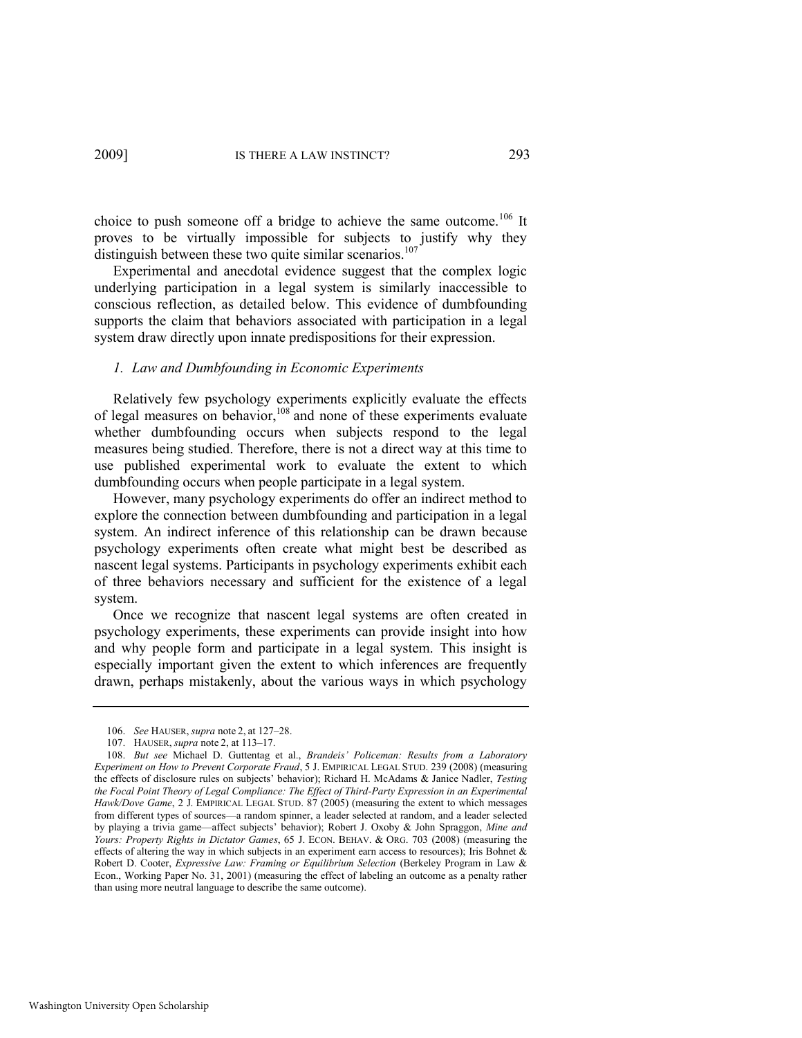choice to push someone off a bridge to achieve the same outcome.[106] It proves to be virtually impossible for subjects to justify why they distinguish between these two quite similar scenarios.[107]

Experimental and anecdotal evidence suggest that the complex logic underlying participation in a legal system is similarly inaccessible to conscious reflection, as detailed below. This evidence of dumbfounding supports the claim that behaviors associated with participation in a legal system draw directly upon innate predispositions for their expression.

### *1. Law and Dumbfounding in Economic Experiments*

Relatively few psychology experiments explicitly evaluate the effects of legal measures on behavior,[108] and none of these experiments evaluate whether dumbfounding occurs when subjects respond to the legal measures being studied. Therefore, there is not a direct way at this time to use published experimental work to evaluate the extent to which dumbfounding occurs when people participate in a legal system.

However, many psychology experiments do offer an indirect method to explore the connection between dumbfounding and participation in a legal system. An indirect inference of this relationship can be drawn because psychology experiments often create what might best be described as nascent legal systems. Participants in psychology experiments exhibit each of three behaviors necessary and sufficient for the existence of a legal system.

Once we recognize that nascent legal systems are often created in psychology experiments, these experiments can provide insight into how and why people form and participate in a legal system. This insight is especially important given the extent to which inferences are frequently drawn, perhaps mistakenly, about the various ways in which psychology

---

106. *See* HAUSER, *supra* note 2, at 127–28.

107. HAUSER, *supra* note 2, at 113–17.

108. *But see* Michael D. Guttentag et al., *Brandeis' Policeman: Results from a Laboratory Experiment on How to Prevent Corporate Fraud*, 5 J. EMPIRICAL LEGAL STUD. 239 (2008) (measuring the effects of disclosure rules on subjects' behavior); Richard H. McAdams & Janice Nadler, *Testing the Focal Point Theory of Legal Compliance: The Effect of Third-Party Expression in an Experimental Hawk/Dove Game*, 2 J. EMPIRICAL LEGAL STUD. 87 (2005) (measuring the extent to which messages from different types of sources—a random spinner, a leader selected at random, and a leader selected by playing a trivia game—affect subjects' behavior); Robert J. Oxoby & John Spraggon, *Mine and Yours: Property Rights in Dictator Games*, 65 J. ECON. BEHAV. & ORG. 703 (2008) (measuring the effects of altering the way in which subjects in an experiment earn access to resources); Iris Bohnet & Robert D. Cooter, *Expressive Law: Framing or Equilibrium Selection* (Berkeley Program in Law & Econ., Working Paper No. 31, 2001) (measuring the effect of labeling an outcome as a penalty rather than using more neutral language to describe the same outcome).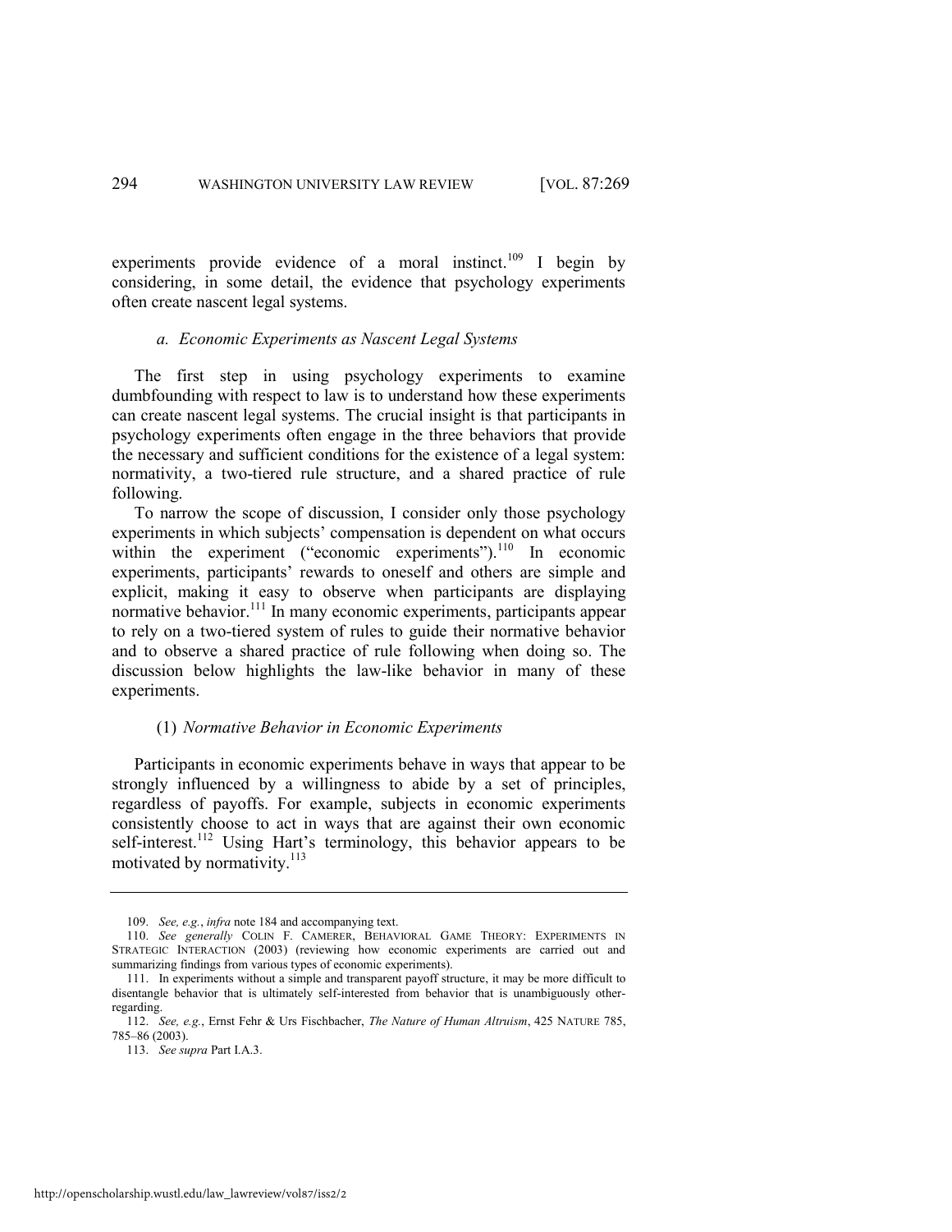experiments provide evidence of a moral instinct.[109] I begin by considering, in some detail, the evidence that psychology experiments often create nascent legal systems.

#### *a. Economic Experiments as Nascent Legal Systems*

The first step in using psychology experiments to examine dumbfounding with respect to law is to understand how these experiments can create nascent legal systems. The crucial insight is that participants in psychology experiments often engage in the three behaviors that provide the necessary and sufficient conditions for the existence of a legal system: normativity, a two-tiered rule structure, and a shared practice of rule following.

To narrow the scope of discussion, I consider only those psychology experiments in which subjects' compensation is dependent on what occurs within the experiment ("economic experiments").[110] In economic experiments, participants' rewards to oneself and others are simple and explicit, making it easy to observe when participants are displaying normative behavior.[111] In many economic experiments, participants appear to rely on a two-tiered system of rules to guide their normative behavior and to observe a shared practice of rule following when doing so. The discussion below highlights the law-like behavior in many of these experiments.

##### (1) *Normative Behavior in Economic Experiments*

Participants in economic experiments behave in ways that appear to be strongly influenced by a willingness to abide by a set of principles, regardless of payoffs. For example, subjects in economic experiments consistently choose to act in ways that are against their own economic self-interest.[112] Using Hart's terminology, this behavior appears to be motivated by normativity.[113]

---

109. *See, e.g.*, *infra* note 184 and accompanying text.

110. *See generally* COLIN F. CAMERER, BEHAVIORAL GAME THEORY: EXPERIMENTS IN STRATEGIC INTERACTION (2003) (reviewing how economic experiments are carried out and summarizing findings from various types of economic experiments).

111. In experiments without a simple and transparent payoff structure, it may be more difficult to disentangle behavior that is ultimately self-interested from behavior that is unambiguously other-regarding.

112. *See, e.g.*, Ernst Fehr & Urs Fischbacher, *The Nature of Human Altruism*, 425 NATURE 785, 785–86 (2003).

113. *See supra* Part I.A.3.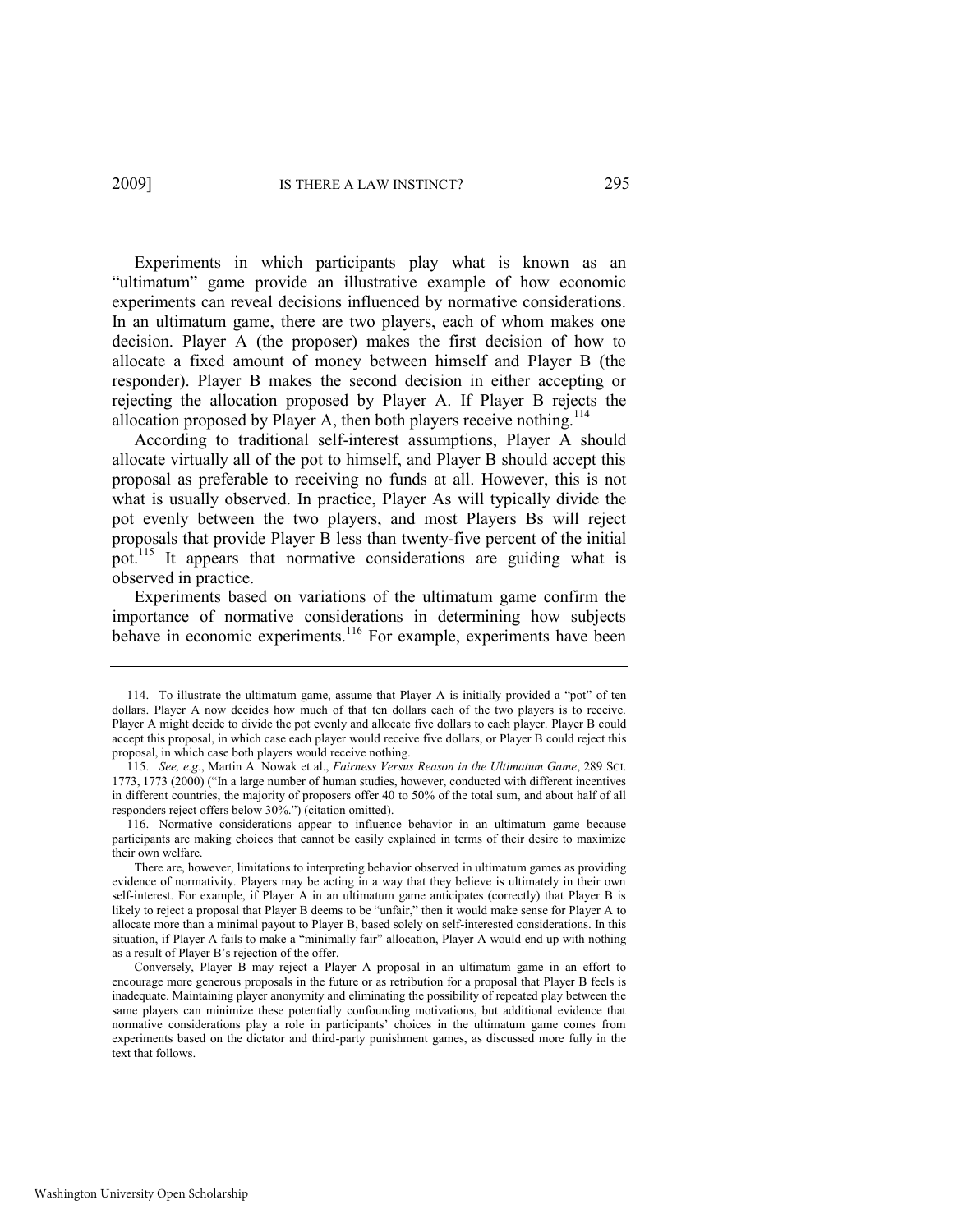Experiments in which participants play what is known as an "ultimatum" game provide an illustrative example of how economic experiments can reveal decisions influenced by normative considerations. In an ultimatum game, there are two players, each of whom makes one decision. Player A (the proposer) makes the first decision of how to allocate a fixed amount of money between himself and Player B (the responder). Player B makes the second decision in either accepting or rejecting the allocation proposed by Player A. If Player B rejects the allocation proposed by Player A, then both players receive nothing.[114]

According to traditional self-interest assumptions, Player A should allocate virtually all of the pot to himself, and Player B should accept this proposal as preferable to receiving no funds at all. However, this is not what is usually observed. In practice, Player As will typically divide the pot evenly between the two players, and most Players Bs will reject proposals that provide Player B less than twenty-five percent of the initial pot.[115] It appears that normative considerations are guiding what is observed in practice.

Experiments based on variations of the ultimatum game confirm the importance of normative considerations in determining how subjects behave in economic experiments.[116] For example, experiments have been

---

114. To illustrate the ultimatum game, assume that Player A is initially provided a "pot" of ten dollars. Player A now decides how much of that ten dollars each of the two players is to receive. Player A might decide to divide the pot evenly and allocate five dollars to each player. Player B could accept this proposal, in which case each player would receive five dollars, or Player B could reject this proposal, in which case both players would receive nothing.

115. *See, e.g.*, Martin A. Nowak et al., *Fairness Versus Reason in the Ultimatum Game*, 289 SCI. 1773, 1773 (2000) ("In a large number of human studies, however, conducted with different incentives in different countries, the majority of proposers offer 40 to 50% of the total sum, and about half of all responders reject offers below 30%.") (citation omitted).

116. Normative considerations appear to influence behavior in an ultimatum game because participants are making choices that cannot be easily explained in terms of their desire to maximize their own welfare.

There are, however, limitations to interpreting behavior observed in ultimatum games as providing evidence of normativity. Players may be acting in a way that they believe is ultimately in their own self-interest. For example, if Player A in an ultimatum game anticipates (correctly) that Player B is likely to reject a proposal that Player B deems to be "unfair," then it would make sense for Player A to allocate more than a minimal payout to Player B, based solely on self-interested considerations. In this situation, if Player A fails to make a "minimally fair" allocation, Player A would end up with nothing as a result of Player B's rejection of the offer.

Conversely, Player B may reject a Player A proposal in an ultimatum game in an effort to encourage more generous proposals in the future or as retribution for a proposal that Player B feels is inadequate. Maintaining player anonymity and eliminating the possibility of repeated play between the same players can minimize these potentially confounding motivations, but additional evidence that normative considerations play a role in participants' choices in the ultimatum game comes from experiments based on the dictator and third-party punishment games, as discussed more fully in the text that follows.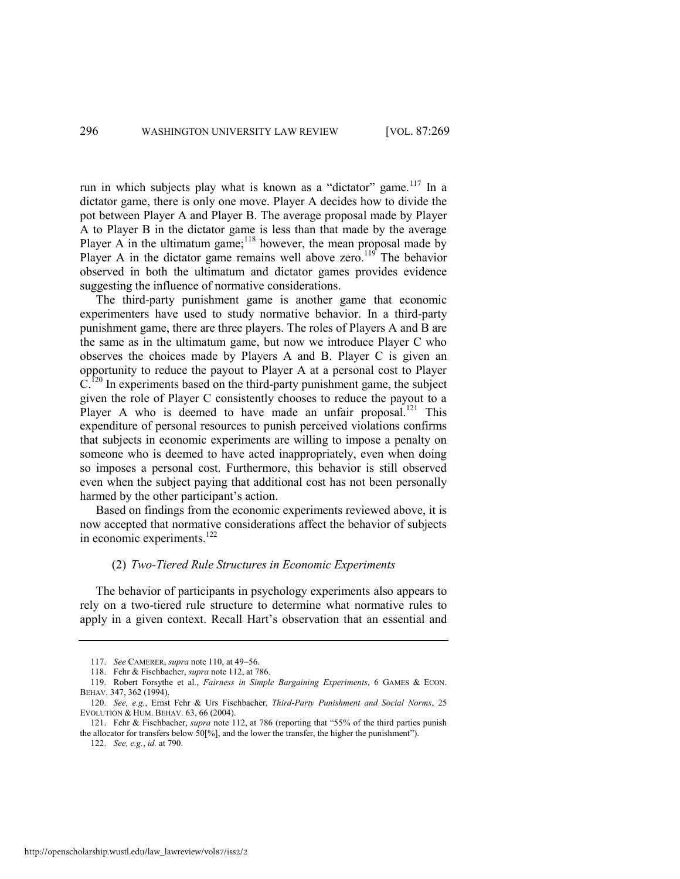run in which subjects play what is known as a "dictator" game.[117] In a dictator game, there is only one move. Player A decides how to divide the pot between Player A and Player B. The average proposal made by Player A to Player B in the dictator game is less than that made by the average Player A in the ultimatum game;[118] however, the mean proposal made by Player A in the dictator game remains well above zero.[119] The behavior observed in both the ultimatum and dictator games provides evidence suggesting the influence of normative considerations.

The third-party punishment game is another game that economic experimenters have used to study normative behavior. In a third-party punishment game, there are three players. The roles of Players A and B are the same as in the ultimatum game, but now we introduce Player C who observes the choices made by Players A and B. Player C is given an opportunity to reduce the payout to Player A at a personal cost to Player C.[120] In experiments based on the third-party punishment game, the subject given the role of Player C consistently chooses to reduce the payout to a Player A who is deemed to have made an unfair proposal.[121] This expenditure of personal resources to punish perceived violations confirms that subjects in economic experiments are willing to impose a penalty on someone who is deemed to have acted inappropriately, even when doing so imposes a personal cost. Furthermore, this behavior is still observed even when the subject paying that additional cost has not been personally harmed by the other participant's action.

Based on findings from the economic experiments reviewed above, it is now accepted that normative considerations affect the behavior of subjects in economic experiments.[122]

#### (2) *Two-Tiered Rule Structures in Economic Experiments*

The behavior of participants in psychology experiments also appears to rely on a two-tiered rule structure to determine what normative rules to apply in a given context. Recall Hart's observation that an essential and

---

117. *See* CAMERER, *supra* note 110, at 49–56.

118. Fehr & Fischbacher, *supra* note 112, at 786.

119. Robert Forsythe et al., *Fairness in Simple Bargaining Experiments*, 6 GAMES & ECON. BEHAV. 347, 362 (1994).

120. *See, e.g.*, Ernst Fehr & Urs Fischbacher, *Third-Party Punishment and Social Norms*, 25 EVOLUTION & HUM. BEHAV. 63, 66 (2004).

121. Fehr & Fischbacher, *supra* note 112, at 786 (reporting that "55% of the third parties punish the allocator for transfers below 50[%], and the lower the transfer, the higher the punishment").

122. *See, e.g.*, *id.* at 790.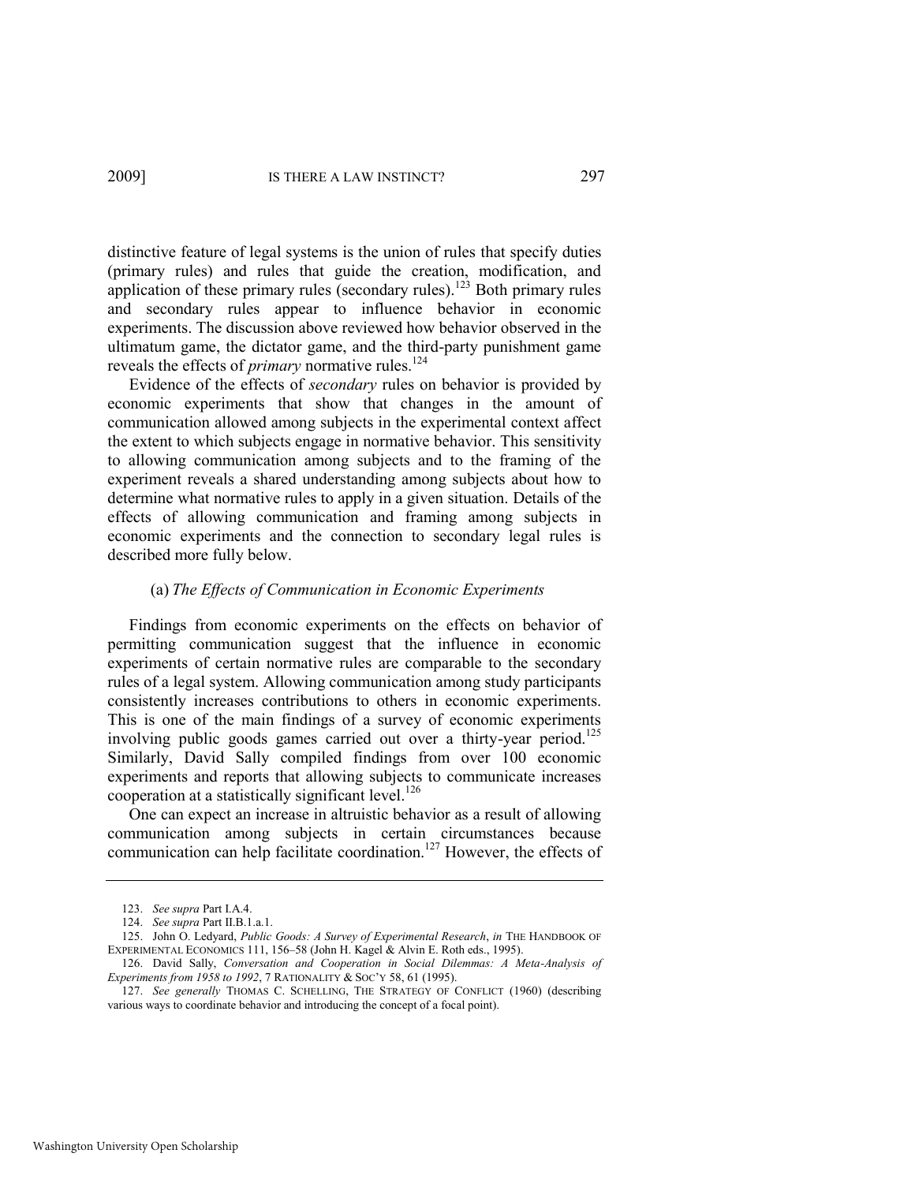distinctive feature of legal systems is the union of rules that specify duties (primary rules) and rules that guide the creation, modification, and application of these primary rules (secondary rules).[123] Both primary rules and secondary rules appear to influence behavior in economic experiments. The discussion above reviewed how behavior observed in the ultimatum game, the dictator game, and the third-party punishment game reveals the effects of *primary* normative rules.[124]

Evidence of the effects of *secondary* rules on behavior is provided by economic experiments that show that changes in the amount of communication allowed among subjects in the experimental context affect the extent to which subjects engage in normative behavior. This sensitivity to allowing communication among subjects and to the framing of the experiment reveals a shared understanding among subjects about how to determine what normative rules to apply in a given situation. Details of the effects of allowing communication and framing among subjects in economic experiments and the connection to secondary legal rules is described more fully below.

(a) *The Effects of Communication in Economic Experiments*

Findings from economic experiments on the effects on behavior of permitting communication suggest that the influence in economic experiments of certain normative rules are comparable to the secondary rules of a legal system. Allowing communication among study participants consistently increases contributions to others in economic experiments. This is one of the main findings of a survey of economic experiments involving public goods games carried out over a thirty-year period.[125] Similarly, David Sally compiled findings from over 100 economic experiments and reports that allowing subjects to communicate increases cooperation at a statistically significant level.[126]

One can expect an increase in altruistic behavior as a result of allowing communication among subjects in certain circumstances because communication can help facilitate coordination.[127] However, the effects of

---

123. *See supra* Part I.A.4.

124. *See supra* Part II.B.1.a.1.

125. John O. Ledyard, *Public Goods: A Survey of Experimental Research*, *in* THE HANDBOOK OF EXPERIMENTAL ECONOMICS 111, 156–58 (John H. Kagel & Alvin E. Roth eds., 1995).

126. David Sally, *Conversation and Cooperation in Social Dilemmas: A Meta-Analysis of Experiments from 1958 to 1992*, 7 RATIONALITY & SOC'Y 58, 61 (1995).

127. *See generally* THOMAS C. SCHELLING, THE STRATEGY OF CONFLICT (1960) (describing various ways to coordinate behavior and introducing the concept of a focal point).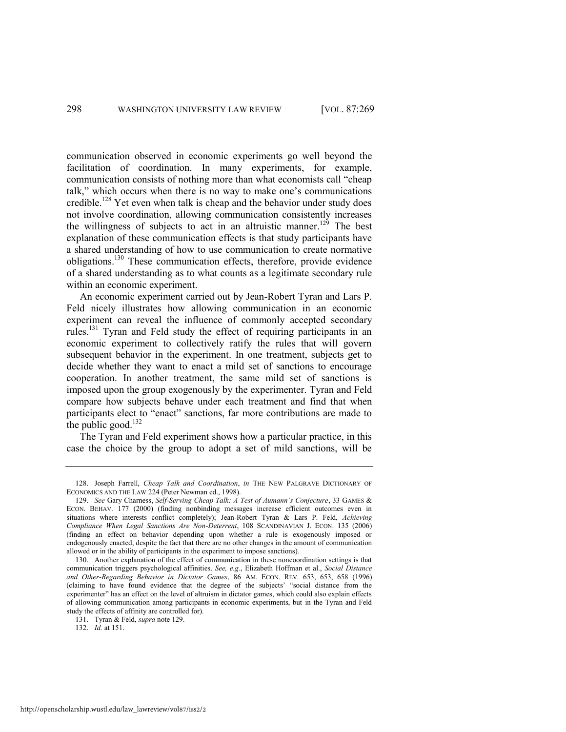communication observed in economic experiments go well beyond the facilitation of coordination. In many experiments, for example, communication consists of nothing more than what economists call "cheap talk," which occurs when there is no way to make one's communications credible.[128] Yet even when talk is cheap and the behavior under study does not involve coordination, allowing communication consistently increases the willingness of subjects to act in an altruistic manner.[129] The best explanation of these communication effects is that study participants have a shared understanding of how to use communication to create normative obligations.[130] These communication effects, therefore, provide evidence of a shared understanding as to what counts as a legitimate secondary rule within an economic experiment.

An economic experiment carried out by Jean-Robert Tyran and Lars P. Feld nicely illustrates how allowing communication in an economic experiment can reveal the influence of commonly accepted secondary rules.[131] Tyran and Feld study the effect of requiring participants in an economic experiment to collectively ratify the rules that will govern subsequent behavior in the experiment. In one treatment, subjects get to decide whether they want to enact a mild set of sanctions to encourage cooperation. In another treatment, the same mild set of sanctions is imposed upon the group exogenously by the experimenter. Tyran and Feld compare how subjects behave under each treatment and find that when participants elect to "enact" sanctions, far more contributions are made to the public good.[132]

The Tyran and Feld experiment shows how a particular practice, in this case the choice by the group to adopt a set of mild sanctions, will be

---

128. Joseph Farrell, *Cheap Talk and Coordination*, *in* THE NEW PALGRAVE DICTIONARY OF ECONOMICS AND THE LAW 224 (Peter Newman ed., 1998).

129. *See* Gary Charness, *Self-Serving Cheap Talk: A Test of Aumann's Conjecture*, 33 GAMES & ECON. BEHAV. 177 (2000) (finding nonbinding messages increase efficient outcomes even in situations where interests conflict completely); Jean-Robert Tyran & Lars P. Feld, *Achieving Compliance When Legal Sanctions Are Non-Deterrent*, 108 SCANDINAVIAN J. ECON. 135 (2006) (finding an effect on behavior depending upon whether a rule is exogenously imposed or endogenously enacted, despite the fact that there are no other changes in the amount of communication allowed or in the ability of participants in the experiment to impose sanctions).

130. Another explanation of the effect of communication in these noncoordination settings is that communication triggers psychological affinities. *See, e.g.*, Elizabeth Hoffman et al., *Social Distance and Other-Regarding Behavior in Dictator Games*, 86 AM. ECON. REV. 653, 653, 658 (1996) (claiming to have found evidence that the degree of the subjects' "social distance from the experimenter" has an effect on the level of altruism in dictator games, which could also explain effects of allowing communication among participants in economic experiments, but in the Tyran and Feld study the effects of affinity are controlled for).

131. Tyran & Feld, *supra* note 129.

132. *Id.* at 151.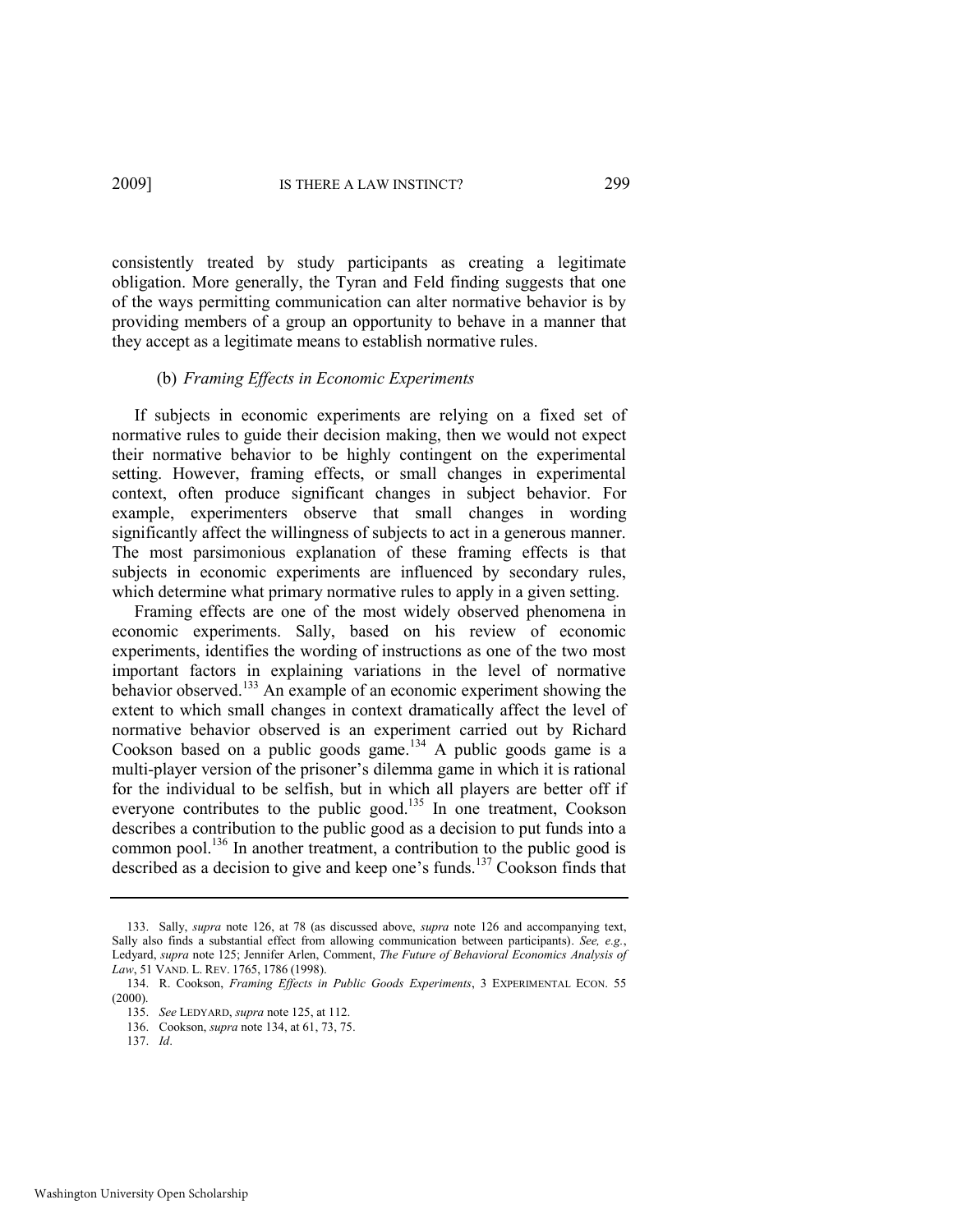consistently treated by study participants as creating a legitimate obligation. More generally, the Tyran and Feld finding suggests that one of the ways permitting communication can alter normative behavior is by providing members of a group an opportunity to behave in a manner that they accept as a legitimate means to establish normative rules.

### (b) *Framing Effects in Economic Experiments*

If subjects in economic experiments are relying on a fixed set of normative rules to guide their decision making, then we would not expect their normative behavior to be highly contingent on the experimental setting. However, framing effects, or small changes in experimental context, often produce significant changes in subject behavior. For example, experimenters observe that small changes in wording significantly affect the willingness of subjects to act in a generous manner. The most parsimonious explanation of these framing effects is that subjects in economic experiments are influenced by secondary rules, which determine what primary normative rules to apply in a given setting.

Framing effects are one of the most widely observed phenomena in economic experiments. Sally, based on his review of economic experiments, identifies the wording of instructions as one of the two most important factors in explaining variations in the level of normative behavior observed.[133] An example of an economic experiment showing the extent to which small changes in context dramatically affect the level of normative behavior observed is an experiment carried out by Richard Cookson based on a public goods game.[134] A public goods game is a multi-player version of the prisoner's dilemma game in which it is rational for the individual to be selfish, but in which all players are better off if everyone contributes to the public good.[135] In one treatment, Cookson describes a contribution to the public good as a decision to put funds into a common pool.[136] In another treatment, a contribution to the public good is described as a decision to give and keep one's funds.[137] Cookson finds that

133. Sally, *supra* note 126, at 78 (as discussed above, *supra* note 126 and accompanying text, Sally also finds a substantial effect from allowing communication between participants). *See, e.g.*, Ledyard, *supra* note 125; Jennifer Arlen, Comment, *The Future of Behavioral Economics Analysis of Law*, 51 VAND. L. REV. 1765, 1786 (1998).

134. R. Cookson, *Framing Effects in Public Goods Experiments*, 3 EXPERIMENTAL ECON. 55 (2000).

135. *See* LEDYARD, *supra* note 125, at 112.

136. Cookson, *supra* note 134, at 61, 73, 75.

137. *Id*.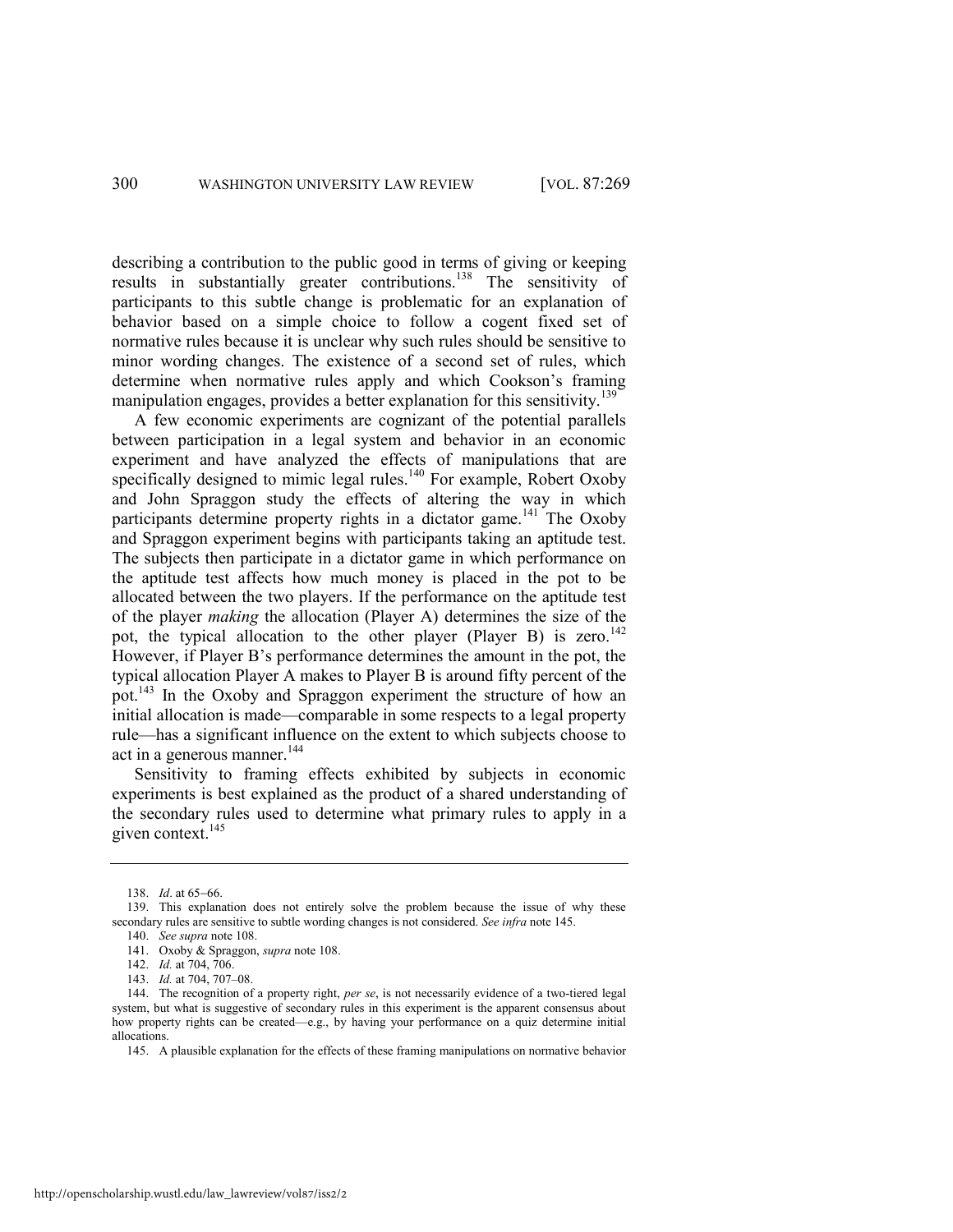describing a contribution to the public good in terms of giving or keeping results in substantially greater contributions.[138] The sensitivity of participants to this subtle change is problematic for an explanation of behavior based on a simple choice to follow a cogent fixed set of normative rules because it is unclear why such rules should be sensitive to minor wording changes. The existence of a second set of rules, which determine when normative rules apply and which Cookson's framing manipulation engages, provides a better explanation for this sensitivity.[139]

A few economic experiments are cognizant of the potential parallels between participation in a legal system and behavior in an economic experiment and have analyzed the effects of manipulations that are specifically designed to mimic legal rules.[140] For example, Robert Oxoby and John Spraggon study the effects of altering the way in which participants determine property rights in a dictator game.[141] The Oxoby and Spraggon experiment begins with participants taking an aptitude test. The subjects then participate in a dictator game in which performance on the aptitude test affects how much money is placed in the pot to be allocated between the two players. If the performance on the aptitude test of the player *making* the allocation (Player A) determines the size of the pot, the typical allocation to the other player (Player B) is zero.[142] However, if Player B's performance determines the amount in the pot, the typical allocation Player A makes to Player B is around fifty percent of the pot.[143] In the Oxoby and Spraggon experiment the structure of how an initial allocation is made—comparable in some respects to a legal property rule—has a significant influence on the extent to which subjects choose to act in a generous manner.[144]

Sensitivity to framing effects exhibited by subjects in economic experiments is best explained as the product of a shared understanding of the secondary rules used to determine what primary rules to apply in a given context.[145]

---

138. *Id*. at 65–66.

139. This explanation does not entirely solve the problem because the issue of why these secondary rules are sensitive to subtle wording changes is not considered. *See infra* note 145.

140. *See supra* note 108.

141. Oxoby & Spraggon, *supra* note 108.

142. *Id.* at 704, 706.

143. *Id.* at 704, 707–08.

144. The recognition of a property right, *per se*, is not necessarily evidence of a two-tiered legal system, but what is suggestive of secondary rules in this experiment is the apparent consensus about how property rights can be created—e.g., by having your performance on a quiz determine initial allocations.

145. A plausible explanation for the effects of these framing manipulations on normative behavior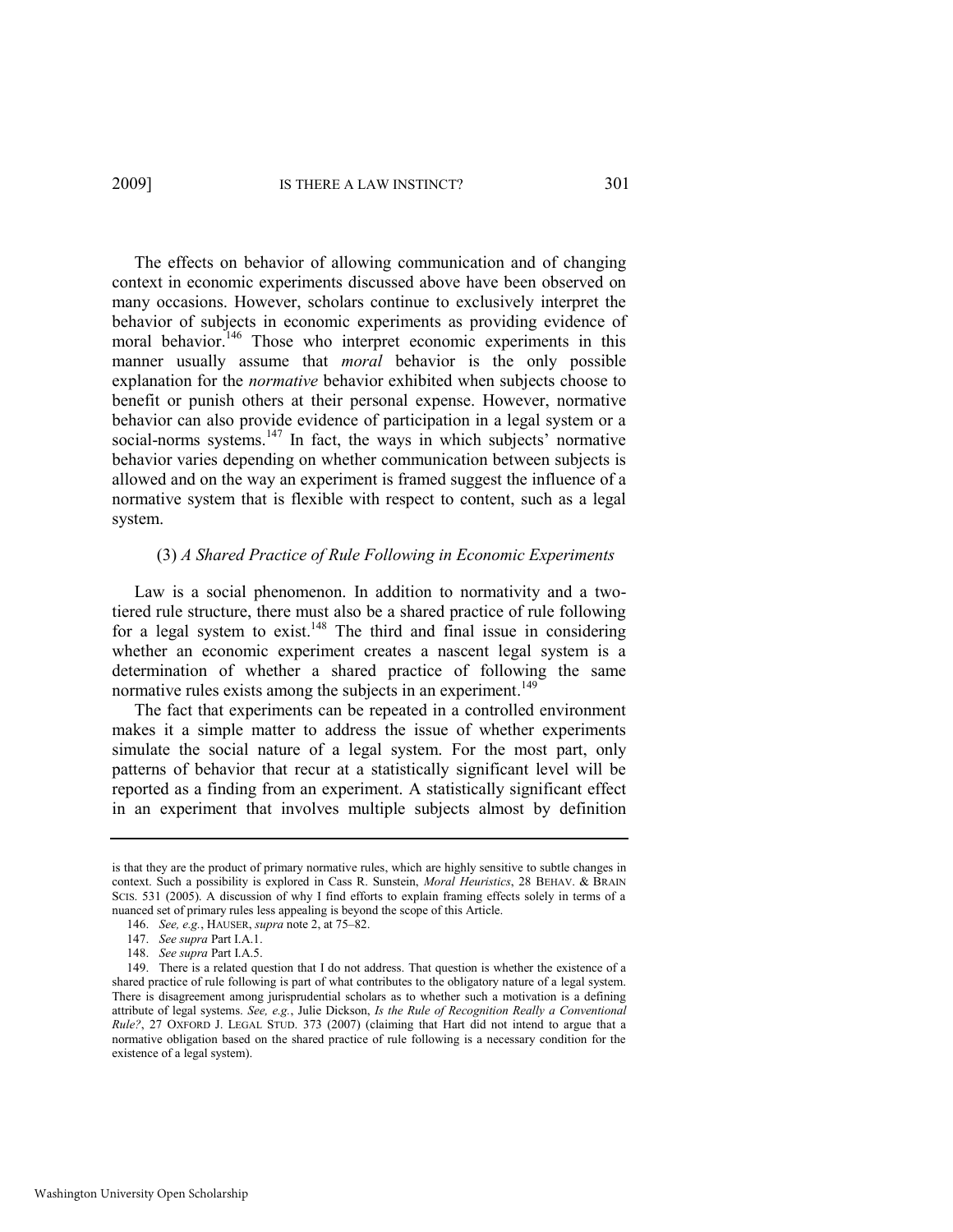The effects on behavior of allowing communication and of changing context in economic experiments discussed above have been observed on many occasions. However, scholars continue to exclusively interpret the behavior of subjects in economic experiments as providing evidence of moral behavior.[146] Those who interpret economic experiments in this manner usually assume that *moral* behavior is the only possible explanation for the *normative* behavior exhibited when subjects choose to benefit or punish others at their personal expense. However, normative behavior can also provide evidence of participation in a legal system or a social-norms systems.[147] In fact, the ways in which subjects' normative behavior varies depending on whether communication between subjects is allowed and on the way an experiment is framed suggest the influence of a normative system that is flexible with respect to content, such as a legal system.

#### (3) *A Shared Practice of Rule Following in Economic Experiments*

Law is a social phenomenon. In addition to normativity and a two-tiered rule structure, there must also be a shared practice of rule following for a legal system to exist.[148] The third and final issue in considering whether an economic experiment creates a nascent legal system is a determination of whether a shared practice of following the same normative rules exists among the subjects in an experiment.[149]

The fact that experiments can be repeated in a controlled environment makes it a simple matter to address the issue of whether experiments simulate the social nature of a legal system. For the most part, only patterns of behavior that recur at a statistically significant level will be reported as a finding from an experiment. A statistically significant effect in an experiment that involves multiple subjects almost by definition

---

is that they are the product of primary normative rules, which are highly sensitive to subtle changes in context. Such a possibility is explored in Cass R. Sunstein, *Moral Heuristics*, 28 BEHAV. & BRAIN SCIS. 531 (2005). A discussion of why I find efforts to explain framing effects solely in terms of a nuanced set of primary rules less appealing is beyond the scope of this Article.

146. *See, e.g.*, HAUSER, *supra* note 2, at 75–82.

147. *See supra* Part I.A.1.

148. *See supra* Part I.A.5.

149. There is a related question that I do not address. That question is whether the existence of a shared practice of rule following is part of what contributes to the obligatory nature of a legal system. There is disagreement among jurisprudential scholars as to whether such a motivation is a defining attribute of legal systems. *See, e.g.*, Julie Dickson, *Is the Rule of Recognition Really a Conventional Rule?*, 27 OXFORD J. LEGAL STUD. 373 (2007) (claiming that Hart did not intend to argue that a normative obligation based on the shared practice of rule following is a necessary condition for the existence of a legal system).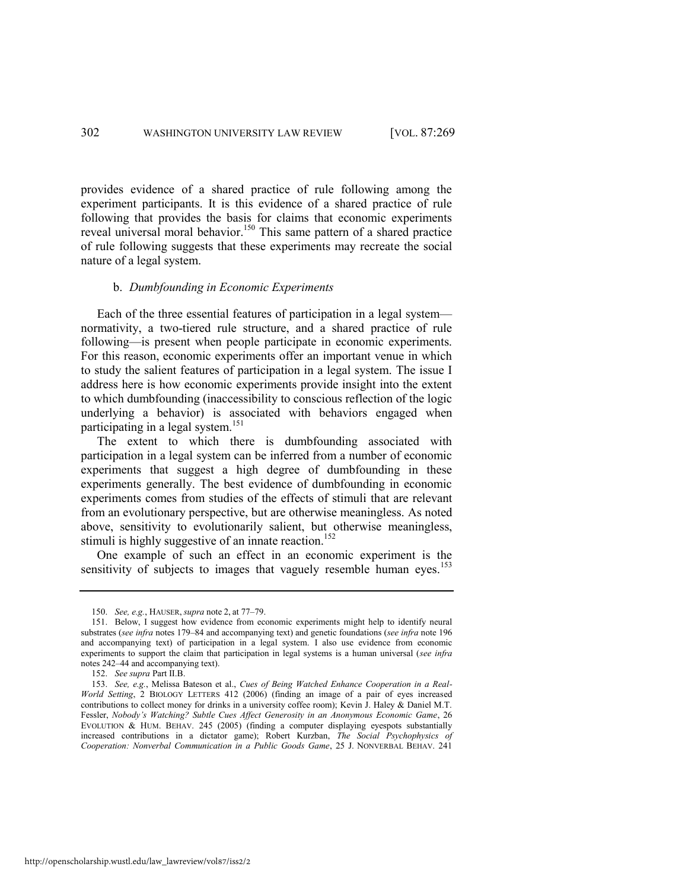provides evidence of a shared practice of rule following among the experiment participants. It is this evidence of a shared practice of rule following that provides the basis for claims that economic experiments reveal universal moral behavior.[150] This same pattern of a shared practice of rule following suggests that these experiments may recreate the social nature of a legal system.

### b. *Dumbfounding in Economic Experiments*

Each of the three essential features of participation in a legal system—normativity, a two-tiered rule structure, and a shared practice of rule following—is present when people participate in economic experiments. For this reason, economic experiments offer an important venue in which to study the salient features of participation in a legal system. The issue I address here is how economic experiments provide insight into the extent to which dumbfounding (inaccessibility to conscious reflection of the logic underlying a behavior) is associated with behaviors engaged when participating in a legal system.[151]

The extent to which there is dumbfounding associated with participation in a legal system can be inferred from a number of economic experiments that suggest a high degree of dumbfounding in these experiments generally. The best evidence of dumbfounding in economic experiments comes from studies of the effects of stimuli that are relevant from an evolutionary perspective, but are otherwise meaningless. As noted above, sensitivity to evolutionarily salient, but otherwise meaningless, stimuli is highly suggestive of an innate reaction.[152]

One example of such an effect in an economic experiment is the sensitivity of subjects to images that vaguely resemble human eyes.[153]

---

150. *See, e.g.*, HAUSER, *supra* note 2, at 77–79.

151. Below, I suggest how evidence from economic experiments might help to identify neural substrates (*see infra* notes 179–84 and accompanying text) and genetic foundations (*see infra* note 196 and accompanying text) of participation in a legal system. I also use evidence from economic experiments to support the claim that participation in legal systems is a human universal (*see infra* notes 242–44 and accompanying text).

152. *See supra* Part II.B.

153. *See, e.g.*, Melissa Bateson et al., *Cues of Being Watched Enhance Cooperation in a Real-World Setting*, 2 BIOLOGY LETTERS 412 (2006) (finding an image of a pair of eyes increased contributions to collect money for drinks in a university coffee room); Kevin J. Haley & Daniel M.T. Fessler, *Nobody's Watching? Subtle Cues Affect Generosity in an Anonymous Economic Game*, 26 EVOLUTION & HUM. BEHAV. 245 (2005) (finding a computer displaying eyespots substantially increased contributions in a dictator game); Robert Kurzban, *The Social Psychophysics of Cooperation: Nonverbal Communication in a Public Goods Game*, 25 J. NONVERBAL BEHAV. 241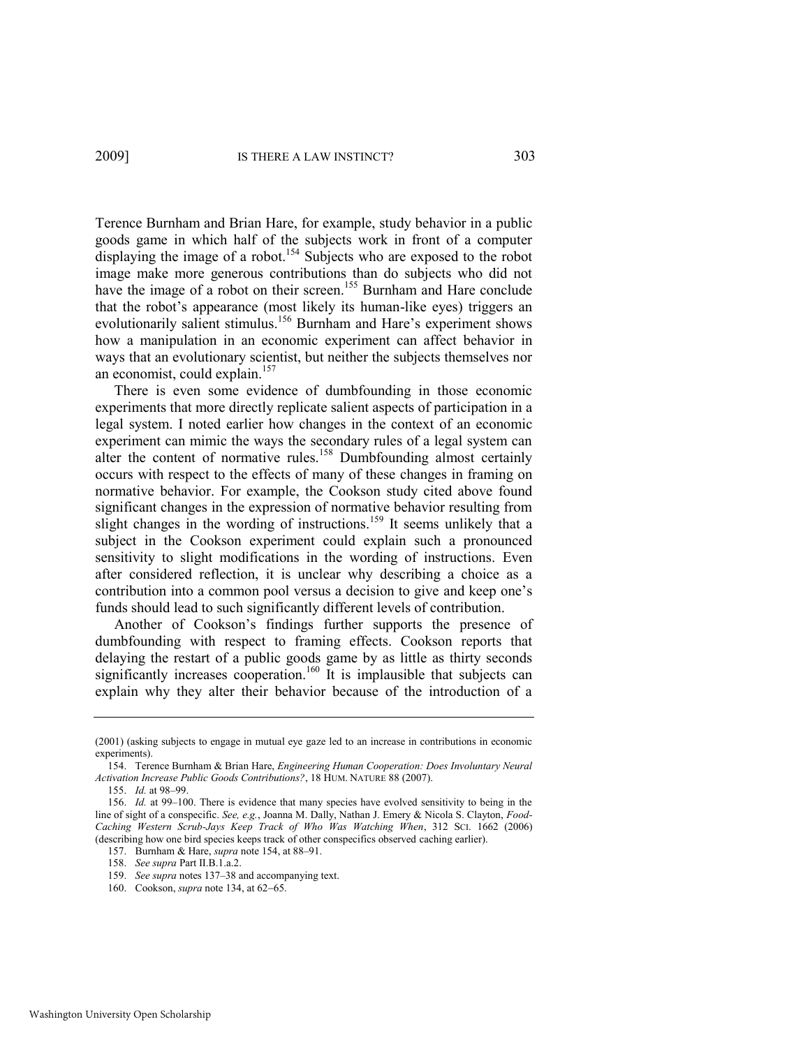Terence Burnham and Brian Hare, for example, study behavior in a public goods game in which half of the subjects work in front of a computer displaying the image of a robot.[154] Subjects who are exposed to the robot image make more generous contributions than do subjects who did not have the image of a robot on their screen.[155] Burnham and Hare conclude that the robot's appearance (most likely its human-like eyes) triggers an evolutionarily salient stimulus.[156] Burnham and Hare's experiment shows how a manipulation in an economic experiment can affect behavior in ways that an evolutionary scientist, but neither the subjects themselves nor an economist, could explain.[157]

There is even some evidence of dumbfounding in those economic experiments that more directly replicate salient aspects of participation in a legal system. I noted earlier how changes in the context of an economic experiment can mimic the ways the secondary rules of a legal system can alter the content of normative rules.[158] Dumbfounding almost certainly occurs with respect to the effects of many of these changes in framing on normative behavior. For example, the Cookson study cited above found significant changes in the expression of normative behavior resulting from slight changes in the wording of instructions.[159] It seems unlikely that a subject in the Cookson experiment could explain such a pronounced sensitivity to slight modifications in the wording of instructions. Even after considered reflection, it is unclear why describing a choice as a contribution into a common pool versus a decision to give and keep one's funds should lead to such significantly different levels of contribution.

Another of Cookson's findings further supports the presence of dumbfounding with respect to framing effects. Cookson reports that delaying the restart of a public goods game by as little as thirty seconds significantly increases cooperation.[160] It is implausible that subjects can explain why they alter their behavior because of the introduction of a

---

(2001) (asking subjects to engage in mutual eye gaze led to an increase in contributions in economic experiments).

154. Terence Burnham & Brian Hare, *Engineering Human Cooperation: Does Involuntary Neural Activation Increase Public Goods Contributions?*, 18 HUM. NATURE 88 (2007).

155. *Id.* at 98–99.

156. *Id.* at 99–100. There is evidence that many species have evolved sensitivity to being in the line of sight of a conspecific. *See, e.g.*, Joanna M. Dally, Nathan J. Emery & Nicola S. Clayton, *Food-Caching Western Scrub-Jays Keep Track of Who Was Watching When*, 312 SCI. 1662 (2006) (describing how one bird species keeps track of other conspecifics observed caching earlier).

157. Burnham & Hare, *supra* note 154, at 88–91.

158. *See supra* Part II.B.1.a.2.

159. *See supra* notes 137–38 and accompanying text.

160. Cookson, *supra* note 134, at 62–65.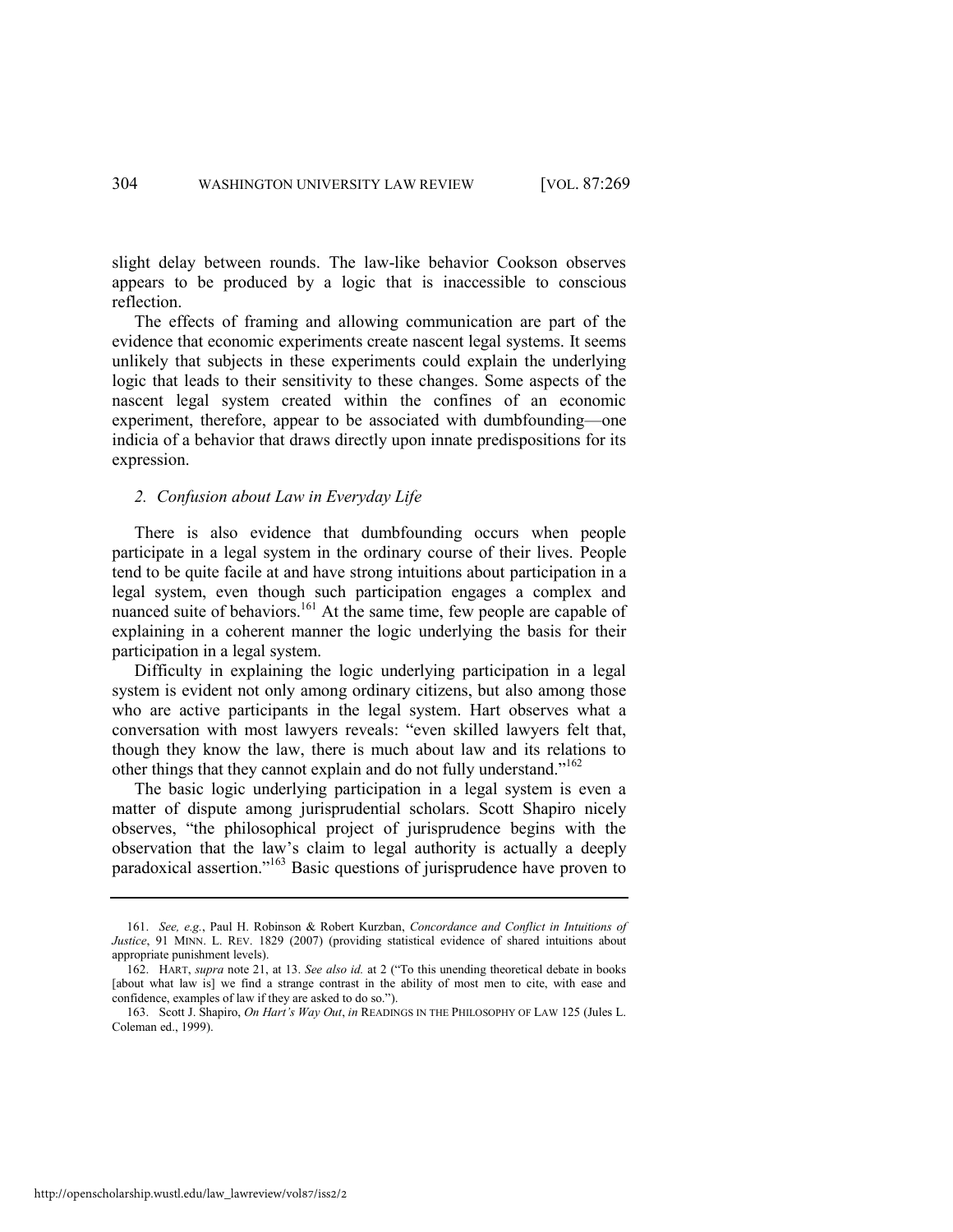slight delay between rounds. The law-like behavior Cookson observes appears to be produced by a logic that is inaccessible to conscious reflection.

The effects of framing and allowing communication are part of the evidence that economic experiments create nascent legal systems. It seems unlikely that subjects in these experiments could explain the underlying logic that leads to their sensitivity to these changes. Some aspects of the nascent legal system created within the confines of an economic experiment, therefore, appear to be associated with dumbfounding—one indicia of a behavior that draws directly upon innate predispositions for its expression.

### *2. Confusion about Law in Everyday Life*

There is also evidence that dumbfounding occurs when people participate in a legal system in the ordinary course of their lives. People tend to be quite facile at and have strong intuitions about participation in a legal system, even though such participation engages a complex and nuanced suite of behaviors.[161] At the same time, few people are capable of explaining in a coherent manner the logic underlying the basis for their participation in a legal system.

Difficulty in explaining the logic underlying participation in a legal system is evident not only among ordinary citizens, but also among those who are active participants in the legal system. Hart observes what a conversation with most lawyers reveals: "even skilled lawyers felt that, though they know the law, there is much about law and its relations to other things that they cannot explain and do not fully understand."[162]

The basic logic underlying participation in a legal system is even a matter of dispute among jurisprudential scholars. Scott Shapiro nicely observes, "the philosophical project of jurisprudence begins with the observation that the law's claim to legal authority is actually a deeply paradoxical assertion."[163] Basic questions of jurisprudence have proven to

---

161. *See, e.g.*, Paul H. Robinson & Robert Kurzban, *Concordance and Conflict in Intuitions of Justice*, 91 MINN. L. REV. 1829 (2007) (providing statistical evidence of shared intuitions about appropriate punishment levels).

162. HART, *supra* note 21, at 13. *See also id.* at 2 ("To this unending theoretical debate in books [about what law is] we find a strange contrast in the ability of most men to cite, with ease and confidence, examples of law if they are asked to do so.").

163. Scott J. Shapiro, *On Hart's Way Out*, *in* READINGS IN THE PHILOSOPHY OF LAW 125 (Jules L. Coleman ed., 1999).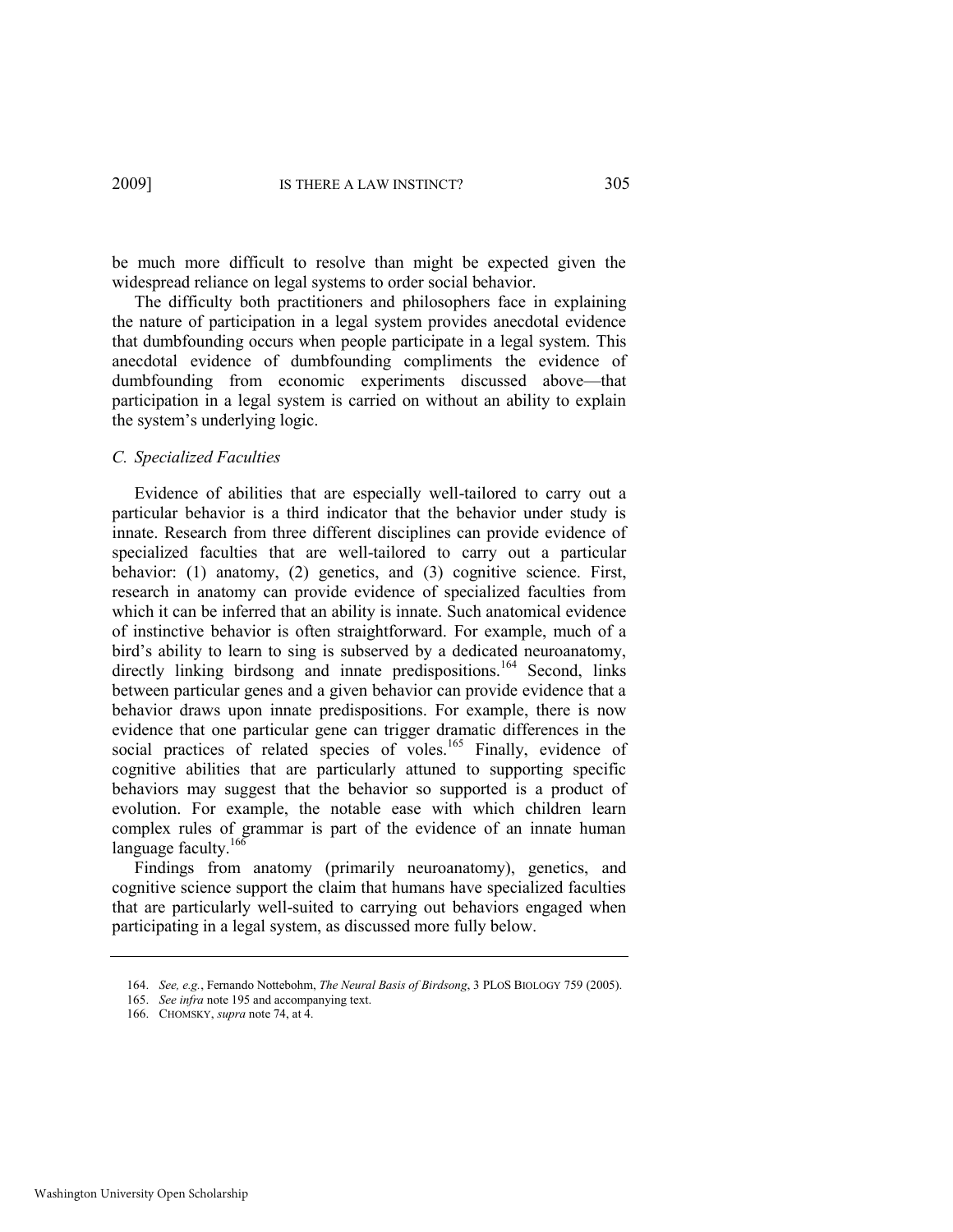be much more difficult to resolve than might be expected given the widespread reliance on legal systems to order social behavior.

The difficulty both practitioners and philosophers face in explaining the nature of participation in a legal system provides anecdotal evidence that dumbfounding occurs when people participate in a legal system. This anecdotal evidence of dumbfounding compliments the evidence of dumbfounding from economic experiments discussed above—that participation in a legal system is carried on without an ability to explain the system's underlying logic.

### *C. Specialized Faculties*

Evidence of abilities that are especially well-tailored to carry out a particular behavior is a third indicator that the behavior under study is innate. Research from three different disciplines can provide evidence of specialized faculties that are well-tailored to carry out a particular behavior: (1) anatomy, (2) genetics, and (3) cognitive science. First, research in anatomy can provide evidence of specialized faculties from which it can be inferred that an ability is innate. Such anatomical evidence of instinctive behavior is often straightforward. For example, much of a bird's ability to learn to sing is subserved by a dedicated neuroanatomy, directly linking birdsong and innate predispositions.[164] Second, links between particular genes and a given behavior can provide evidence that a behavior draws upon innate predispositions. For example, there is now evidence that one particular gene can trigger dramatic differences in the social practices of related species of voles.[165] Finally, evidence of cognitive abilities that are particularly attuned to supporting specific behaviors may suggest that the behavior so supported is a product of evolution. For example, the notable ease with which children learn complex rules of grammar is part of the evidence of an innate human language faculty.[166]

Findings from anatomy (primarily neuroanatomy), genetics, and cognitive science support the claim that humans have specialized faculties that are particularly well-suited to carrying out behaviors engaged when participating in a legal system, as discussed more fully below.

---

164. *See, e.g.*, Fernando Nottebohm, *The Neural Basis of Birdsong*, 3 PLOS BIOLOGY 759 (2005).

165. *See infra* note 195 and accompanying text.

166. CHOMSKY, *supra* note 74, at 4.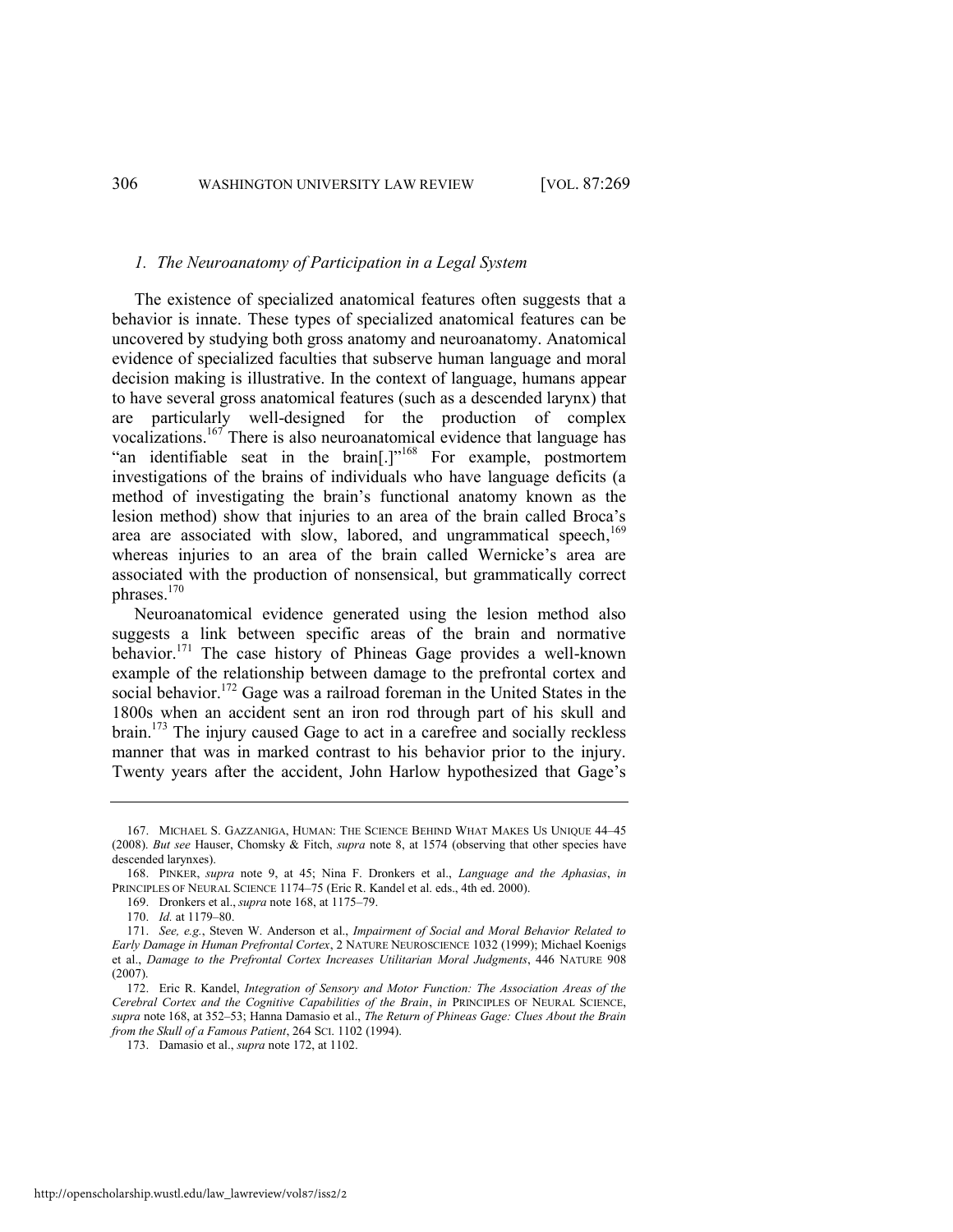### *1. The Neuroanatomy of Participation in a Legal System*

The existence of specialized anatomical features often suggests that a behavior is innate. These types of specialized anatomical features can be uncovered by studying both gross anatomy and neuroanatomy. Anatomical evidence of specialized faculties that subserve human language and moral decision making is illustrative. In the context of language, humans appear to have several gross anatomical features (such as a descended larynx) that are particularly well-designed for the production of complex vocalizations.[167] There is also neuroanatomical evidence that language has "an identifiable seat in the brain[.]"[168] For example, postmortem investigations of the brains of individuals who have language deficits (a method of investigating the brain's functional anatomy known as the lesion method) show that injuries to an area of the brain called Broca's area are associated with slow, labored, and ungrammatical speech,[169] whereas injuries to an area of the brain called Wernicke's area are associated with the production of nonsensical, but grammatically correct phrases.[170]

Neuroanatomical evidence generated using the lesion method also suggests a link between specific areas of the brain and normative behavior.[171] The case history of Phineas Gage provides a well-known example of the relationship between damage to the prefrontal cortex and social behavior.[172] Gage was a railroad foreman in the United States in the 1800s when an accident sent an iron rod through part of his skull and brain.[173] The injury caused Gage to act in a carefree and socially reckless manner that was in marked contrast to his behavior prior to the injury. Twenty years after the accident, John Harlow hypothesized that Gage's

---

167. MICHAEL S. GAZZANIGA, HUMAN: THE SCIENCE BEHIND WHAT MAKES US UNIQUE 44–45 (2008). *But see* Hauser, Chomsky & Fitch, *supra* note 8, at 1574 (observing that other species have descended larynxes).

168. PINKER, *supra* note 9, at 45; Nina F. Dronkers et al., *Language and the Aphasias*, *in* PRINCIPLES OF NEURAL SCIENCE 1174–75 (Eric R. Kandel et al. eds., 4th ed. 2000).

169. Dronkers et al., *supra* note 168, at 1175–79.

170. *Id.* at 1179–80.

171. *See, e.g.*, Steven W. Anderson et al., *Impairment of Social and Moral Behavior Related to Early Damage in Human Prefrontal Cortex*, 2 NATURE NEUROSCIENCE 1032 (1999); Michael Koenigs et al., *Damage to the Prefrontal Cortex Increases Utilitarian Moral Judgments*, 446 NATURE 908 (2007).

172. Eric R. Kandel, *Integration of Sensory and Motor Function: The Association Areas of the Cerebral Cortex and the Cognitive Capabilities of the Brain*, *in* PRINCIPLES OF NEURAL SCIENCE, *supra* note 168, at 352–53; Hanna Damasio et al., *The Return of Phineas Gage: Clues About the Brain from the Skull of a Famous Patient*, 264 SCI. 1102 (1994).

173. Damasio et al., *supra* note 172, at 1102.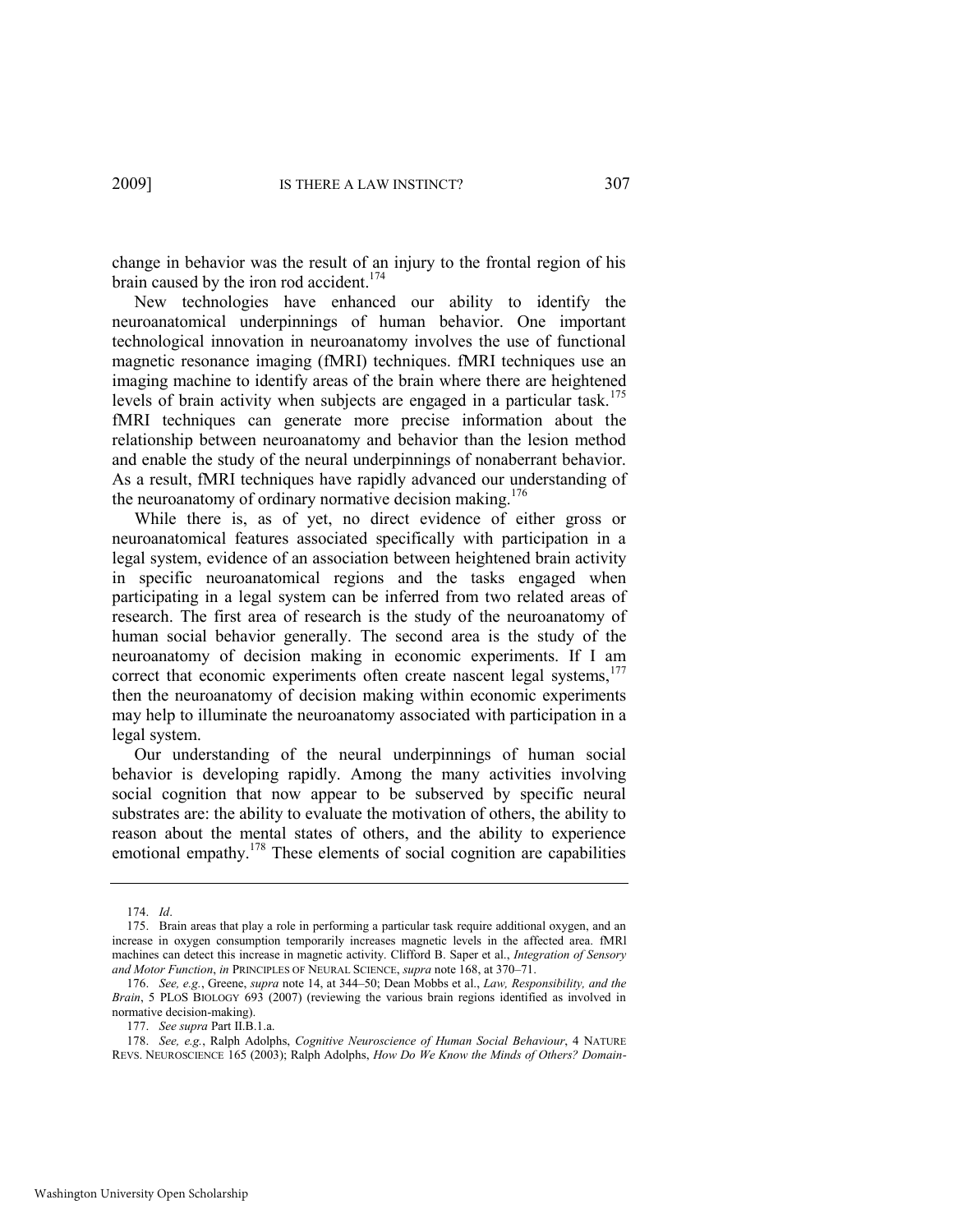change in behavior was the result of an injury to the frontal region of his brain caused by the iron rod accident.[174]

New technologies have enhanced our ability to identify the neuroanatomical underpinnings of human behavior. One important technological innovation in neuroanatomy involves the use of functional magnetic resonance imaging (fMRI) techniques. fMRI techniques use an imaging machine to identify areas of the brain where there are heightened levels of brain activity when subjects are engaged in a particular task.[175] fMRI techniques can generate more precise information about the relationship between neuroanatomy and behavior than the lesion method and enable the study of the neural underpinnings of nonaberrant behavior. As a result, fMRI techniques have rapidly advanced our understanding of the neuroanatomy of ordinary normative decision making.[176]

While there is, as of yet, no direct evidence of either gross or neuroanatomical features associated specifically with participation in a legal system, evidence of an association between heightened brain activity in specific neuroanatomical regions and the tasks engaged when participating in a legal system can be inferred from two related areas of research. The first area of research is the study of the neuroanatomy of human social behavior generally. The second area is the study of the neuroanatomy of decision making in economic experiments. If I am correct that economic experiments often create nascent legal systems,[177] then the neuroanatomy of decision making within economic experiments may help to illuminate the neuroanatomy associated with participation in a legal system.

Our understanding of the neural underpinnings of human social behavior is developing rapidly. Among the many activities involving social cognition that now appear to be subserved by specific neural substrates are: the ability to evaluate the motivation of others, the ability to reason about the mental states of others, and the ability to experience emotional empathy.[178] These elements of social cognition are capabilities

---

174. *Id*.

175. Brain areas that play a role in performing a particular task require additional oxygen, and an increase in oxygen consumption temporarily increases magnetic levels in the affected area. fMRI machines can detect this increase in magnetic activity. Clifford B. Saper et al., *Integration of Sensory and Motor Function*, *in* PRINCIPLES OF NEURAL SCIENCE, *supra* note 168, at 370–71.

176. *See, e.g.*, Greene, *supra* note 14, at 344–50; Dean Mobbs et al., *Law, Responsibility, and the Brain*, 5 PLOS BIOLOGY 693 (2007) (reviewing the various brain regions identified as involved in normative decision-making).

177. *See supra* Part II.B.1.a.

178. *See, e.g.*, Ralph Adolphs, *Cognitive Neuroscience of Human Social Behaviour*, 4 NATURE REVS. NEUROSCIENCE 165 (2003); Ralph Adolphs, *How Do We Know the Minds of Others? Domain-*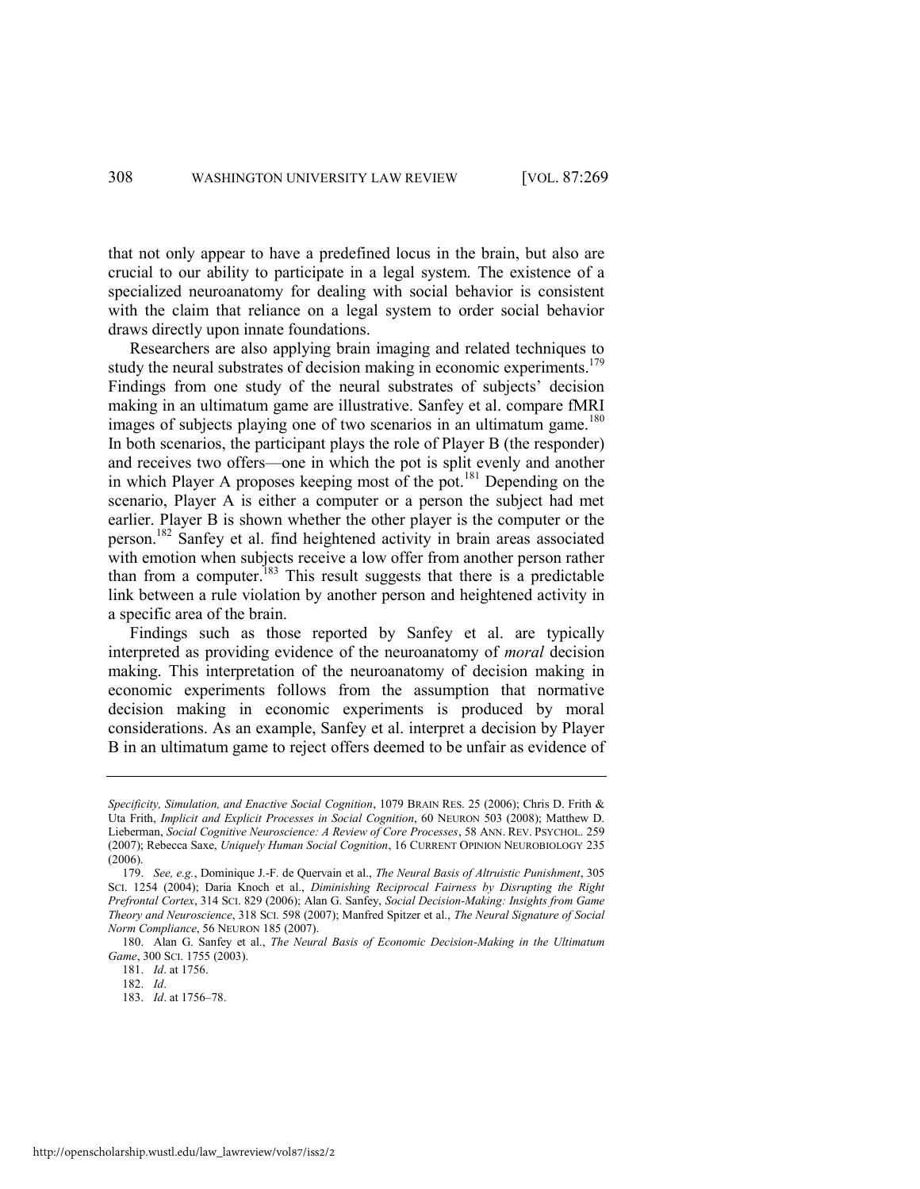that not only appear to have a predefined locus in the brain, but also are crucial to our ability to participate in a legal system. The existence of a specialized neuroanatomy for dealing with social behavior is consistent with the claim that reliance on a legal system to order social behavior draws directly upon innate foundations.

Researchers are also applying brain imaging and related techniques to study the neural substrates of decision making in economic experiments.[179] Findings from one study of the neural substrates of subjects' decision making in an ultimatum game are illustrative. Sanfey et al. compare fMRI images of subjects playing one of two scenarios in an ultimatum game.[180] In both scenarios, the participant plays the role of Player B (the responder) and receives two offers—one in which the pot is split evenly and another in which Player A proposes keeping most of the pot.[181] Depending on the scenario, Player A is either a computer or a person the subject had met earlier. Player B is shown whether the other player is the computer or the person.[182] Sanfey et al. find heightened activity in brain areas associated with emotion when subjects receive a low offer from another person rather than from a computer.[183] This result suggests that there is a predictable link between a rule violation by another person and heightened activity in a specific area of the brain.

Findings such as those reported by Sanfey et al. are typically interpreted as providing evidence of the neuroanatomy of *moral* decision making. This interpretation of the neuroanatomy of decision making in economic experiments follows from the assumption that normative decision making in economic experiments is produced by moral considerations. As an example, Sanfey et al. interpret a decision by Player B in an ultimatum game to reject offers deemed to be unfair as evidence of

---

*Specificity, Simulation, and Enactive Social Cognition*, 1079 BRAIN RES. 25 (2006); Chris D. Frith & Uta Frith, *Implicit and Explicit Processes in Social Cognition*, 60 NEURON 503 (2008); Matthew D. Lieberman, *Social Cognitive Neuroscience: A Review of Core Processes*, 58 ANN. REV. PSYCHOL. 259 (2007); Rebecca Saxe, *Uniquely Human Social Cognition*, 16 CURRENT OPINION NEUROBIOLOGY 235 (2006).

179. *See, e.g.*, Dominique J.-F. de Quervain et al., *The Neural Basis of Altruistic Punishment*, 305 SCI. 1254 (2004); Daria Knoch et al., *Diminishing Reciprocal Fairness by Disrupting the Right Prefrontal Cortex*, 314 SCI. 829 (2006); Alan G. Sanfey, *Social Decision-Making: Insights from Game Theory and Neuroscience*, 318 SCI. 598 (2007); Manfred Spitzer et al., *The Neural Signature of Social Norm Compliance*, 56 NEURON 185 (2007).

180. Alan G. Sanfey et al., *The Neural Basis of Economic Decision-Making in the Ultimatum Game*, 300 SCI. 1755 (2003).

181. *Id*. at 1756.

182. *Id*.

183. *Id*. at 1756–78.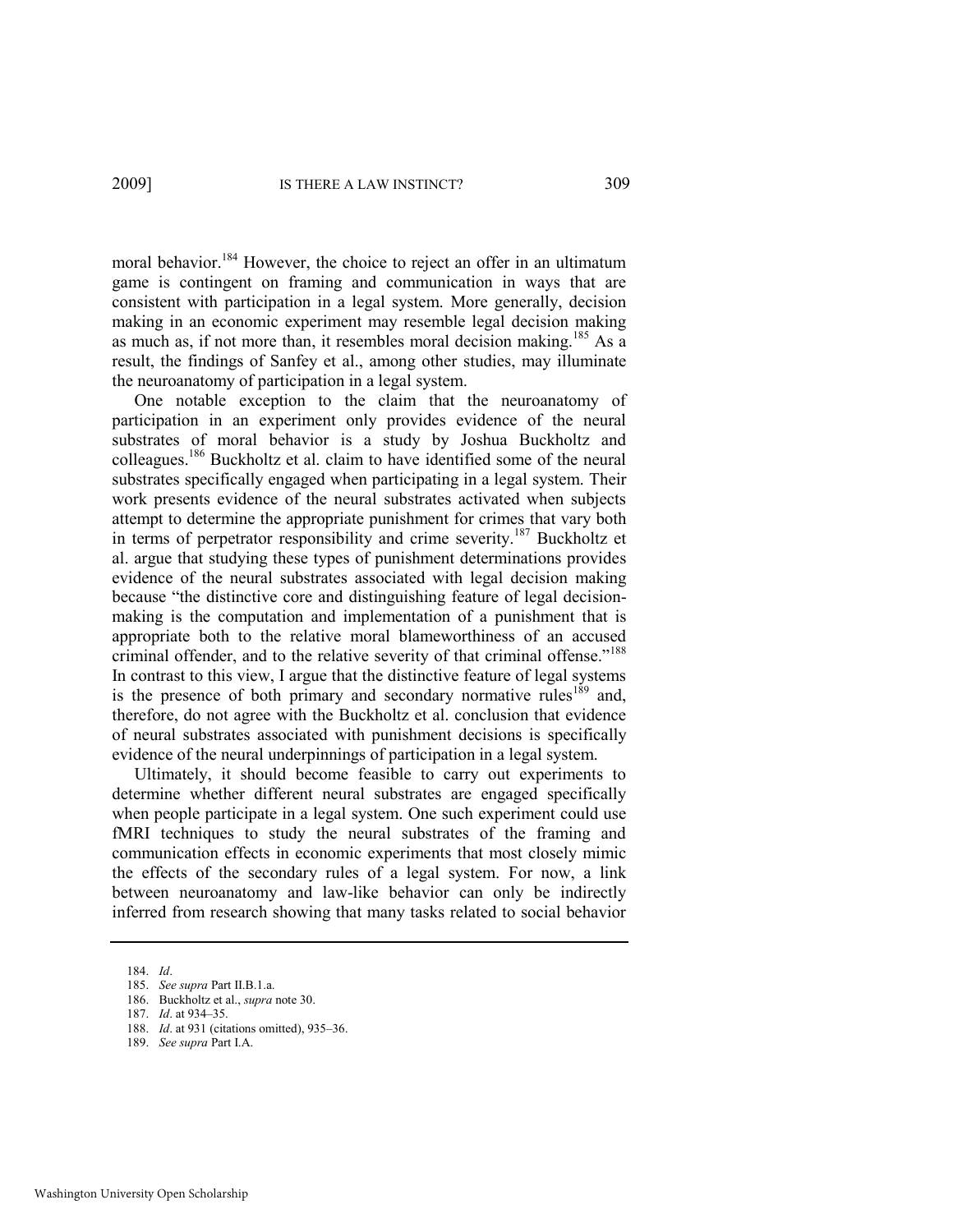moral behavior.[184] However, the choice to reject an offer in an ultimatum game is contingent on framing and communication in ways that are consistent with participation in a legal system. More generally, decision making in an economic experiment may resemble legal decision making as much as, if not more than, it resembles moral decision making.[185] As a result, the findings of Sanfey et al., among other studies, may illuminate the neuroanatomy of participation in a legal system.

One notable exception to the claim that the neuroanatomy of participation in an experiment only provides evidence of the neural substrates of moral behavior is a study by Joshua Buckholtz and colleagues.[186] Buckholtz et al. claim to have identified some of the neural substrates specifically engaged when participating in a legal system. Their work presents evidence of the neural substrates activated when subjects attempt to determine the appropriate punishment for crimes that vary both in terms of perpetrator responsibility and crime severity.[187] Buckholtz et al. argue that studying these types of punishment determinations provides evidence of the neural substrates associated with legal decision making because "the distinctive core and distinguishing feature of legal decision-making is the computation and implementation of a punishment that is appropriate both to the relative moral blameworthiness of an accused criminal offender, and to the relative severity of that criminal offense."[188] In contrast to this view, I argue that the distinctive feature of legal systems is the presence of both primary and secondary normative rules[189] and, therefore, do not agree with the Buckholtz et al. conclusion that evidence of neural substrates associated with punishment decisions is specifically evidence of the neural underpinnings of participation in a legal system.

Ultimately, it should become feasible to carry out experiments to determine whether different neural substrates are engaged specifically when people participate in a legal system. One such experiment could use fMRI techniques to study the neural substrates of the framing and communication effects in economic experiments that most closely mimic the effects of the secondary rules of a legal system. For now, a link between neuroanatomy and law-like behavior can only be indirectly inferred from research showing that many tasks related to social behavior

184. *Id*.
185. *See supra* Part II.B.1.a.
186. Buckholtz et al., *supra* note 30.
187. *Id*. at 934–35.
188. *Id*. at 931 (citations omitted), 935–36.
189. *See supra* Part I.A.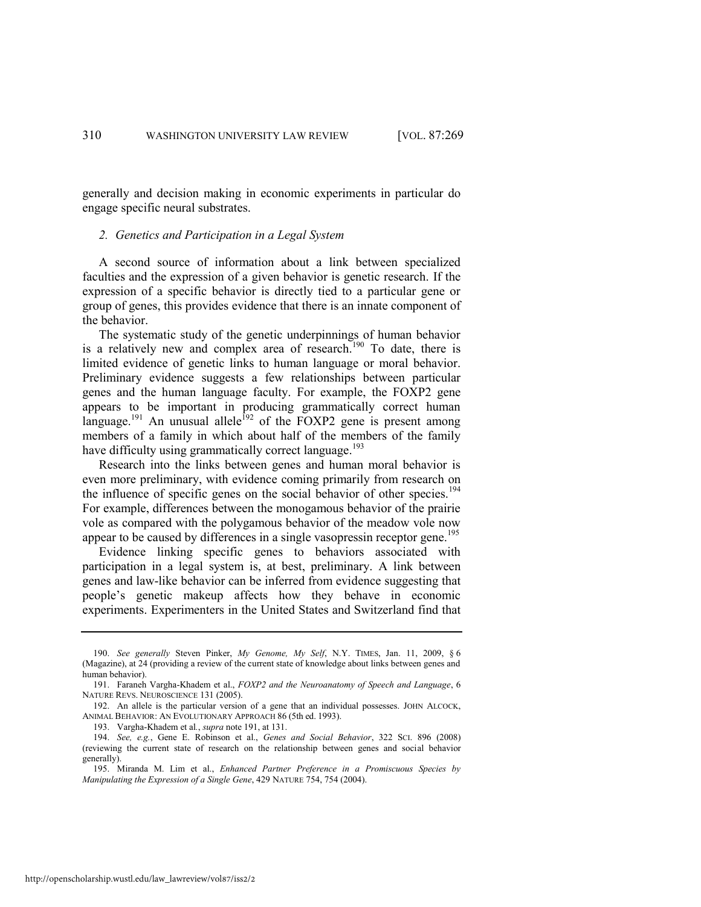generally and decision making in economic experiments in particular do engage specific neural substrates.

### *2. Genetics and Participation in a Legal System*

A second source of information about a link between specialized faculties and the expression of a given behavior is genetic research. If the expression of a specific behavior is directly tied to a particular gene or group of genes, this provides evidence that there is an innate component of the behavior.

The systematic study of the genetic underpinnings of human behavior is a relatively new and complex area of research.[190] To date, there is limited evidence of genetic links to human language or moral behavior. Preliminary evidence suggests a few relationships between particular genes and the human language faculty. For example, the FOXP2 gene appears to be important in producing grammatically correct human language.[191] An unusual allele[192] of the FOXP2 gene is present among members of a family in which about half of the members of the family have difficulty using grammatically correct language.[193]

Research into the links between genes and human moral behavior is even more preliminary, with evidence coming primarily from research on the influence of specific genes on the social behavior of other species.[194] For example, differences between the monogamous behavior of the prairie vole as compared with the polygamous behavior of the meadow vole now appear to be caused by differences in a single vasopressin receptor gene.[195]

Evidence linking specific genes to behaviors associated with participation in a legal system is, at best, preliminary. A link between genes and law-like behavior can be inferred from evidence suggesting that people's genetic makeup affects how they behave in economic experiments. Experimenters in the United States and Switzerland find that

---

190. *See generally* Steven Pinker, *My Genome, My Self*, N.Y. TIMES, Jan. 11, 2009, § 6 (Magazine), at 24 (providing a review of the current state of knowledge about links between genes and human behavior).

191. Faraneh Vargha-Khadem et al., *FOXP2 and the Neuroanatomy of Speech and Language*, 6 NATURE REVS. NEUROSCIENCE 131 (2005).

192. An allele is the particular version of a gene that an individual possesses. JOHN ALCOCK, ANIMAL BEHAVIOR: AN EVOLUTIONARY APPROACH 86 (5th ed. 1993).

193. Vargha-Khadem et al., *supra* note 191, at 131.

194. *See, e.g.*, Gene E. Robinson et al., *Genes and Social Behavior*, 322 SCI. 896 (2008) (reviewing the current state of research on the relationship between genes and social behavior generally).

195. Miranda M. Lim et al., *Enhanced Partner Preference in a Promiscuous Species by Manipulating the Expression of a Single Gene*, 429 NATURE 754, 754 (2004).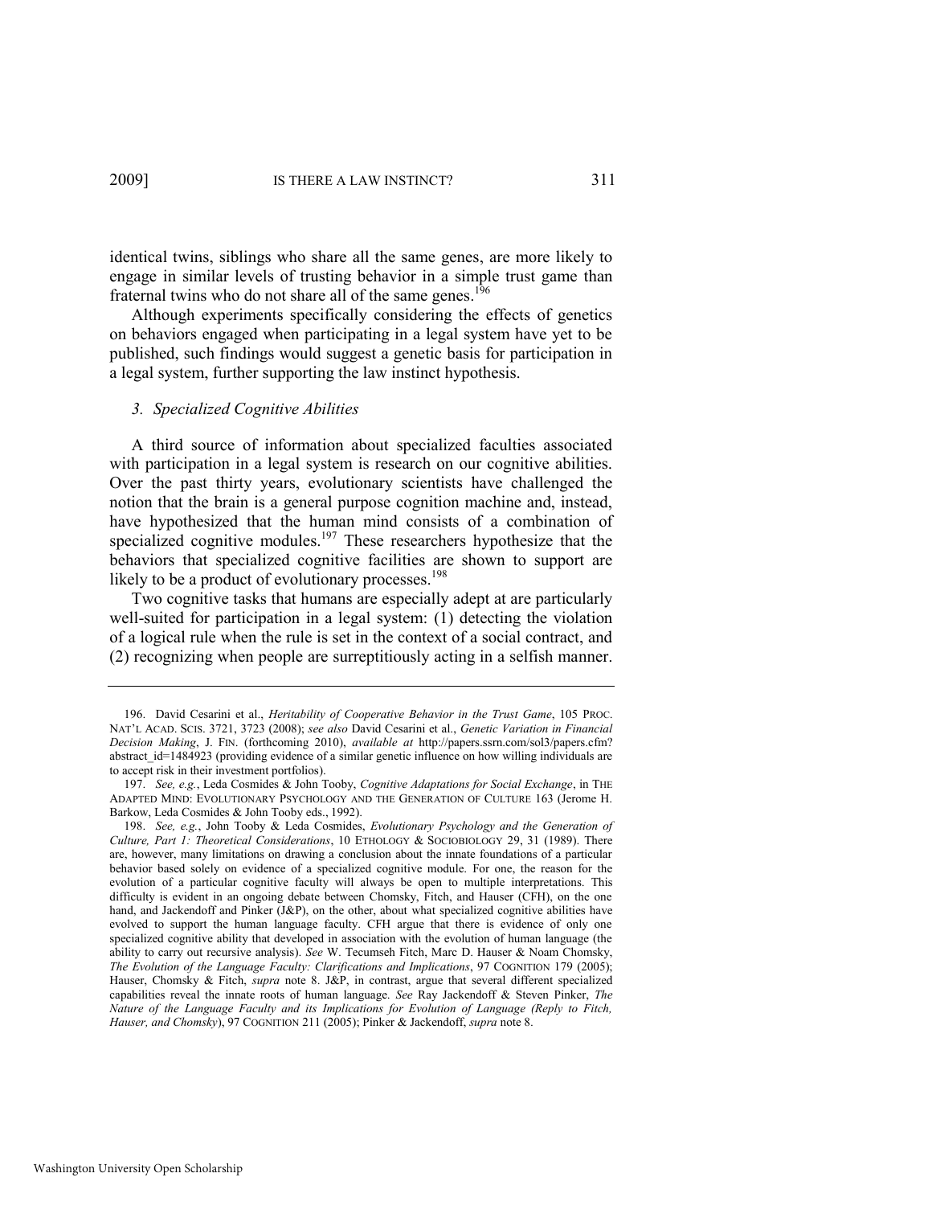identical twins, siblings who share all the same genes, are more likely to engage in similar levels of trusting behavior in a simple trust game than fraternal twins who do not share all of the same genes.[196]

Although experiments specifically considering the effects of genetics on behaviors engaged when participating in a legal system have yet to be published, such findings would suggest a genetic basis for participation in a legal system, further supporting the law instinct hypothesis.

### *3. Specialized Cognitive Abilities*

A third source of information about specialized faculties associated with participation in a legal system is research on our cognitive abilities. Over the past thirty years, evolutionary scientists have challenged the notion that the brain is a general purpose cognition machine and, instead, have hypothesized that the human mind consists of a combination of specialized cognitive modules.[197] These researchers hypothesize that the behaviors that specialized cognitive facilities are shown to support are likely to be a product of evolutionary processes.[198]

Two cognitive tasks that humans are especially adept at are particularly well-suited for participation in a legal system: (1) detecting the violation of a logical rule when the rule is set in the context of a social contract, and (2) recognizing when people are surreptitiously acting in a selfish manner.

---

196. David Cesarini et al., *Heritability of Cooperative Behavior in the Trust Game*, 105 PROC. NAT'L ACAD. SCIS. 3721, 3723 (2008); *see also* David Cesarini et al., *Genetic Variation in Financial Decision Making*, J. FIN. (forthcoming 2010), *available at* http://papers.ssrn.com/sol3/papers.cfm?abstract_id=1484923 (providing evidence of a similar genetic influence on how willing individuals are to accept risk in their investment portfolios).

197. *See, e.g.*, Leda Cosmides & John Tooby, *Cognitive Adaptations for Social Exchange*, in THE ADAPTED MIND: EVOLUTIONARY PSYCHOLOGY AND THE GENERATION OF CULTURE 163 (Jerome H. Barkow, Leda Cosmides & John Tooby eds., 1992).

198. *See, e.g.*, John Tooby & Leda Cosmides, *Evolutionary Psychology and the Generation of Culture, Part 1: Theoretical Considerations*, 10 ETHOLOGY & SOCIOBIOLOGY 29, 31 (1989). There are, however, many limitations on drawing a conclusion about the innate foundations of a particular behavior based solely on evidence of a specialized cognitive module. For one, the reason for the evolution of a particular cognitive faculty will always be open to multiple interpretations. This difficulty is evident in an ongoing debate between Chomsky, Fitch, and Hauser (CFH), on the one hand, and Jackendoff and Pinker (J&P), on the other, about what specialized cognitive abilities have evolved to support the human language faculty. CFH argue that there is evidence of only one specialized cognitive ability that developed in association with the evolution of human language (the ability to carry out recursive analysis). *See* W. Tecumseh Fitch, Marc D. Hauser & Noam Chomsky, *The Evolution of the Language Faculty: Clarifications and Implications*, 97 COGNITION 179 (2005); Hauser, Chomsky & Fitch, *supra* note 8. J&P, in contrast, argue that several different specialized capabilities reveal the innate roots of human language. *See* Ray Jackendoff & Steven Pinker, *The Nature of the Language Faculty and its Implications for Evolution of Language (Reply to Fitch, Hauser, and Chomsky)*, 97 COGNITION 211 (2005); Pinker & Jackendoff, *supra* note 8.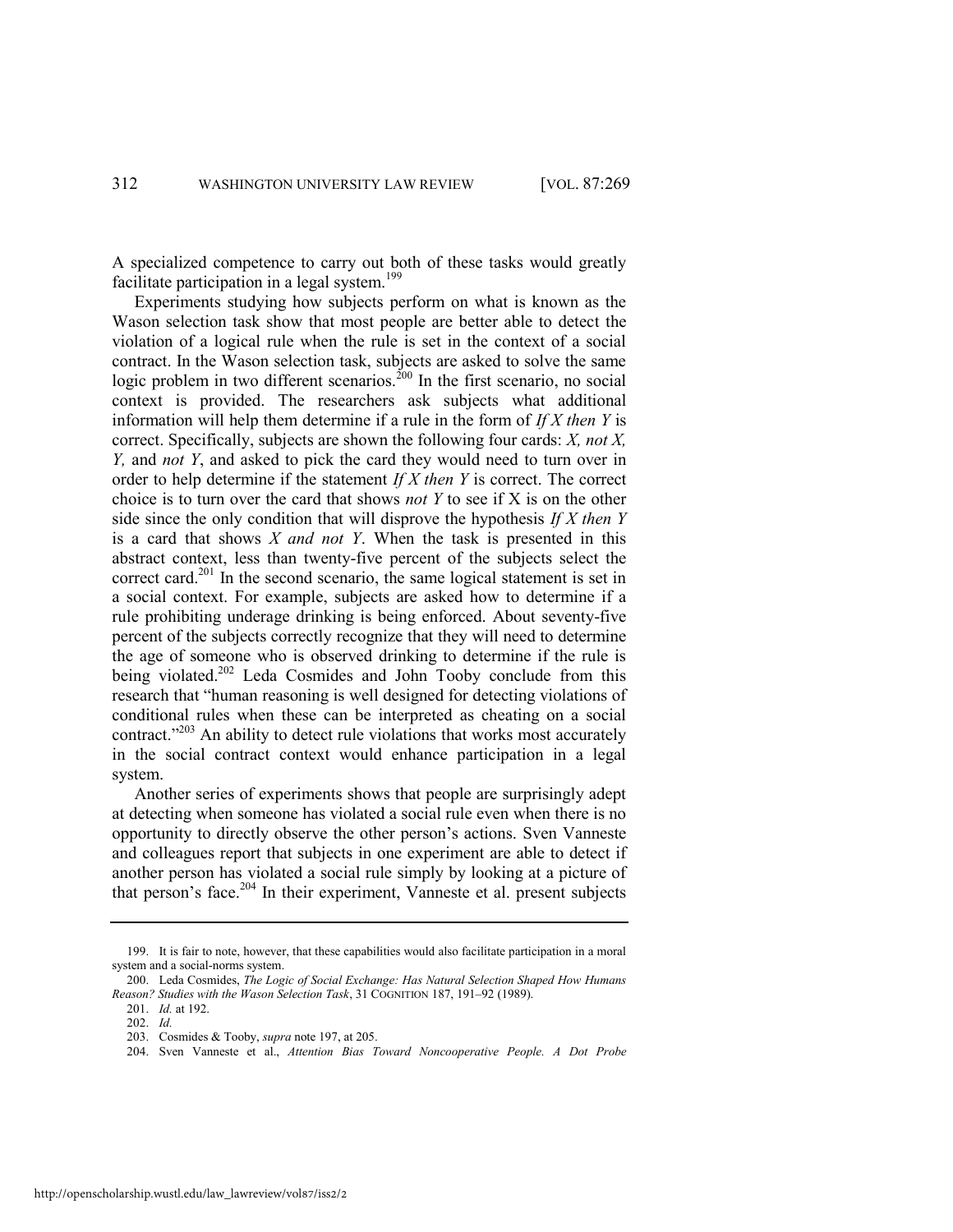A specialized competence to carry out both of these tasks would greatly facilitate participation in a legal system.[199]

Experiments studying how subjects perform on what is known as the Wason selection task show that most people are better able to detect the violation of a logical rule when the rule is set in the context of a social contract. In the Wason selection task, subjects are asked to solve the same logic problem in two different scenarios.[200] In the first scenario, no social context is provided. The researchers ask subjects what additional information will help them determine if a rule in the form of *If X then Y* is correct. Specifically, subjects are shown the following four cards: *X, not X, Y,* and *not Y*, and asked to pick the card they would need to turn over in order to help determine if the statement *If X then Y* is correct. The correct choice is to turn over the card that shows *not Y* to see if X is on the other side since the only condition that will disprove the hypothesis *If X then Y* is a card that shows *X and not Y*. When the task is presented in this abstract context, less than twenty-five percent of the subjects select the correct card.[201] In the second scenario, the same logical statement is set in a social context. For example, subjects are asked how to determine if a rule prohibiting underage drinking is being enforced. About seventy-five percent of the subjects correctly recognize that they will need to determine the age of someone who is observed drinking to determine if the rule is being violated.[202] Leda Cosmides and John Tooby conclude from this research that "human reasoning is well designed for detecting violations of conditional rules when these can be interpreted as cheating on a social contract."[203] An ability to detect rule violations that works most accurately in the social contract context would enhance participation in a legal system.

Another series of experiments shows that people are surprisingly adept at detecting when someone has violated a social rule even when there is no opportunity to directly observe the other person's actions. Sven Vanneste and colleagues report that subjects in one experiment are able to detect if another person has violated a social rule simply by looking at a picture of that person's face.[204] In their experiment, Vanneste et al. present subjects

---

199. It is fair to note, however, that these capabilities would also facilitate participation in a moral system and a social-norms system.

200. Leda Cosmides, *The Logic of Social Exchange: Has Natural Selection Shaped How Humans Reason? Studies with the Wason Selection Task*, 31 COGNITION 187, 191–92 (1989).

201. *Id.* at 192.

202. *Id.*

203. Cosmides & Tooby, *supra* note 197, at 205.

204. Sven Vanneste et al., *Attention Bias Toward Noncooperative People. A Dot Probe*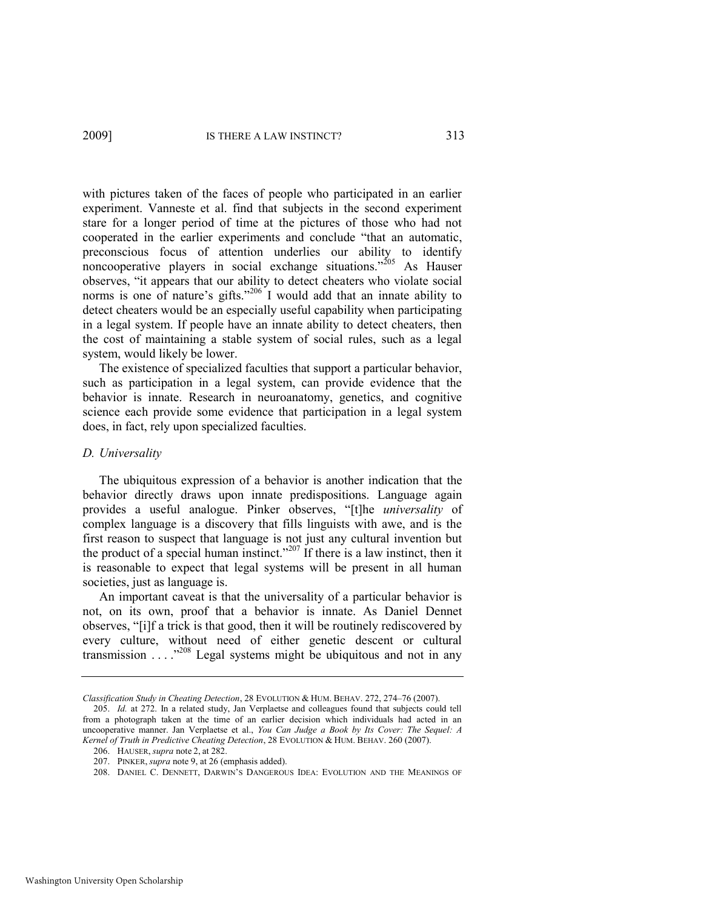with pictures taken of the faces of people who participated in an earlier experiment. Vanneste et al. find that subjects in the second experiment stare for a longer period of time at the pictures of those who had not cooperated in the earlier experiments and conclude "that an automatic, preconscious focus of attention underlies our ability to identify noncooperative players in social exchange situations."[205] As Hauser observes, "it appears that our ability to detect cheaters who violate social norms is one of nature's gifts."[206] I would add that an innate ability to detect cheaters would be an especially useful capability when participating in a legal system. If people have an innate ability to detect cheaters, then the cost of maintaining a stable system of social rules, such as a legal system, would likely be lower.

The existence of specialized faculties that support a particular behavior, such as participation in a legal system, can provide evidence that the behavior is innate. Research in neuroanatomy, genetics, and cognitive science each provide some evidence that participation in a legal system does, in fact, rely upon specialized faculties.

### *D. Universality*

The ubiquitous expression of a behavior is another indication that the behavior directly draws upon innate predispositions. Language again provides a useful analogue. Pinker observes, "[t]he *universality* of complex language is a discovery that fills linguists with awe, and is the first reason to suspect that language is not just any cultural invention but the product of a special human instinct."[207] If there is a law instinct, then it is reasonable to expect that legal systems will be present in all human societies, just as language is.

An important caveat is that the universality of a particular behavior is not, on its own, proof that a behavior is innate. As Daniel Dennet observes, "[i]f a trick is that good, then it will be routinely rediscovered by every culture, without need of either genetic descent or cultural transmission . . . ."[208] Legal systems might be ubiquitous and not in any

---

*Classification Study in Cheating Detection*, 28 EVOLUTION & HUM. BEHAV. 272, 274–76 (2007).

205. *Id.* at 272. In a related study, Jan Verplaetse and colleagues found that subjects could tell from a photograph taken at the time of an earlier decision which individuals had acted in an uncooperative manner. Jan Verplaetse et al., *You Can Judge a Book by Its Cover: The Sequel: A Kernel of Truth in Predictive Cheating Detection*, 28 EVOLUTION & HUM. BEHAV. 260 (2007).

206. HAUSER, *supra* note 2, at 282.

207. PINKER, *supra* note 9, at 26 (emphasis added).

208. DANIEL C. DENNETT, DARWIN'S DANGEROUS IDEA: EVOLUTION AND THE MEANINGS OF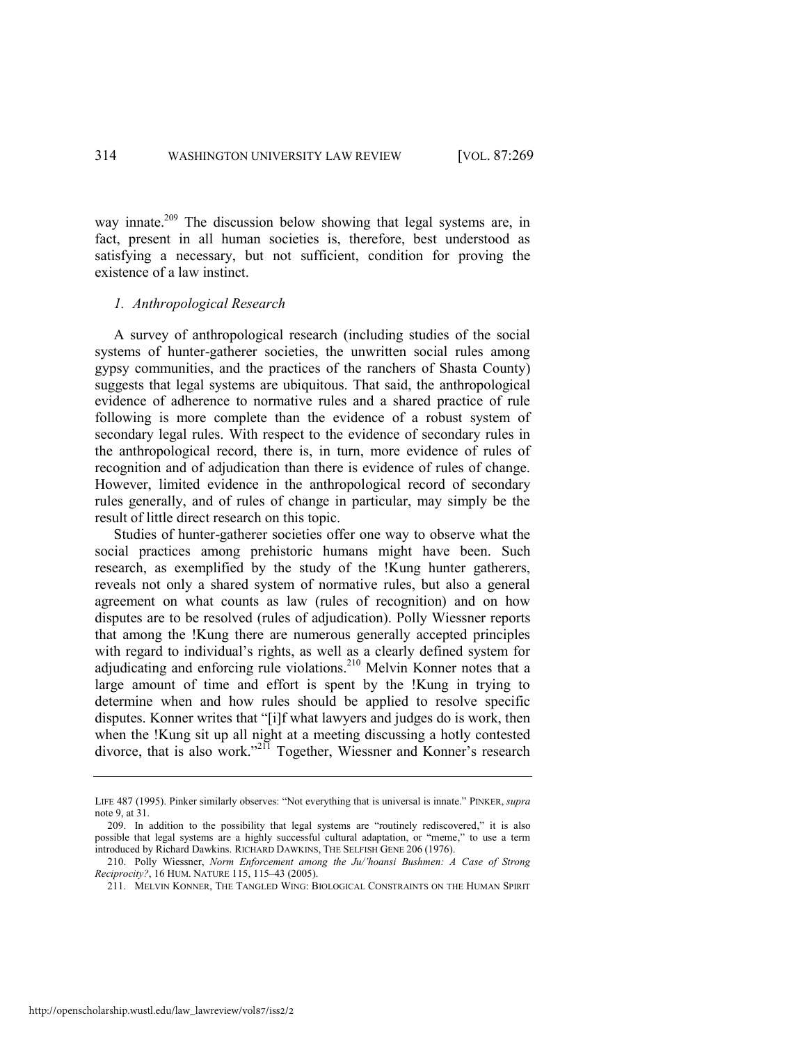way innate.[209] The discussion below showing that legal systems are, in fact, present in all human societies is, therefore, best understood as satisfying a necessary, but not sufficient, condition for proving the existence of a law instinct.

### *1. Anthropological Research*

A survey of anthropological research (including studies of the social systems of hunter-gatherer societies, the unwritten social rules among gypsy communities, and the practices of the ranchers of Shasta County) suggests that legal systems are ubiquitous. That said, the anthropological evidence of adherence to normative rules and a shared practice of rule following is more complete than the evidence of a robust system of secondary legal rules. With respect to the evidence of secondary rules in the anthropological record, there is, in turn, more evidence of rules of recognition and of adjudication than there is evidence of rules of change. However, limited evidence in the anthropological record of secondary rules generally, and of rules of change in particular, may simply be the result of little direct research on this topic.

Studies of hunter-gatherer societies offer one way to observe what the social practices among prehistoric humans might have been. Such research, as exemplified by the study of the !Kung hunter gatherers, reveals not only a shared system of normative rules, but also a general agreement on what counts as law (rules of recognition) and on how disputes are to be resolved (rules of adjudication). Polly Wiessner reports that among the !Kung there are numerous generally accepted principles with regard to individual's rights, as well as a clearly defined system for adjudicating and enforcing rule violations.[210] Melvin Konner notes that a large amount of time and effort is spent by the !Kung in trying to determine when and how rules should be applied to resolve specific disputes. Konner writes that "[i]f what lawyers and judges do is work, then when the !Kung sit up all night at a meeting discussing a hotly contested divorce, that is also work."[211] Together, Wiessner and Konner's research

---

LIFE 487 (1995). Pinker similarly observes: "Not everything that is universal is innate." PINKER, *supra* note 9, at 31.

209. In addition to the possibility that legal systems are "routinely rediscovered," it is also possible that legal systems are a highly successful cultural adaptation, or "meme," to use a term introduced by Richard Dawkins. RICHARD DAWKINS, THE SELFISH GENE 206 (1976).

210. Polly Wiessner, *Norm Enforcement among the Ju/'hoansi Bushmen: A Case of Strong Reciprocity?*, 16 HUM. NATURE 115, 115–43 (2005).

211. MELVIN KONNER, THE TANGLED WING: BIOLOGICAL CONSTRAINTS ON THE HUMAN SPIRIT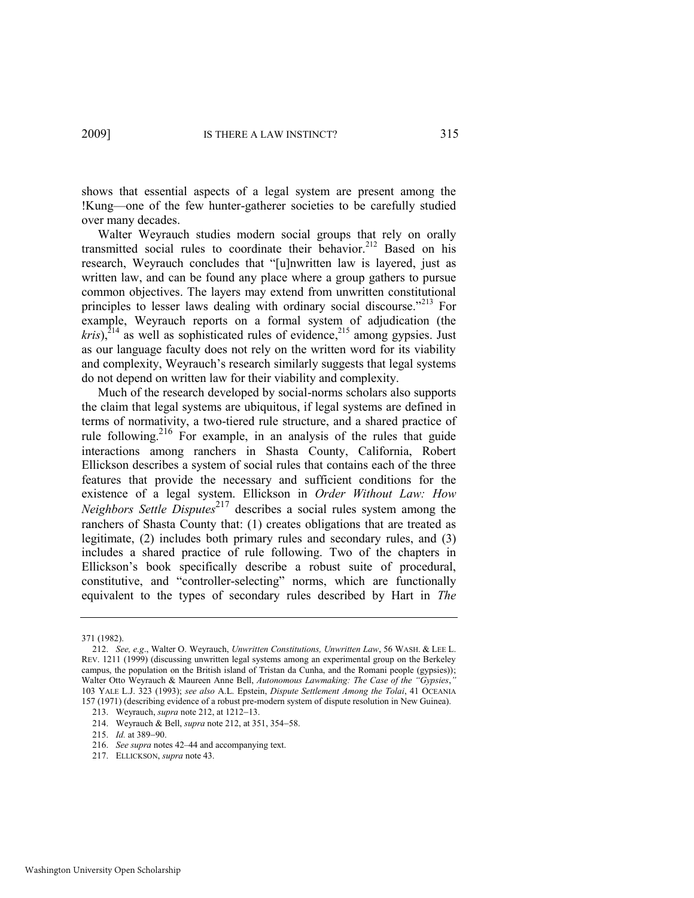shows that essential aspects of a legal system are present among the !Kung—one of the few hunter-gatherer societies to be carefully studied over many decades.

Walter Weyrauch studies modern social groups that rely on orally transmitted social rules to coordinate their behavior.[212] Based on his research, Weyrauch concludes that "[u]nwritten law is layered, just as written law, and can be found any place where a group gathers to pursue common objectives. The layers may extend from unwritten constitutional principles to lesser laws dealing with ordinary social discourse."[213] For example, Weyrauch reports on a formal system of adjudication (the *kris*),[214] as well as sophisticated rules of evidence,[215] among gypsies. Just as our language faculty does not rely on the written word for its viability and complexity, Weyrauch's research similarly suggests that legal systems do not depend on written law for their viability and complexity.

Much of the research developed by social-norms scholars also supports the claim that legal systems are ubiquitous, if legal systems are defined in terms of normativity, a two-tiered rule structure, and a shared practice of rule following.[216] For example, in an analysis of the rules that guide interactions among ranchers in Shasta County, California, Robert Ellickson describes a system of social rules that contains each of the three features that provide the necessary and sufficient conditions for the existence of a legal system. Ellickson in *Order Without Law: How Neighbors Settle Disputes*[217] describes a social rules system among the ranchers of Shasta County that: (1) creates obligations that are treated as legitimate, (2) includes both primary rules and secondary rules, and (3) includes a shared practice of rule following. Two of the chapters in Ellickson's book specifically describe a robust suite of procedural, constitutive, and "controller-selecting" norms, which are functionally equivalent to the types of secondary rules described by Hart in *The*

---

371 (1982).

212. *See, e.g*., Walter O. Weyrauch, *Unwritten Constitutions, Unwritten Law*, 56 WASH. & LEE L. REV. 1211 (1999) (discussing unwritten legal systems among an experimental group on the Berkeley campus, the population on the British island of Tristan da Cunha, and the Romani people (gypsies)); Walter Otto Weyrauch & Maureen Anne Bell, *Autonomous Lawmaking: The Case of the "Gypsies*,*"* 103 YALE L.J. 323 (1993); *see also* A.L. Epstein, *Dispute Settlement Among the Tolai*, 41 OCEANIA 157 (1971) (describing evidence of a robust pre-modern system of dispute resolution in New Guinea).

213. Weyrauch, *supra* note 212, at 1212–13.

214. Weyrauch & Bell, *supra* note 212, at 351, 354–58.

215. *Id.* at 389–90.

216. *See supra* notes 42–44 and accompanying text.

217. ELLICKSON, *supra* note 43.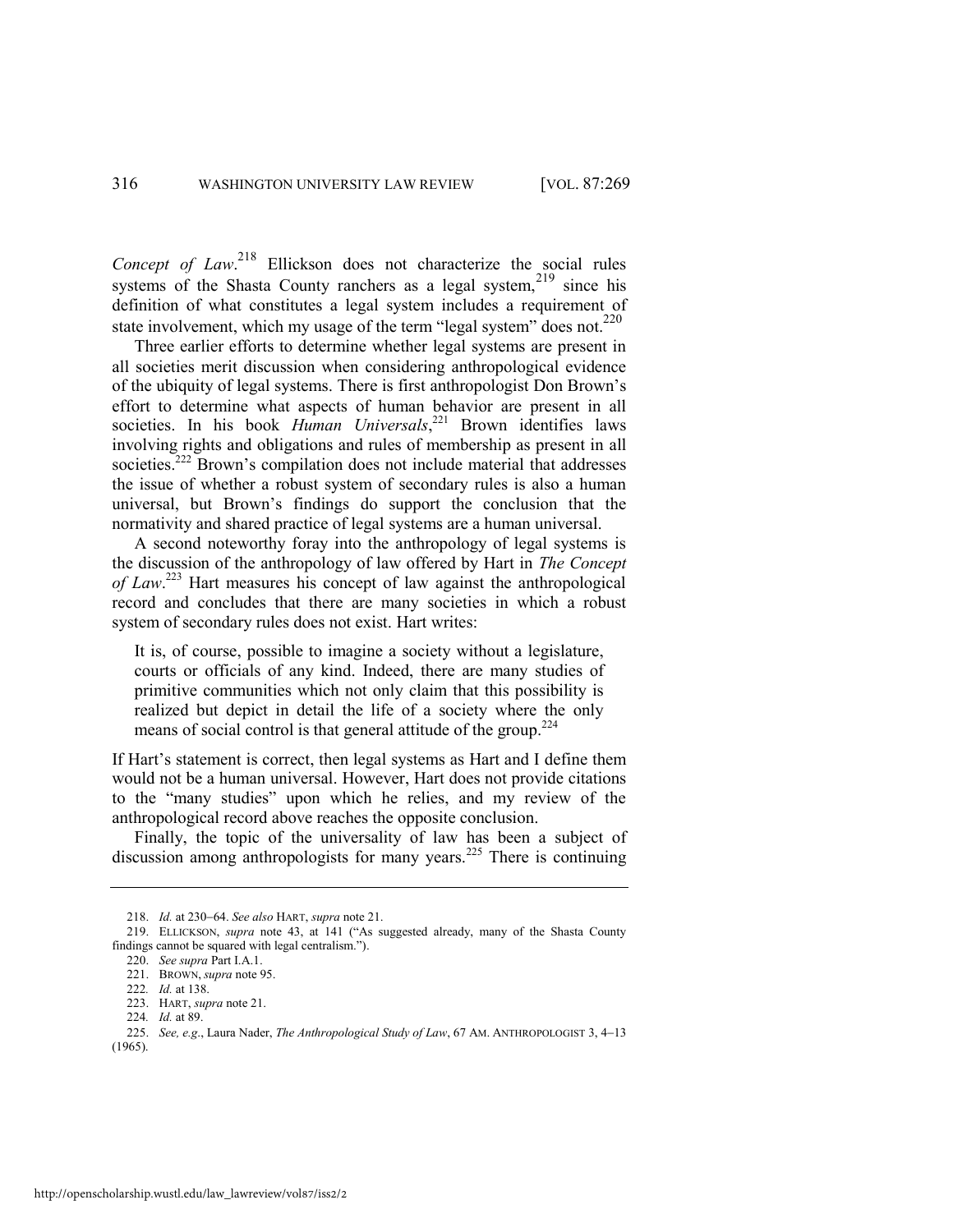*Concept of Law*.[218] Ellickson does not characterize the social rules systems of the Shasta County ranchers as a legal system,[219] since his definition of what constitutes a legal system includes a requirement of state involvement, which my usage of the term "legal system" does not.[220]

Three earlier efforts to determine whether legal systems are present in all societies merit discussion when considering anthropological evidence of the ubiquity of legal systems. There is first anthropologist Don Brown's effort to determine what aspects of human behavior are present in all societies. In his book *Human Universals*,[221] Brown identifies laws involving rights and obligations and rules of membership as present in all societies.[222] Brown's compilation does not include material that addresses the issue of whether a robust system of secondary rules is also a human universal, but Brown's findings do support the conclusion that the normativity and shared practice of legal systems are a human universal.

A second noteworthy foray into the anthropology of legal systems is the discussion of the anthropology of law offered by Hart in *The Concept of Law*.[223] Hart measures his concept of law against the anthropological record and concludes that there are many societies in which a robust system of secondary rules does not exist. Hart writes:

> It is, of course, possible to imagine a society without a legislature, courts or officials of any kind. Indeed, there are many studies of primitive communities which not only claim that this possibility is realized but depict in detail the life of a society where the only means of social control is that general attitude of the group.[224]

If Hart's statement is correct, then legal systems as Hart and I define them would not be a human universal. However, Hart does not provide citations to the "many studies" upon which he relies, and my review of the anthropological record above reaches the opposite conclusion.

Finally, the topic of the universality of law has been a subject of discussion among anthropologists for many years.[225] There is continuing

---

218. *Id.* at 230–64. *See also* HART, *supra* note 21.

219. ELLICKSON, *supra* note 43, at 141 ("As suggested already, many of the Shasta County findings cannot be squared with legal centralism.").

220. *See supra* Part I.A.1.

221. BROWN, *supra* note 95.

222. *Id.* at 138.

223. HART, *supra* note 21.

224. *Id.* at 89.

225. *See, e.g.*, Laura Nader, *The Anthropological Study of Law*, 67 AM. ANTHROPOLOGIST 3, 4–13 (1965).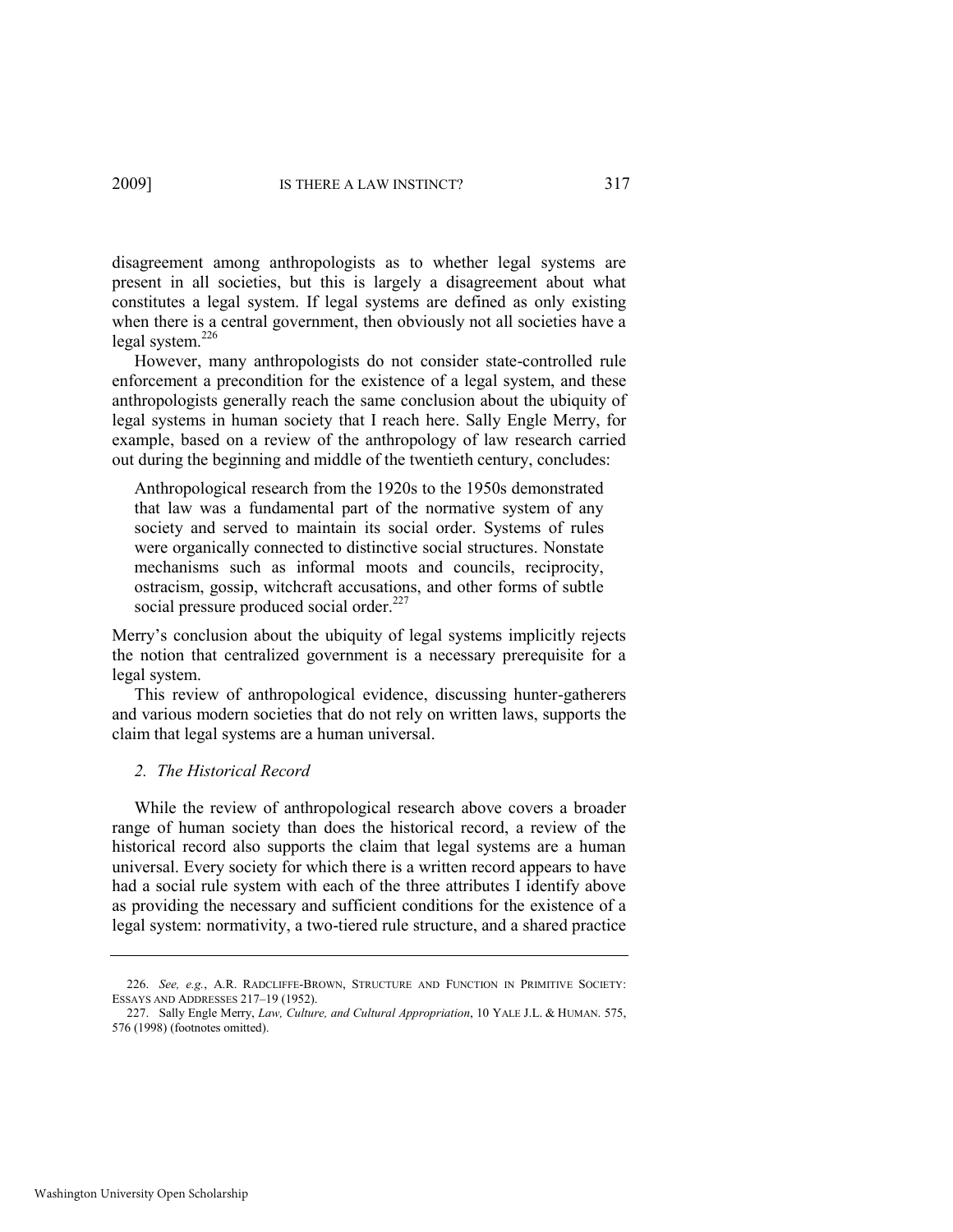disagreement among anthropologists as to whether legal systems are present in all societies, but this is largely a disagreement about what constitutes a legal system. If legal systems are defined as only existing when there is a central government, then obviously not all societies have a legal system.[226]

However, many anthropologists do not consider state-controlled rule enforcement a precondition for the existence of a legal system, and these anthropologists generally reach the same conclusion about the ubiquity of legal systems in human society that I reach here. Sally Engle Merry, for example, based on a review of the anthropology of law research carried out during the beginning and middle of the twentieth century, concludes:

> Anthropological research from the 1920s to the 1950s demonstrated that law was a fundamental part of the normative system of any society and served to maintain its social order. Systems of rules were organically connected to distinctive social structures. Nonstate mechanisms such as informal moots and councils, reciprocity, ostracism, gossip, witchcraft accusations, and other forms of subtle social pressure produced social order.[227]

Merry's conclusion about the ubiquity of legal systems implicitly rejects the notion that centralized government is a necessary prerequisite for a legal system.

This review of anthropological evidence, discussing hunter-gatherers and various modern societies that do not rely on written laws, supports the claim that legal systems are a human universal.

### *2. The Historical Record*

While the review of anthropological research above covers a broader range of human society than does the historical record, a review of the historical record also supports the claim that legal systems are a human universal. Every society for which there is a written record appears to have had a social rule system with each of the three attributes I identify above as providing the necessary and sufficient conditions for the existence of a legal system: normativity, a two-tiered rule structure, and a shared practice

---

226. *See, e.g.*, A.R. RADCLIFFE-BROWN, STRUCTURE AND FUNCTION IN PRIMITIVE SOCIETY: ESSAYS AND ADDRESSES 217–19 (1952).

227. Sally Engle Merry, *Law, Culture, and Cultural Appropriation*, 10 YALE J.L. & HUMAN. 575, 576 (1998) (footnotes omitted).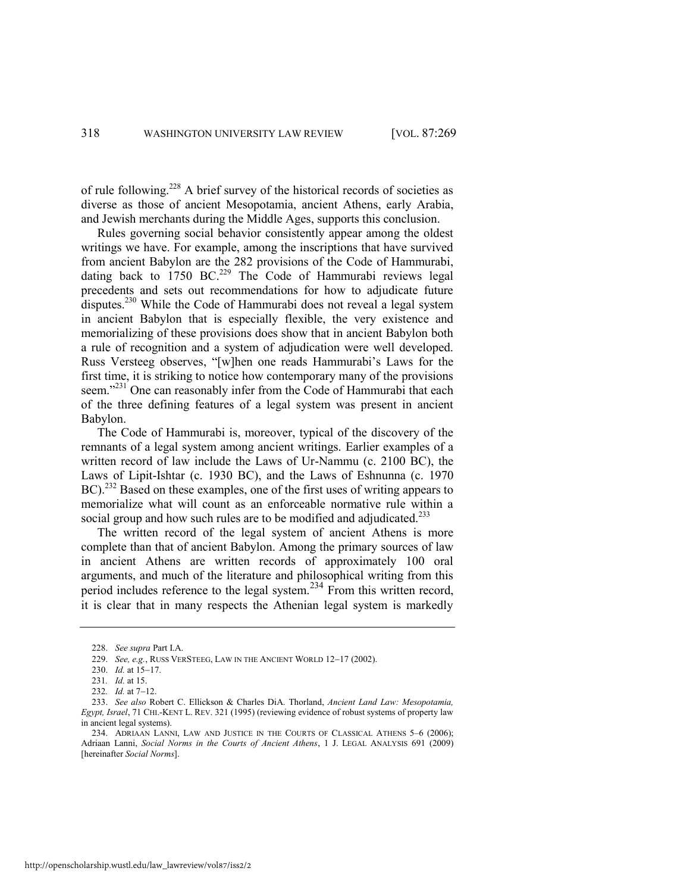of rule following.[228] A brief survey of the historical records of societies as diverse as those of ancient Mesopotamia, ancient Athens, early Arabia, and Jewish merchants during the Middle Ages, supports this conclusion.

Rules governing social behavior consistently appear among the oldest writings we have. For example, among the inscriptions that have survived from ancient Babylon are the 282 provisions of the Code of Hammurabi, dating back to 1750 BC.[229] The Code of Hammurabi reviews legal precedents and sets out recommendations for how to adjudicate future disputes.[230] While the Code of Hammurabi does not reveal a legal system in ancient Babylon that is especially flexible, the very existence and memorializing of these provisions does show that in ancient Babylon both a rule of recognition and a system of adjudication were well developed. Russ Versteeg observes, "[w]hen one reads Hammurabi's Laws for the first time, it is striking to notice how contemporary many of the provisions seem."[231] One can reasonably infer from the Code of Hammurabi that each of the three defining features of a legal system was present in ancient Babylon.

The Code of Hammurabi is, moreover, typical of the discovery of the remnants of a legal system among ancient writings. Earlier examples of a written record of law include the Laws of Ur-Nammu (c. 2100 BC), the Laws of Lipit-Ishtar (c. 1930 BC), and the Laws of Eshnunna (c. 1970 BC).[232] Based on these examples, one of the first uses of writing appears to memorialize what will count as an enforceable normative rule within a social group and how such rules are to be modified and adjudicated.[233]

The written record of the legal system of ancient Athens is more complete than that of ancient Babylon. Among the primary sources of law in ancient Athens are written records of approximately 100 oral arguments, and much of the literature and philosophical writing from this period includes reference to the legal system.[234] From this written record, it is clear that in many respects the Athenian legal system is markedly

---

228. *See supra* Part I.A.

229. *See, e.g.*, RUSS VERSTEEG, LAW IN THE ANCIENT WORLD 12–17 (2002).

230. *Id.* at 15–17.

231. *Id.* at 15.

232. *Id.* at 7–12.

233. *See also* Robert C. Ellickson & Charles DiA. Thorland, *Ancient Land Law: Mesopotamia, Egypt, Israel*, 71 CHI.-KENT L. REV. 321 (1995) (reviewing evidence of robust systems of property law in ancient legal systems).

234. ADRIAAN LANNI, LAW AND JUSTICE IN THE COURTS OF CLASSICAL ATHENS 5–6 (2006); Adriaan Lanni, *Social Norms in the Courts of Ancient Athens*, 1 J. LEGAL ANALYSIS 691 (2009) [hereinafter *Social Norms*].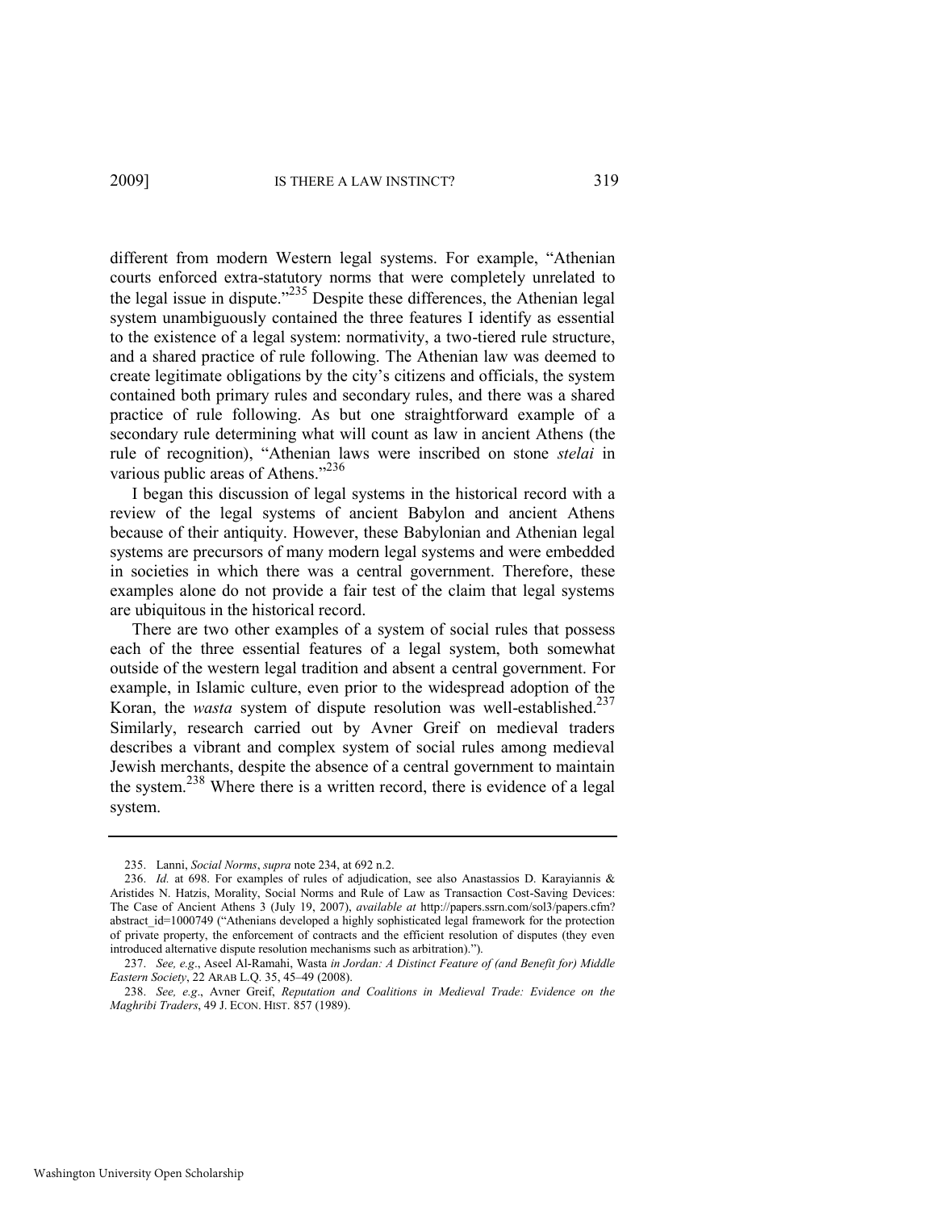different from modern Western legal systems. For example, "Athenian courts enforced extra-statutory norms that were completely unrelated to the legal issue in dispute."[235] Despite these differences, the Athenian legal system unambiguously contained the three features I identify as essential to the existence of a legal system: normativity, a two-tiered rule structure, and a shared practice of rule following. The Athenian law was deemed to create legitimate obligations by the city's citizens and officials, the system contained both primary rules and secondary rules, and there was a shared practice of rule following. As but one straightforward example of a secondary rule determining what will count as law in ancient Athens (the rule of recognition), "Athenian laws were inscribed on stone *stelai* in various public areas of Athens."[236]

I began this discussion of legal systems in the historical record with a review of the legal systems of ancient Babylon and ancient Athens because of their antiquity. However, these Babylonian and Athenian legal systems are precursors of many modern legal systems and were embedded in societies in which there was a central government. Therefore, these examples alone do not provide a fair test of the claim that legal systems are ubiquitous in the historical record.

There are two other examples of a system of social rules that possess each of the three essential features of a legal system, both somewhat outside of the western legal tradition and absent a central government. For example, in Islamic culture, even prior to the widespread adoption of the Koran, the *wasta* system of dispute resolution was well-established.[237] Similarly, research carried out by Avner Greif on medieval traders describes a vibrant and complex system of social rules among medieval Jewish merchants, despite the absence of a central government to maintain the system.[238] Where there is a written record, there is evidence of a legal system.

---

235. Lanni, *Social Norms*, *supra* note 234, at 692 n.2.

236. *Id.* at 698. For examples of rules of adjudication, see also Anastassios D. Karayiannis & Aristides N. Hatzis, Morality, Social Norms and Rule of Law as Transaction Cost-Saving Devices: The Case of Ancient Athens 3 (July 19, 2007), *available at* http://papers.ssrn.com/sol3/papers.cfm?abstract_id=1000749 ("Athenians developed a highly sophisticated legal framework for the protection of private property, the enforcement of contracts and the efficient resolution of disputes (they even introduced alternative dispute resolution mechanisms such as arbitration).").

237. *See, e.g.*, Aseel Al-Ramahi, Wasta *in Jordan: A Distinct Feature of (and Benefit for) Middle Eastern Society*, 22 ARAB L.Q. 35, 45–49 (2008).

238. *See, e.g.*, Avner Greif, *Reputation and Coalitions in Medieval Trade: Evidence on the Maghribi Traders*, 49 J. ECON. HIST. 857 (1989).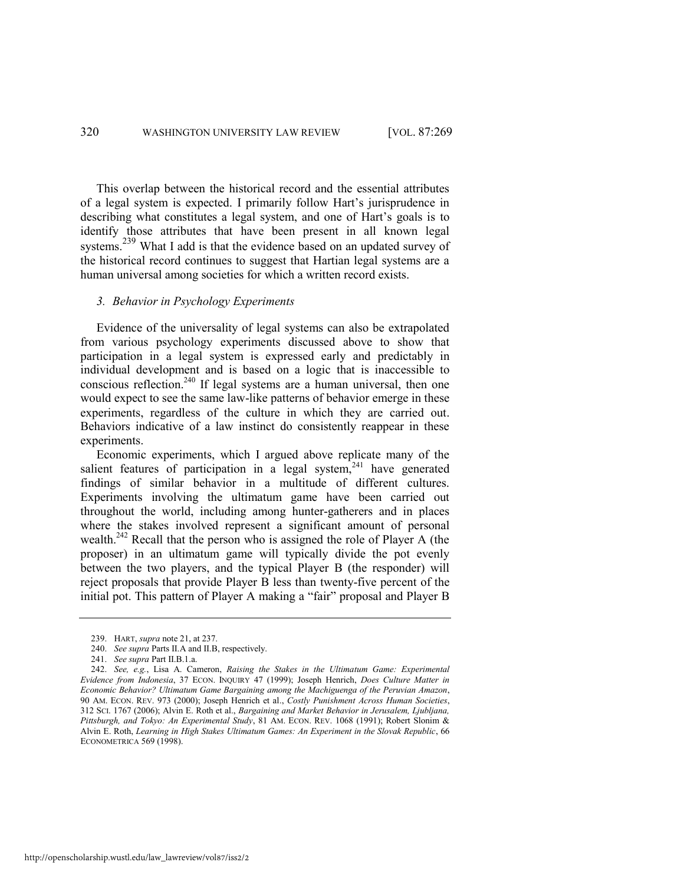This overlap between the historical record and the essential attributes of a legal system is expected. I primarily follow Hart's jurisprudence in describing what constitutes a legal system, and one of Hart's goals is to identify those attributes that have been present in all known legal systems.[239] What I add is that the evidence based on an updated survey of the historical record continues to suggest that Hartian legal systems are a human universal among societies for which a written record exists.

### *3. Behavior in Psychology Experiments*

Evidence of the universality of legal systems can also be extrapolated from various psychology experiments discussed above to show that participation in a legal system is expressed early and predictably in individual development and is based on a logic that is inaccessible to conscious reflection.[240] If legal systems are a human universal, then one would expect to see the same law-like patterns of behavior emerge in these experiments, regardless of the culture in which they are carried out. Behaviors indicative of a law instinct do consistently reappear in these experiments.

Economic experiments, which I argued above replicate many of the salient features of participation in a legal system,[241] have generated findings of similar behavior in a multitude of different cultures. Experiments involving the ultimatum game have been carried out throughout the world, including among hunter-gatherers and in places where the stakes involved represent a significant amount of personal wealth.[242] Recall that the person who is assigned the role of Player A (the proposer) in an ultimatum game will typically divide the pot evenly between the two players, and the typical Player B (the responder) will reject proposals that provide Player B less than twenty-five percent of the initial pot. This pattern of Player A making a "fair" proposal and Player B

---

239. HART, *supra* note 21, at 237.

240. *See supra* Parts II.A and II.B, respectively.

241. *See supra* Part II.B.1.a.

242. *See, e.g.*, Lisa A. Cameron, *Raising the Stakes in the Ultimatum Game: Experimental Evidence from Indonesia*, 37 ECON. INQUIRY 47 (1999); Joseph Henrich, *Does Culture Matter in Economic Behavior? Ultimatum Game Bargaining among the Machiguenga of the Peruvian Amazon*, 90 AM. ECON. REV. 973 (2000); Joseph Henrich et al., *Costly Punishment Across Human Societies*, 312 SCI. 1767 (2006); Alvin E. Roth et al., *Bargaining and Market Behavior in Jerusalem, Ljubljana, Pittsburgh, and Tokyo: An Experimental Study*, 81 AM. ECON. REV. 1068 (1991); Robert Slonim & Alvin E. Roth, *Learning in High Stakes Ultimatum Games: An Experiment in the Slovak Republic*, 66 ECONOMETRICA 569 (1998).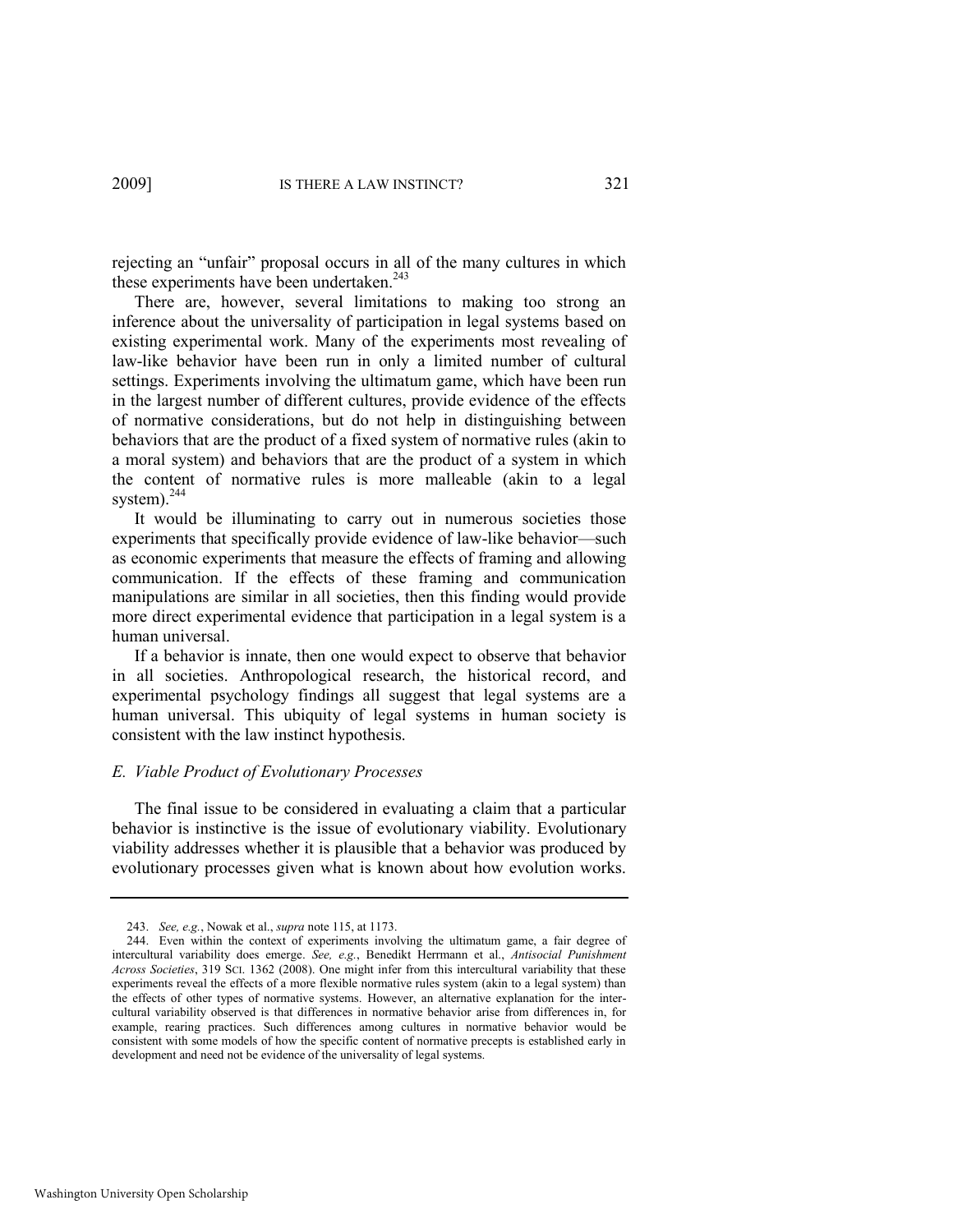rejecting an "unfair" proposal occurs in all of the many cultures in which these experiments have been undertaken.[243]

There are, however, several limitations to making too strong an inference about the universality of participation in legal systems based on existing experimental work. Many of the experiments most revealing of law-like behavior have been run in only a limited number of cultural settings. Experiments involving the ultimatum game, which have been run in the largest number of different cultures, provide evidence of the effects of normative considerations, but do not help in distinguishing between behaviors that are the product of a fixed system of normative rules (akin to a moral system) and behaviors that are the product of a system in which the content of normative rules is more malleable (akin to a legal system).[244]

It would be illuminating to carry out in numerous societies those experiments that specifically provide evidence of law-like behavior—such as economic experiments that measure the effects of framing and allowing communication. If the effects of these framing and communication manipulations are similar in all societies, then this finding would provide more direct experimental evidence that participation in a legal system is a human universal.

If a behavior is innate, then one would expect to observe that behavior in all societies. Anthropological research, the historical record, and experimental psychology findings all suggest that legal systems are a human universal. This ubiquity of legal systems in human society is consistent with the law instinct hypothesis.

### *E. Viable Product of Evolutionary Processes*

The final issue to be considered in evaluating a claim that a particular behavior is instinctive is the issue of evolutionary viability. Evolutionary viability addresses whether it is plausible that a behavior was produced by evolutionary processes given what is known about how evolution works.

---

243. *See, e.g.*, Nowak et al., *supra* note 115, at 1173.

244. Even within the context of experiments involving the ultimatum game, a fair degree of intercultural variability does emerge. *See, e.g.*, Benedikt Herrmann et al., *Antisocial Punishment Across Societies*, 319 SCI. 1362 (2008). One might infer from this intercultural variability that these experiments reveal the effects of a more flexible normative rules system (akin to a legal system) than the effects of other types of normative systems. However, an alternative explanation for the intercultural variability observed is that differences in normative behavior arise from differences in, for example, rearing practices. Such differences among cultures in normative behavior would be consistent with some models of how the specific content of normative precepts is established early in development and need not be evidence of the universality of legal systems.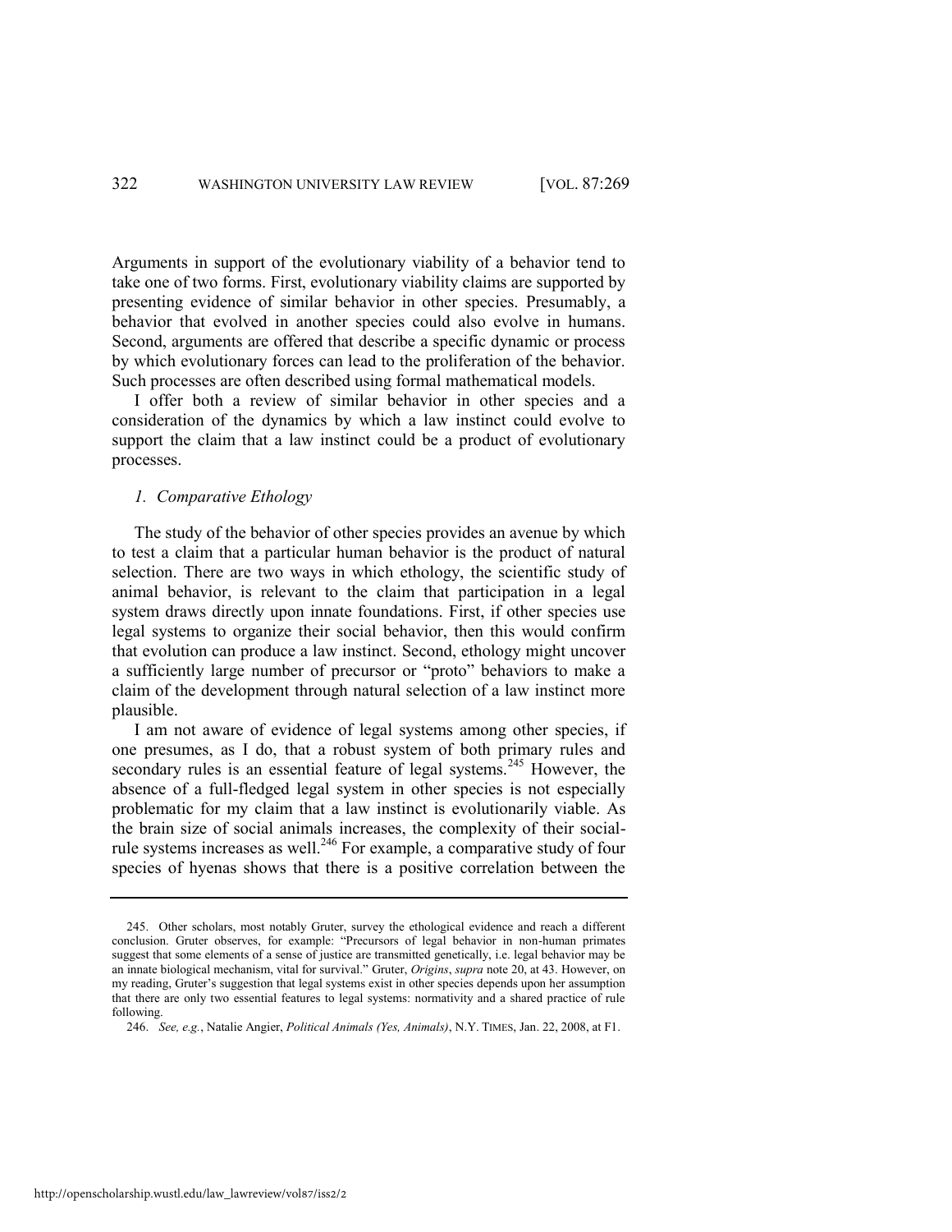Arguments in support of the evolutionary viability of a behavior tend to take one of two forms. First, evolutionary viability claims are supported by presenting evidence of similar behavior in other species. Presumably, a behavior that evolved in another species could also evolve in humans. Second, arguments are offered that describe a specific dynamic or process by which evolutionary forces can lead to the proliferation of the behavior. Such processes are often described using formal mathematical models.

I offer both a review of similar behavior in other species and a consideration of the dynamics by which a law instinct could evolve to support the claim that a law instinct could be a product of evolutionary processes.

### *1. Comparative Ethology*

The study of the behavior of other species provides an avenue by which to test a claim that a particular human behavior is the product of natural selection. There are two ways in which ethology, the scientific study of animal behavior, is relevant to the claim that participation in a legal system draws directly upon innate foundations. First, if other species use legal systems to organize their social behavior, then this would confirm that evolution can produce a law instinct. Second, ethology might uncover a sufficiently large number of precursor or "proto" behaviors to make a claim of the development through natural selection of a law instinct more plausible.

I am not aware of evidence of legal systems among other species, if one presumes, as I do, that a robust system of both primary rules and secondary rules is an essential feature of legal systems.[245] However, the absence of a full-fledged legal system in other species is not especially problematic for my claim that a law instinct is evolutionarily viable. As the brain size of social animals increases, the complexity of their social-rule systems increases as well.[246] For example, a comparative study of four species of hyenas shows that there is a positive correlation between the

---

245. Other scholars, most notably Gruter, survey the ethological evidence and reach a different conclusion. Gruter observes, for example: "Precursors of legal behavior in non-human primates suggest that some elements of a sense of justice are transmitted genetically, i.e. legal behavior may be an innate biological mechanism, vital for survival." Gruter, *Origins*, *supra* note 20, at 43. However, on my reading, Gruter's suggestion that legal systems exist in other species depends upon her assumption that there are only two essential features to legal systems: normativity and a shared practice of rule following.

246. *See, e.g.*, Natalie Angier, *Political Animals (Yes, Animals)*, N.Y. TIMES, Jan. 22, 2008, at F1.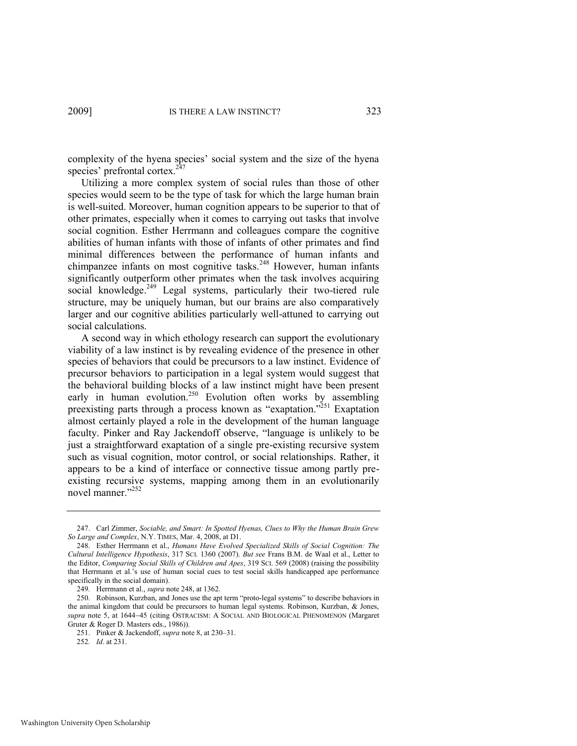complexity of the hyena species' social system and the size of the hyena species' prefrontal cortex.[247]

Utilizing a more complex system of social rules than those of other species would seem to be the type of task for which the large human brain is well-suited. Moreover, human cognition appears to be superior to that of other primates, especially when it comes to carrying out tasks that involve social cognition. Esther Herrmann and colleagues compare the cognitive abilities of human infants with those of infants of other primates and find minimal differences between the performance of human infants and chimpanzee infants on most cognitive tasks.[248] However, human infants significantly outperform other primates when the task involves acquiring social knowledge.[249] Legal systems, particularly their two-tiered rule structure, may be uniquely human, but our brains are also comparatively larger and our cognitive abilities particularly well-attuned to carrying out social calculations.

A second way in which ethology research can support the evolutionary viability of a law instinct is by revealing evidence of the presence in other species of behaviors that could be precursors to a law instinct. Evidence of precursor behaviors to participation in a legal system would suggest that the behavioral building blocks of a law instinct might have been present early in human evolution.[250] Evolution often works by assembling preexisting parts through a process known as "exaptation."[251] Exaptation almost certainly played a role in the development of the human language faculty. Pinker and Ray Jackendoff observe, "language is unlikely to be just a straightforward exaptation of a single pre-existing recursive system such as visual cognition, motor control, or social relationships. Rather, it appears to be a kind of interface or connective tissue among partly pre-existing recursive systems, mapping among them in an evolutionarily novel manner."[252]

---

247. Carl Zimmer, *Sociable, and Smart: In Spotted Hyenas, Clues to Why the Human Brain Grew So Large and Complex*, N.Y. TIMES, Mar. 4, 2008, at D1.

248. Esther Herrmann et al., *Humans Have Evolved Specialized Skills of Social Cognition: The Cultural Intelligence Hypothesis*, 317 SCI. 1360 (2007). *But see* Frans B.M. de Waal et al., Letter to the Editor, *Comparing Social Skills of Children and Apes*, 319 SCI. 569 (2008) (raising the possibility that Herrmann et al.'s use of human social cues to test social skills handicapped ape performance specifically in the social domain).

249. Herrmann et al., *supra* note 248, at 1362.

250. Robinson, Kurzban, and Jones use the apt term "proto-legal systems" to describe behaviors in the animal kingdom that could be precursors to human legal systems. Robinson, Kurzban, & Jones, *supra* note 5, at 1644–45 (citing OSTRACISM: A SOCIAL AND BIOLOGICAL PHENOMENON (Margaret Gruter & Roger D. Masters eds., 1986)).

251. Pinker & Jackendoff, *supra* note 8, at 230–31.

252. *Id*. at 231.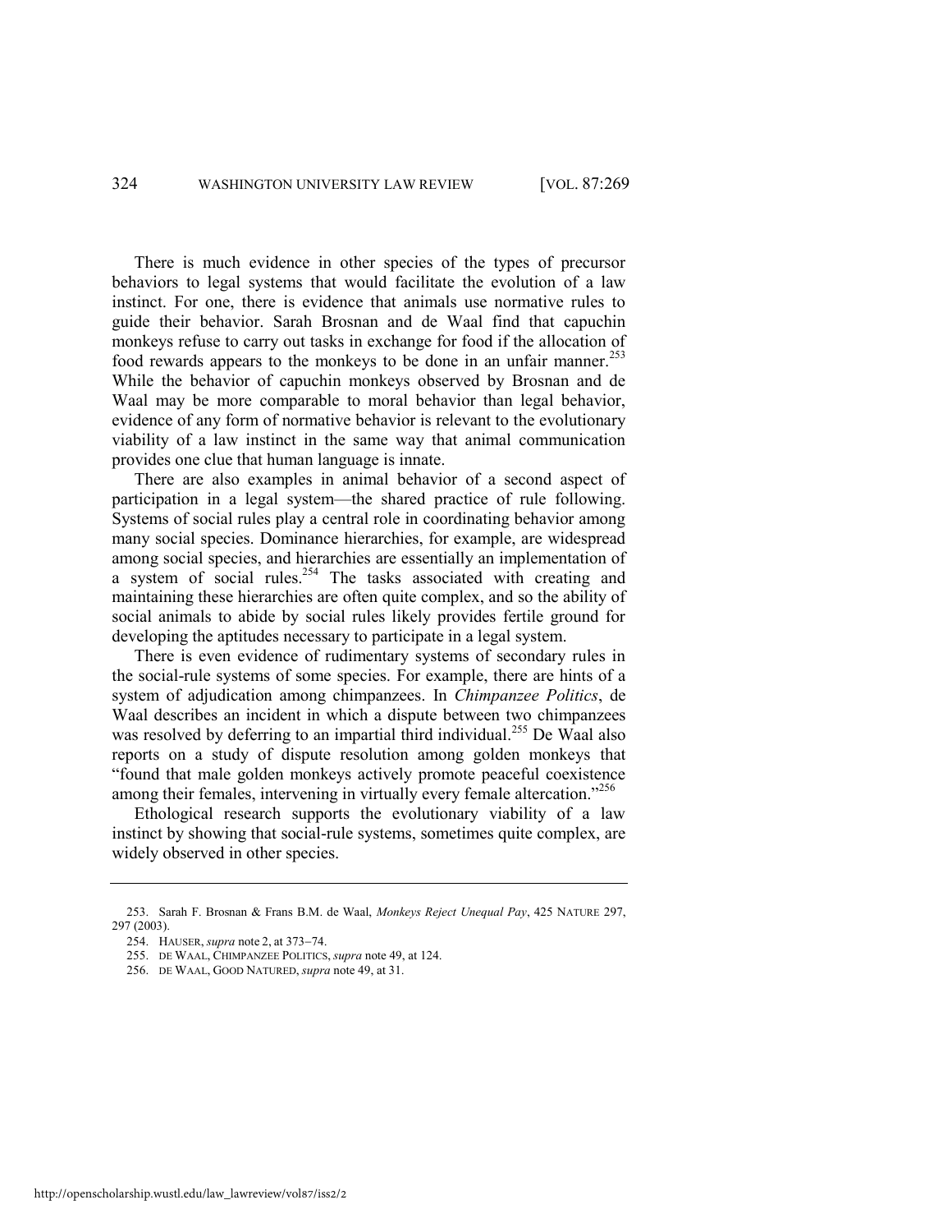There is much evidence in other species of the types of precursor behaviors to legal systems that would facilitate the evolution of a law instinct. For one, there is evidence that animals use normative rules to guide their behavior. Sarah Brosnan and de Waal find that capuchin monkeys refuse to carry out tasks in exchange for food if the allocation of food rewards appears to the monkeys to be done in an unfair manner.[253] While the behavior of capuchin monkeys observed by Brosnan and de Waal may be more comparable to moral behavior than legal behavior, evidence of any form of normative behavior is relevant to the evolutionary viability of a law instinct in the same way that animal communication provides one clue that human language is innate.

There are also examples in animal behavior of a second aspect of participation in a legal system—the shared practice of rule following. Systems of social rules play a central role in coordinating behavior among many social species. Dominance hierarchies, for example, are widespread among social species, and hierarchies are essentially an implementation of a system of social rules.[254] The tasks associated with creating and maintaining these hierarchies are often quite complex, and so the ability of social animals to abide by social rules likely provides fertile ground for developing the aptitudes necessary to participate in a legal system.

There is even evidence of rudimentary systems of secondary rules in the social-rule systems of some species. For example, there are hints of a system of adjudication among chimpanzees. In *Chimpanzee Politics*, de Waal describes an incident in which a dispute between two chimpanzees was resolved by deferring to an impartial third individual.[255] De Waal also reports on a study of dispute resolution among golden monkeys that "found that male golden monkeys actively promote peaceful coexistence among their females, intervening in virtually every female altercation."[256]

Ethological research supports the evolutionary viability of a law instinct by showing that social-rule systems, sometimes quite complex, are widely observed in other species.

---

253. Sarah F. Brosnan & Frans B.M. de Waal, *Monkeys Reject Unequal Pay*, 425 NATURE 297, 297 (2003).

254. HAUSER, *supra* note 2, at 373–74.

255. DE WAAL, CHIMPANZEE POLITICS, *supra* note 49, at 124.

256. DE WAAL, GOOD NATURED, *supra* note 49, at 31.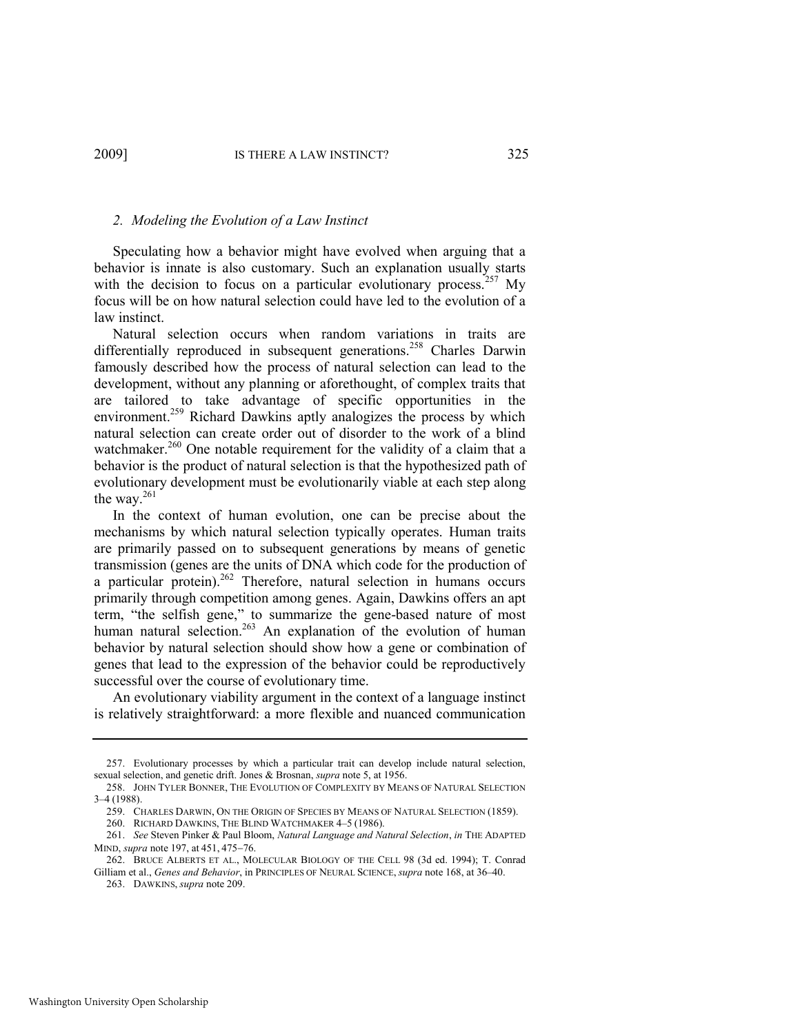### 2. *Modeling the Evolution of a Law Instinct*

Speculating how a behavior might have evolved when arguing that a behavior is innate is also customary. Such an explanation usually starts with the decision to focus on a particular evolutionary process.[257] My focus will be on how natural selection could have led to the evolution of a law instinct.

Natural selection occurs when random variations in traits are differentially reproduced in subsequent generations.[258] Charles Darwin famously described how the process of natural selection can lead to the development, without any planning or aforethought, of complex traits that are tailored to take advantage of specific opportunities in the environment.[259] Richard Dawkins aptly analogizes the process by which natural selection can create order out of disorder to the work of a blind watchmaker.[260] One notable requirement for the validity of a claim that a behavior is the product of natural selection is that the hypothesized path of evolutionary development must be evolutionarily viable at each step along the way.[261]

In the context of human evolution, one can be precise about the mechanisms by which natural selection typically operates. Human traits are primarily passed on to subsequent generations by means of genetic transmission (genes are the units of DNA which code for the production of a particular protein).[262] Therefore, natural selection in humans occurs primarily through competition among genes. Again, Dawkins offers an apt term, "the selfish gene," to summarize the gene-based nature of most human natural selection.[263] An explanation of the evolution of human behavior by natural selection should show how a gene or combination of genes that lead to the expression of the behavior could be reproductively successful over the course of evolutionary time.

An evolutionary viability argument in the context of a language instinct is relatively straightforward: a more flexible and nuanced communication

---

257. Evolutionary processes by which a particular trait can develop include natural selection, sexual selection, and genetic drift. Jones & Brosnan, *supra* note 5, at 1956.

258. JOHN TYLER BONNER, THE EVOLUTION OF COMPLEXITY BY MEANS OF NATURAL SELECTION 3–4 (1988).

259. CHARLES DARWIN, ON THE ORIGIN OF SPECIES BY MEANS OF NATURAL SELECTION (1859).

260. RICHARD DAWKINS, THE BLIND WATCHMAKER 4–5 (1986).

261. *See* Steven Pinker & Paul Bloom, *Natural Language and Natural Selection*, *in* THE ADAPTED MIND, *supra* note 197, at 451, 475–76.

262. BRUCE ALBERTS ET AL., MOLECULAR BIOLOGY OF THE CELL 98 (3d ed. 1994); T. Conrad Gilliam et al., *Genes and Behavior*, in PRINCIPLES OF NEURAL SCIENCE, *supra* note 168, at 36–40.

263. DAWKINS, *supra* note 209.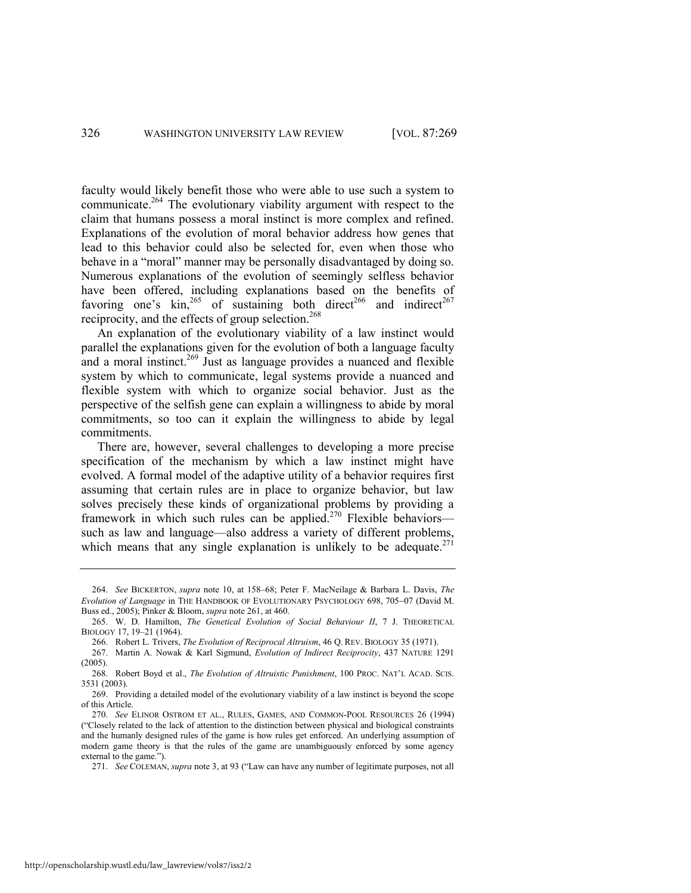faculty would likely benefit those who were able to use such a system to communicate.[264] The evolutionary viability argument with respect to the claim that humans possess a moral instinct is more complex and refined. Explanations of the evolution of moral behavior address how genes that lead to this behavior could also be selected for, even when those who behave in a "moral" manner may be personally disadvantaged by doing so. Numerous explanations of the evolution of seemingly selfless behavior have been offered, including explanations based on the benefits of favoring one's kin,[265] of sustaining both direct[266] and indirect[267] reciprocity, and the effects of group selection.[268]

An explanation of the evolutionary viability of a law instinct would parallel the explanations given for the evolution of both a language faculty and a moral instinct.[269] Just as language provides a nuanced and flexible system by which to communicate, legal systems provide a nuanced and flexible system with which to organize social behavior. Just as the perspective of the selfish gene can explain a willingness to abide by moral commitments, so too can it explain the willingness to abide by legal commitments.

There are, however, several challenges to developing a more precise specification of the mechanism by which a law instinct might have evolved. A formal model of the adaptive utility of a behavior requires first assuming that certain rules are in place to organize behavior, but law solves precisely these kinds of organizational problems by providing a framework in which such rules can be applied.[270] Flexible behaviors—such as law and language—also address a variety of different problems, which means that any single explanation is unlikely to be adequate.[271]

---

264. *See* BICKERTON, *supra* note 10, at 158–68; Peter F. MacNeilage & Barbara L. Davis, *The Evolution of Language* in THE HANDBOOK OF EVOLUTIONARY PSYCHOLOGY 698, 705–07 (David M. Buss ed., 2005); Pinker & Bloom, *supra* note 261, at 460.

265. W. D. Hamilton, *The Genetical Evolution of Social Behaviour II*, 7 J. THEORETICAL BIOLOGY 17, 19–21 (1964).

266. Robert L. Trivers, *The Evolution of Reciprocal Altruism*, 46 Q. REV. BIOLOGY 35 (1971).

267. Martin A. Nowak & Karl Sigmund, *Evolution of Indirect Reciprocity*, 437 NATURE 1291 (2005).

268. Robert Boyd et al., *The Evolution of Altruistic Punishment*, 100 PROC. NAT'L ACAD. SCIS. 3531 (2003).

269. Providing a detailed model of the evolutionary viability of a law instinct is beyond the scope of this Article.

270. *See* ELINOR OSTROM ET AL., RULES, GAMES, AND COMMON-POOL RESOURCES 26 (1994) ("Closely related to the lack of attention to the distinction between physical and biological constraints and the humanly designed rules of the game is how rules get enforced. An underlying assumption of modern game theory is that the rules of the game are unambiguously enforced by some agency external to the game.").

271. *See* COLEMAN, *supra* note 3, at 93 ("Law can have any number of legitimate purposes, not all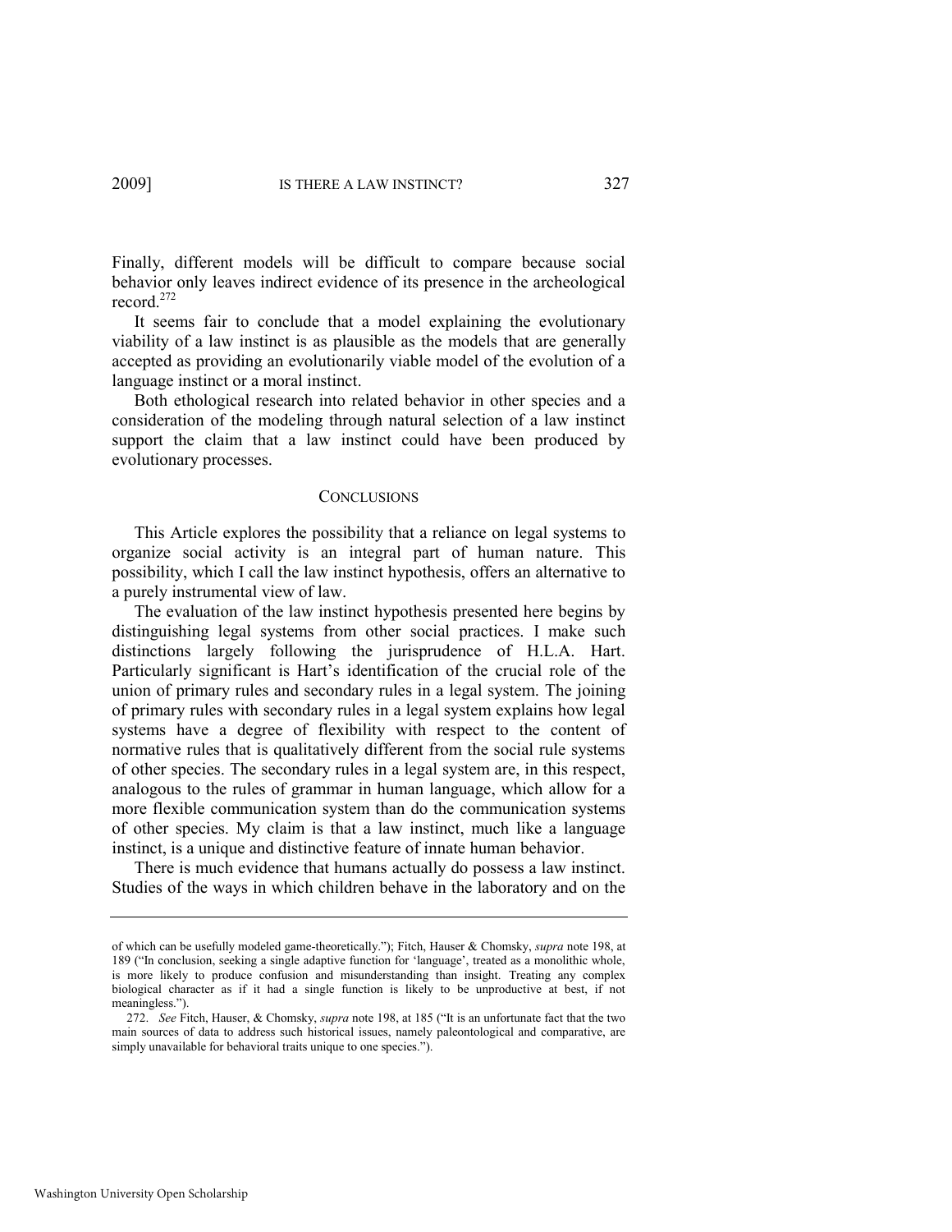Finally, different models will be difficult to compare because social behavior only leaves indirect evidence of its presence in the archeological record.[272]

It seems fair to conclude that a model explaining the evolutionary viability of a law instinct is as plausible as the models that are generally accepted as providing an evolutionarily viable model of the evolution of a language instinct or a moral instinct.

Both ethological research into related behavior in other species and a consideration of the modeling through natural selection of a law instinct support the claim that a law instinct could have been produced by evolutionary processes.

## CONCLUSIONS

This Article explores the possibility that a reliance on legal systems to organize social activity is an integral part of human nature. This possibility, which I call the law instinct hypothesis, offers an alternative to a purely instrumental view of law.

The evaluation of the law instinct hypothesis presented here begins by distinguishing legal systems from other social practices. I make such distinctions largely following the jurisprudence of H.L.A. Hart. Particularly significant is Hart's identification of the crucial role of the union of primary rules and secondary rules in a legal system. The joining of primary rules with secondary rules in a legal system explains how legal systems have a degree of flexibility with respect to the content of normative rules that is qualitatively different from the social rule systems of other species. The secondary rules in a legal system are, in this respect, analogous to the rules of grammar in human language, which allow for a more flexible communication system than do the communication systems of other species. My claim is that a law instinct, much like a language instinct, is a unique and distinctive feature of innate human behavior.

There is much evidence that humans actually do possess a law instinct. Studies of the ways in which children behave in the laboratory and on the

---

of which can be usefully modeled game-theoretically."); Fitch, Hauser & Chomsky, *supra* note 198, at 189 ("In conclusion, seeking a single adaptive function for 'language', treated as a monolithic whole, is more likely to produce confusion and misunderstanding than insight. Treating any complex biological character as if it had a single function is likely to be unproductive at best, if not meaningless.").

272. *See* Fitch, Hauser, & Chomsky, *supra* note 198, at 185 ("It is an unfortunate fact that the two main sources of data to address such historical issues, namely paleontological and comparative, are simply unavailable for behavioral traits unique to one species.").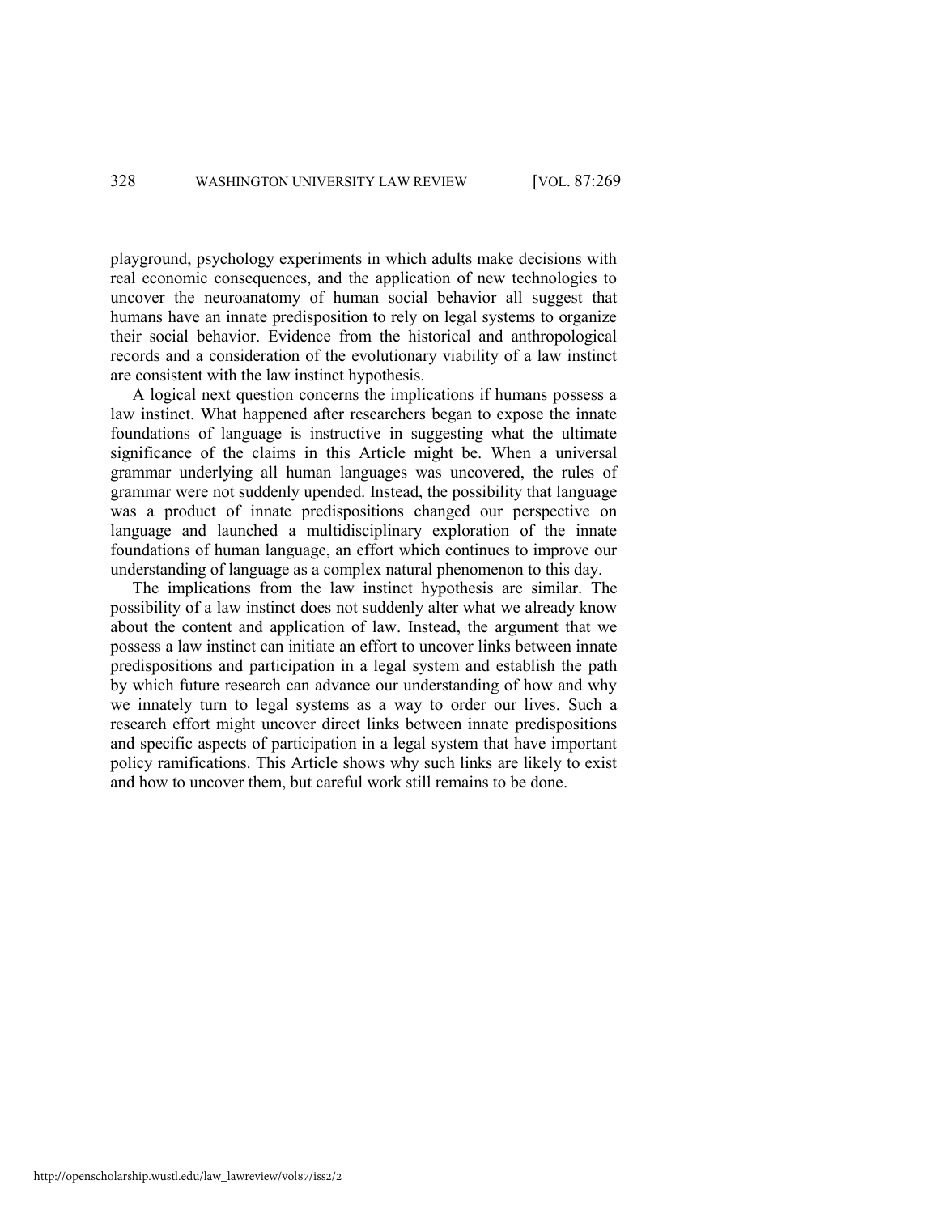playground, psychology experiments in which adults make decisions with real economic consequences, and the application of new technologies to uncover the neuroanatomy of human social behavior all suggest that humans have an innate predisposition to rely on legal systems to organize their social behavior. Evidence from the historical and anthropological records and a consideration of the evolutionary viability of a law instinct are consistent with the law instinct hypothesis.

A logical next question concerns the implications if humans possess a law instinct. What happened after researchers began to expose the innate foundations of language is instructive in suggesting what the ultimate significance of the claims in this Article might be. When a universal grammar underlying all human languages was uncovered, the rules of grammar were not suddenly upended. Instead, the possibility that language was a product of innate predispositions changed our perspective on language and launched a multidisciplinary exploration of the innate foundations of human language, an effort which continues to improve our understanding of language as a complex natural phenomenon to this day.

The implications from the law instinct hypothesis are similar. The possibility of a law instinct does not suddenly alter what we already know about the content and application of law. Instead, the argument that we possess a law instinct can initiate an effort to uncover links between innate predispositions and participation in a legal system and establish the path by which future research can advance our understanding of how and why we innately turn to legal systems as a way to order our lives. Such a research effort might uncover direct links between innate predispositions and specific aspects of participation in a legal system that have important policy ramifications. This Article shows why such links are likely to exist and how to uncover them, but careful work still remains to be done.